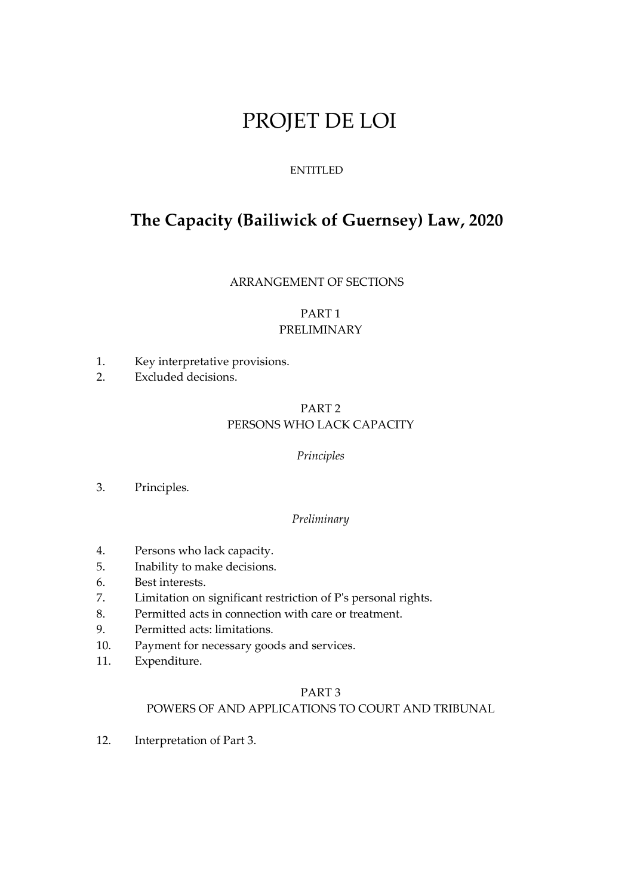# PROJET DE LOI

ENTITLED

## The Capacity (Bailiwick of Guernsey) Law, 2020

ARRANGEMENT OF SECTIONS

PART 1
PRELIMINARY

1. Key interpretative provisions.
2. Excluded decisions.

PART 2
PERSONS WHO LACK CAPACITY

*Principles*

3. Principles.

*Preliminary*

4. Persons who lack capacity.
5. Inability to make decisions.
6. Best interests.
7. Limitation on significant restriction of P's personal rights.
8. Permitted acts in connection with care or treatment.
9. Permitted acts: limitations.
10. Payment for necessary goods and services.
11. Expenditure.

PART 3
POWERS OF AND APPLICATIONS TO COURT AND TRIBUNAL

12. Interpretation of Part 3.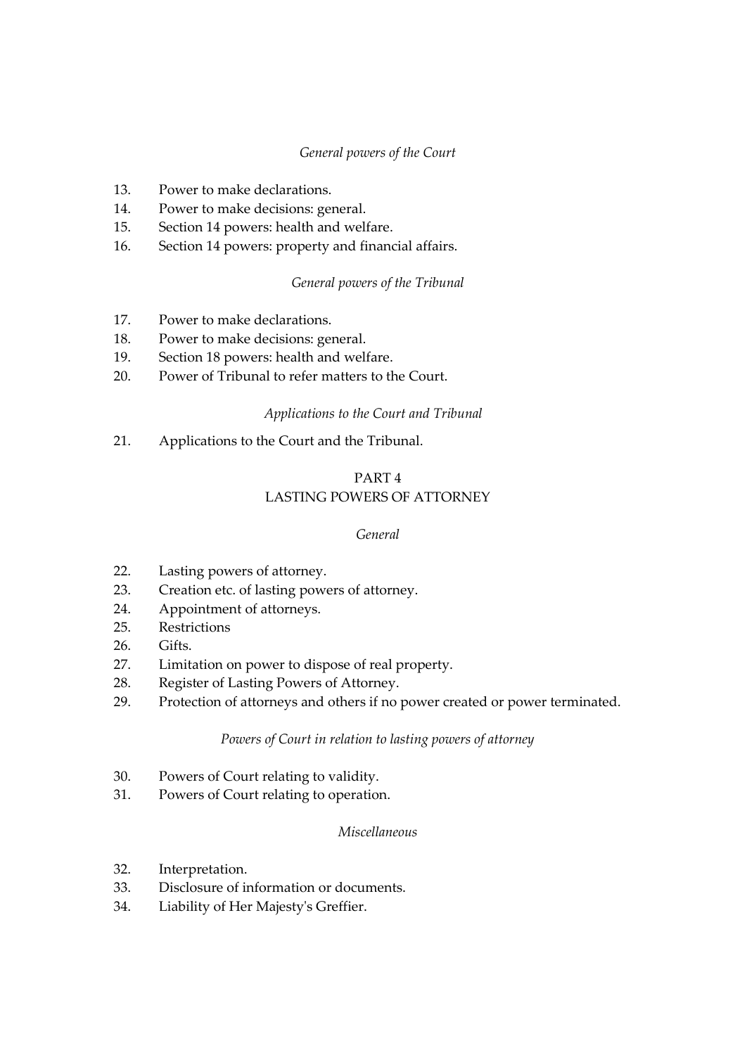*General powers of the Court*

13. Power to make declarations.
14. Power to make decisions: general.
15. Section 14 powers: health and welfare.
16. Section 14 powers: property and financial affairs.

*General powers of the Tribunal*

17. Power to make declarations.
18. Power to make decisions: general.
19. Section 18 powers: health and welfare.
20. Power of Tribunal to refer matters to the Court.

*Applications to the Court and Tribunal*

21. Applications to the Court and the Tribunal.

## PART 4
## LASTING POWERS OF ATTORNEY

*General*

22. Lasting powers of attorney.
23. Creation etc. of lasting powers of attorney.
24. Appointment of attorneys.
25. Restrictions
26. Gifts.
27. Limitation on power to dispose of real property.
28. Register of Lasting Powers of Attorney.
29. Protection of attorneys and others if no power created or power terminated.

*Powers of Court in relation to lasting powers of attorney*

30. Powers of Court relating to validity.
31. Powers of Court relating to operation.

*Miscellaneous*

32. Interpretation.
33. Disclosure of information or documents.
34. Liability of Her Majesty's Greffier.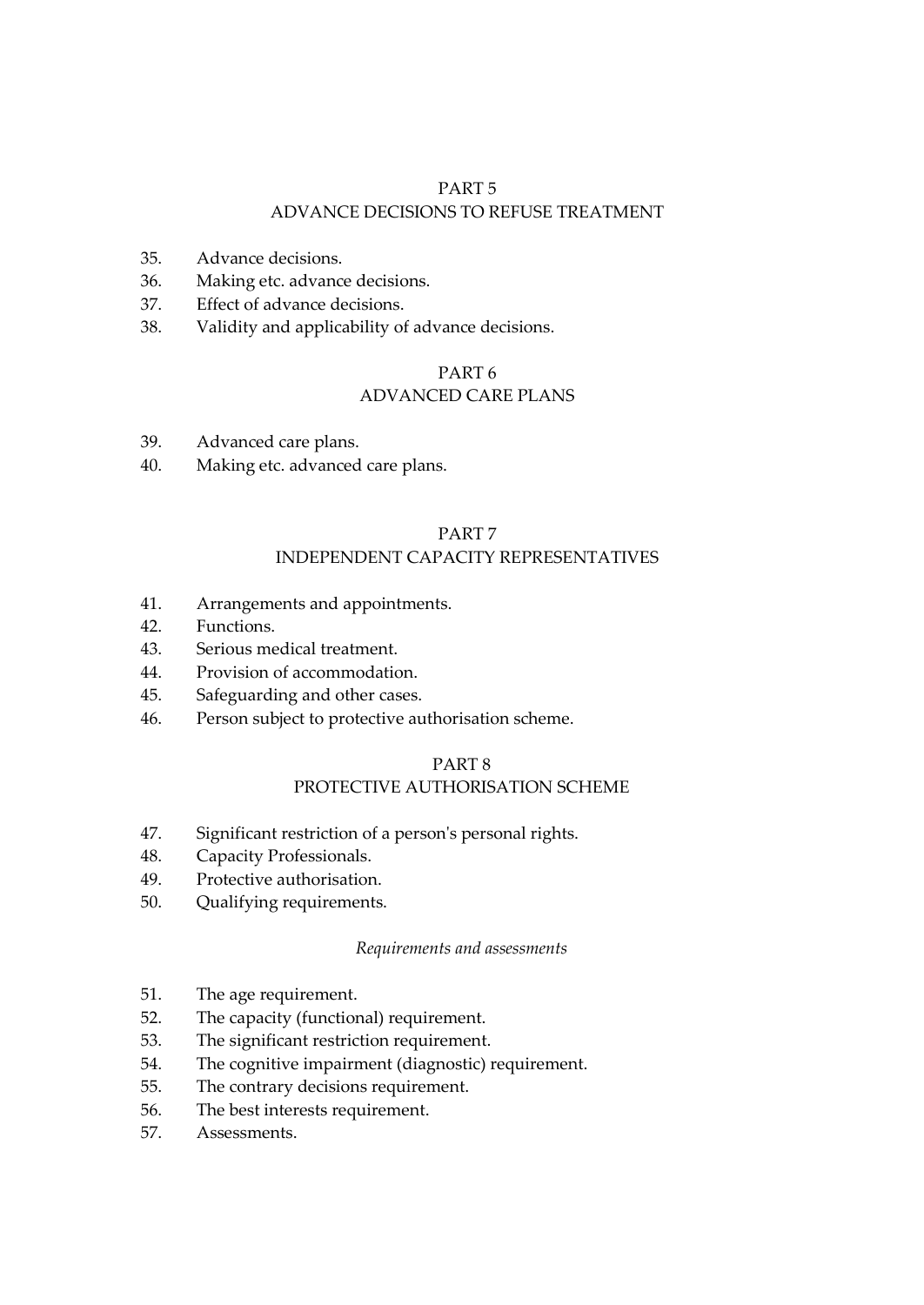PART 5
ADVANCE DECISIONS TO REFUSE TREATMENT

35. Advance decisions.
36. Making etc. advance decisions.
37. Effect of advance decisions.
38. Validity and applicability of advance decisions.

PART 6
ADVANCED CARE PLANS

39. Advanced care plans.
40. Making etc. advanced care plans.

PART 7
INDEPENDENT CAPACITY REPRESENTATIVES

41. Arrangements and appointments.
42. Functions.
43. Serious medical treatment.
44. Provision of accommodation.
45. Safeguarding and other cases.
46. Person subject to protective authorisation scheme.

PART 8
PROTECTIVE AUTHORISATION SCHEME

47. Significant restriction of a person's personal rights.
48. Capacity Professionals.
49. Protective authorisation.
50. Qualifying requirements.

*Requirements and assessments*

51. The age requirement.
52. The capacity (functional) requirement.
53. The significant restriction requirement.
54. The cognitive impairment (diagnostic) requirement.
55. The contrary decisions requirement.
56. The best interests requirement.
57. Assessments.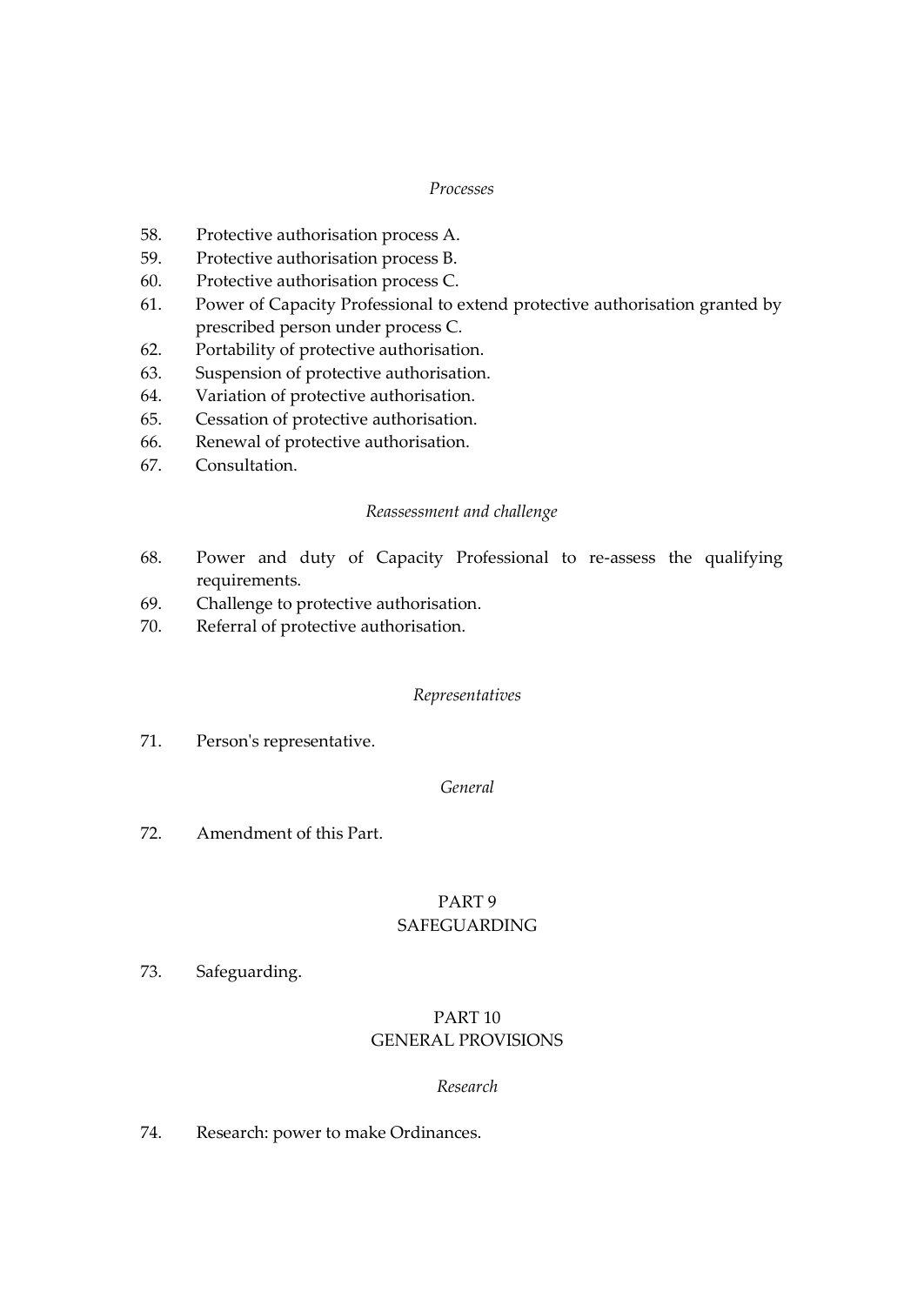*Processes*

58. Protective authorisation process A.
59. Protective authorisation process B.
60. Protective authorisation process C.
61. Power of Capacity Professional to extend protective authorisation granted by prescribed person under process C.
62. Portability of protective authorisation.
63. Suspension of protective authorisation.
64. Variation of protective authorisation.
65. Cessation of protective authorisation.
66. Renewal of protective authorisation.
67. Consultation.

*Reassessment and challenge*

68. Power and duty of Capacity Professional to re-assess the qualifying requirements.
69. Challenge to protective authorisation.
70. Referral of protective authorisation.

*Representatives*

71. Person's representative.

*General*

72. Amendment of this Part.

## PART 9
## SAFEGUARDING

73. Safeguarding.

## PART 10
## GENERAL PROVISIONS

*Research*

74. Research: power to make Ordinances.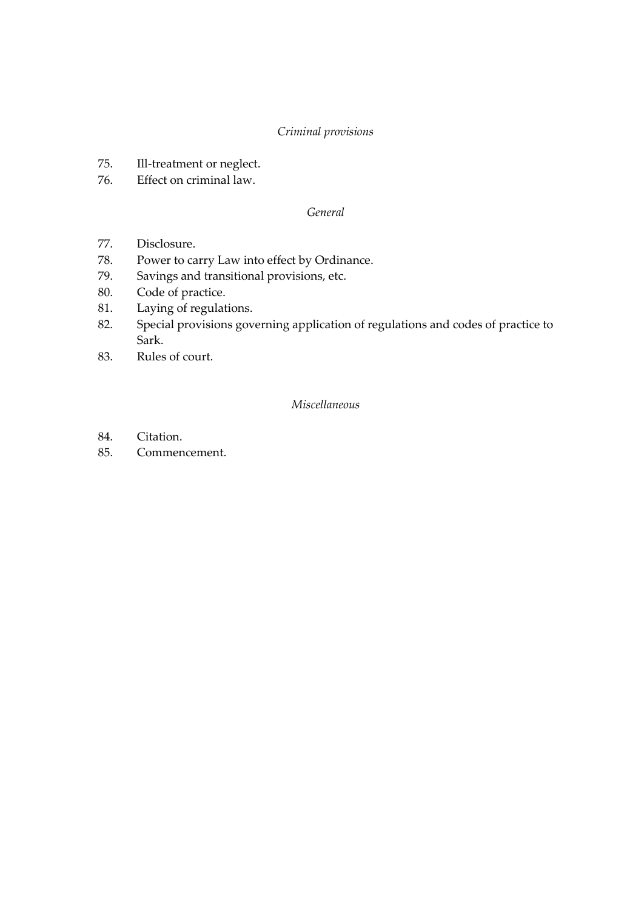*Criminal provisions*

75. Ill-treatment or neglect.
76. Effect on criminal law.

*General*

77. Disclosure.
78. Power to carry Law into effect by Ordinance.
79. Savings and transitional provisions, etc.
80. Code of practice.
81. Laying of regulations.
82. Special provisions governing application of regulations and codes of practice to Sark.
83. Rules of court.

*Miscellaneous*

84. Citation.
85. Commencement.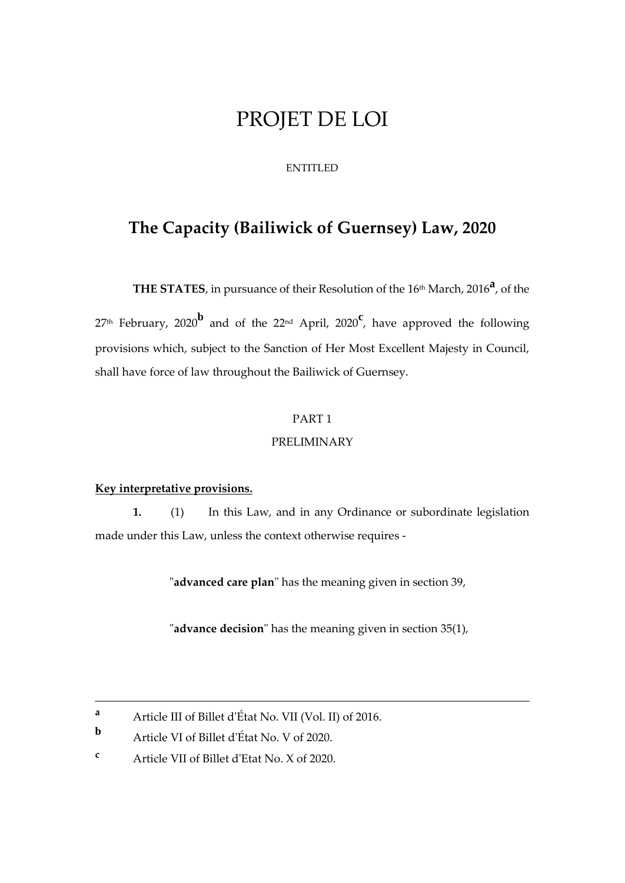# PROJET DE LOI

ENTITLED

## The Capacity (Bailiwick of Guernsey) Law, 2020

**THE STATES**, in pursuance of their Resolution of the 16th March, 2016[a], of the 27th February, 2020[b] and of the 22nd April, 2020[c], have approved the following provisions which, subject to the Sanction of Her Most Excellent Majesty in Council, shall have force of law throughout the Bailiwick of Guernsey.

PART 1

PRELIMINARY

**Key interpretative provisions.**

**1.** (1) In this Law, and in any Ordinance or subordinate legislation made under this Law, unless the context otherwise requires -

"**advanced care plan**" has the meaning given in section 39,

"**advance decision**" has the meaning given in section 35(1),

---

[a] Article III of Billet d'État No. VII (Vol. II) of 2016.

[b] Article VI of Billet d'État No. V of 2020.

[c] Article VII of Billet d'Etat No. X of 2020.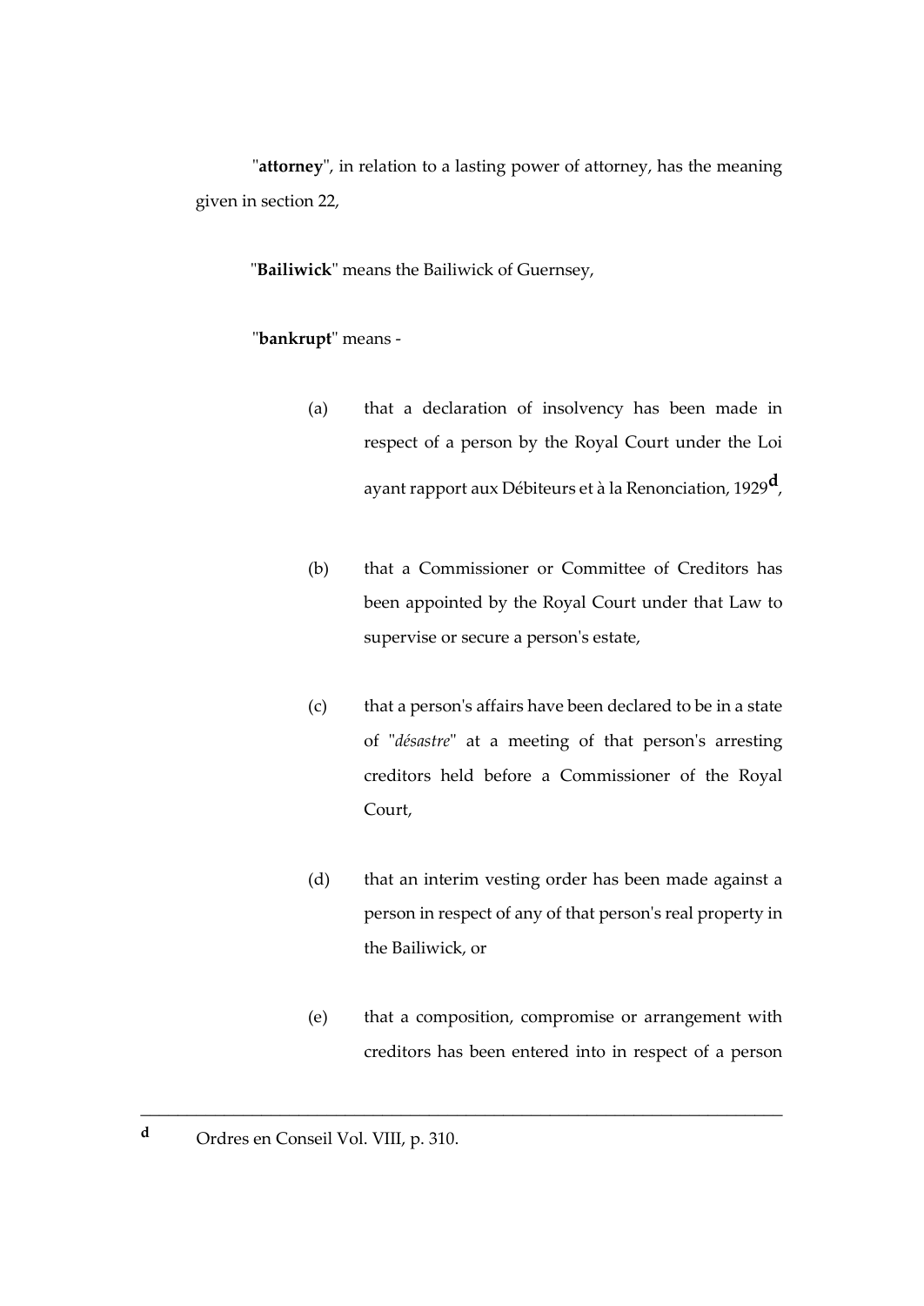"**attorney**", in relation to a lasting power of attorney, has the meaning given in section 22,

"**Bailiwick**" means the Bailiwick of Guernsey,

"**bankrupt**" means -

(a) that a declaration of insolvency has been made in respect of a person by the Royal Court under the Loi ayant rapport aux Débiteurs et à la Renonciation, 1929[d],

(b) that a Commissioner or Committee of Creditors has been appointed by the Royal Court under that Law to supervise or secure a person's estate,

(c) that a person's affairs have been declared to be in a state of "*désastre*" at a meeting of that person's arresting creditors held before a Commissioner of the Royal Court,

(d) that an interim vesting order has been made against a person in respect of any of that person's real property in the Bailiwick, or

(e) that a composition, compromise or arrangement with creditors has been entered into in respect of a person

---

[d] Ordres en Conseil Vol. VIII, p. 310.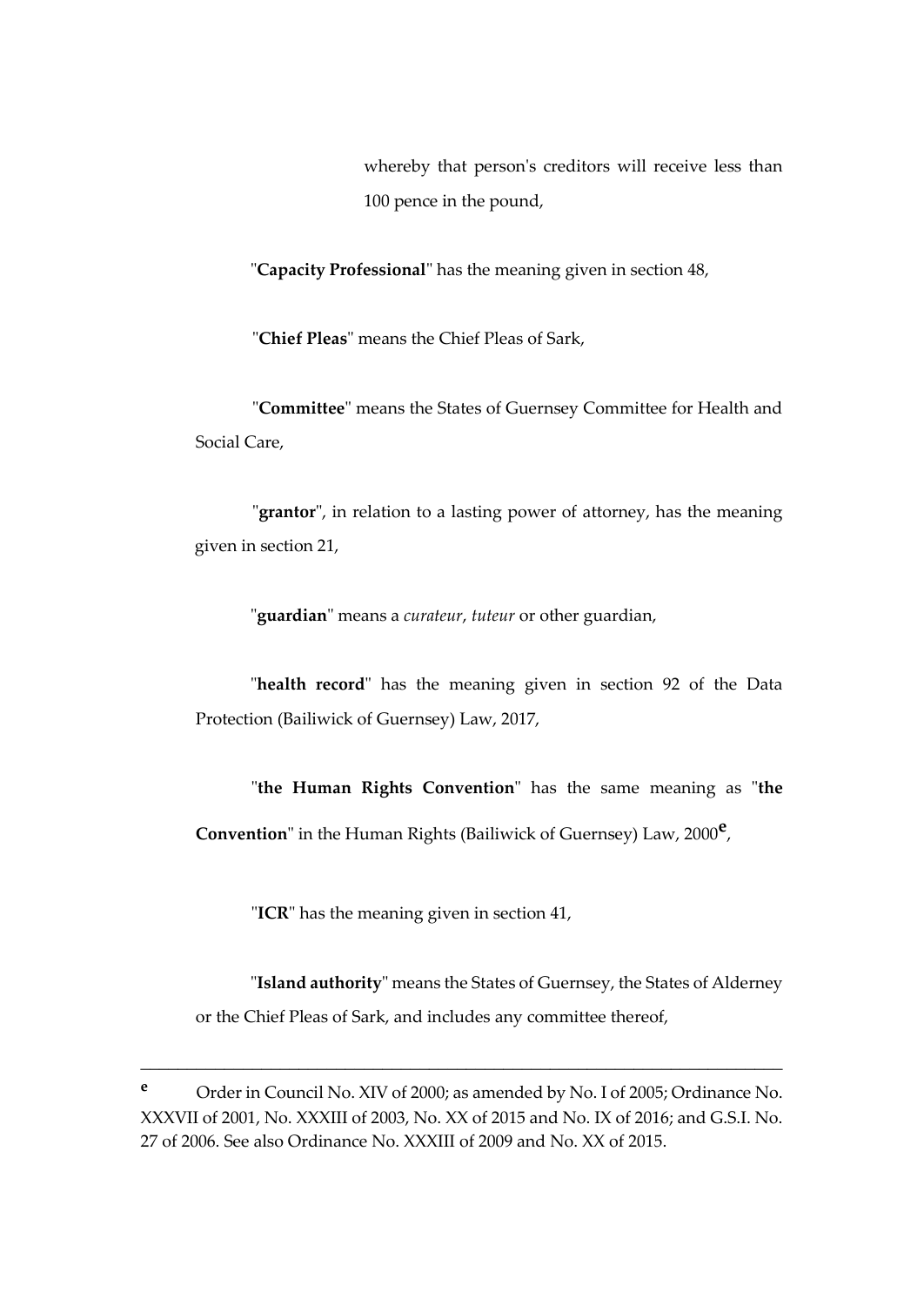whereby that person's creditors will receive less than 100 pence in the pound,

"**Capacity Professional**" has the meaning given in section 48,

"**Chief Pleas**" means the Chief Pleas of Sark,

"**Committee**" means the States of Guernsey Committee for Health and Social Care,

"**grantor**", in relation to a lasting power of attorney, has the meaning given in section 21,

"**guardian**" means a *curateur*, *tuteur* or other guardian,

"**health record**" has the meaning given in section 92 of the Data Protection (Bailiwick of Guernsey) Law, 2017,

"**the Human Rights Convention**" has the same meaning as "**the Convention**" in the Human Rights (Bailiwick of Guernsey) Law, 2000[e],

"**ICR**" has the meaning given in section 41,

"**Island authority**" means the States of Guernsey, the States of Alderney or the Chief Pleas of Sark, and includes any committee thereof,

---

[e] Order in Council No. XIV of 2000; as amended by No. I of 2005; Ordinance No. XXXVII of 2001, No. XXXIII of 2003, No. XX of 2015 and No. IX of 2016; and G.S.I. No. 27 of 2006. See also Ordinance No. XXXIII of 2009 and No. XX of 2015.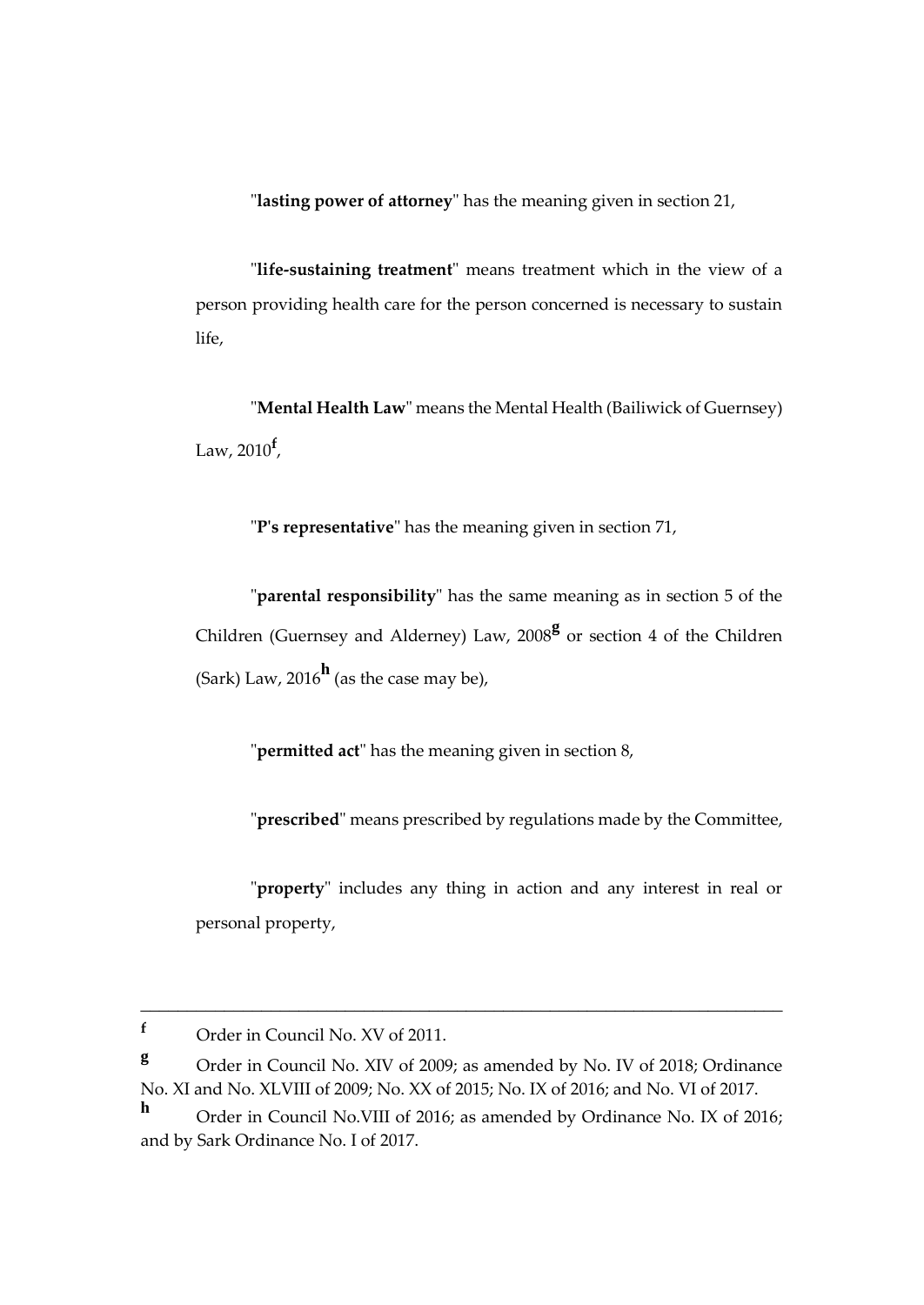"**lasting power of attorney**" has the meaning given in section 21,

"**life-sustaining treatment**" means treatment which in the view of a person providing health care for the person concerned is necessary to sustain life,

"**Mental Health Law**" means the Mental Health (Bailiwick of Guernsey) Law, 2010[f],

"**P's representative**" has the meaning given in section 71,

"**parental responsibility**" has the same meaning as in section 5 of the Children (Guernsey and Alderney) Law, 2008[g] or section 4 of the Children (Sark) Law, 2016[h] (as the case may be),

"**permitted act**" has the meaning given in section 8,

"**prescribed**" means prescribed by regulations made by the Committee,

"**property**" includes any thing in action and any interest in real or personal property,

---

**f** Order in Council No. XV of 2011.

**g** Order in Council No. XIV of 2009; as amended by No. IV of 2018; Ordinance No. XI and No. XLVIII of 2009; No. XX of 2015; No. IX of 2016; and No. VI of 2017.

**h** Order in Council No.VIII of 2016; as amended by Ordinance No. IX of 2016; and by Sark Ordinance No. I of 2017.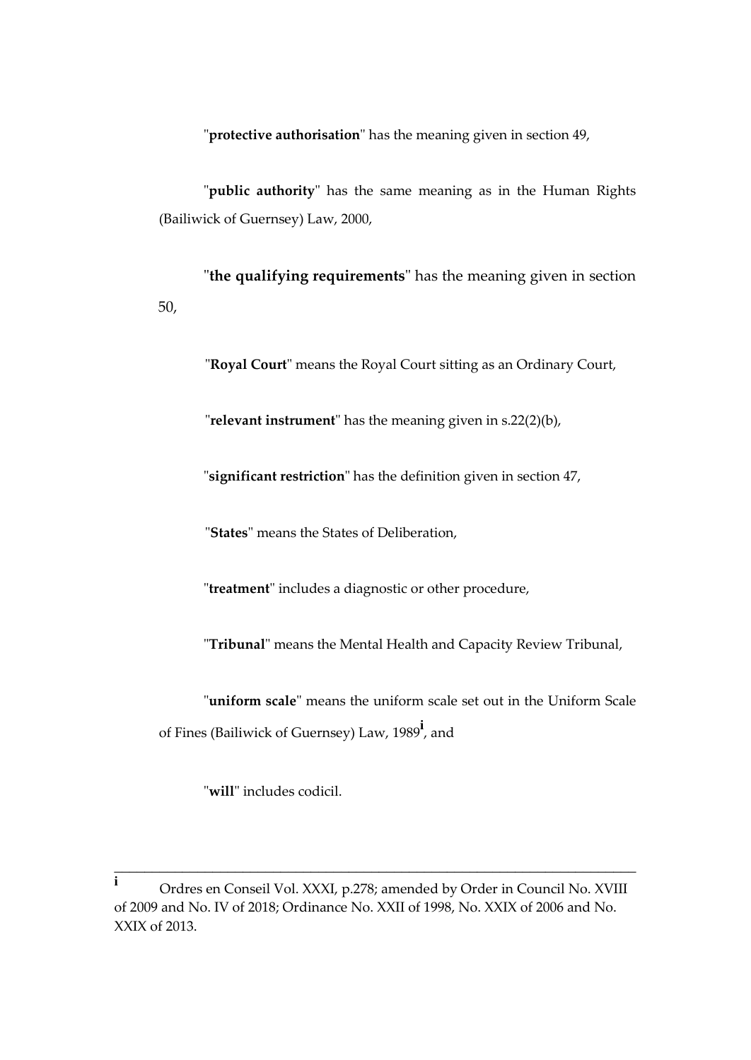"**protective authorisation**" has the meaning given in section 49,

"**public authority**" has the same meaning as in the Human Rights (Bailiwick of Guernsey) Law, 2000,

"**the qualifying requirements**" has the meaning given in section 50,

"**Royal Court**" means the Royal Court sitting as an Ordinary Court,

"**relevant instrument**" has the meaning given in s.22(2)(b),

"**significant restriction**" has the definition given in section 47,

"**States**" means the States of Deliberation,

"**treatment**" includes a diagnostic or other procedure,

"**Tribunal**" means the Mental Health and Capacity Review Tribunal,

"**uniform scale**" means the uniform scale set out in the Uniform Scale of Fines (Bailiwick of Guernsey) Law, 1989[i], and

"**will**" includes codicil.

---

[i] Ordres en Conseil Vol. XXXI, p.278; amended by Order in Council No. XVIII of 2009 and No. IV of 2018; Ordinance No. XXII of 1998, No. XXIX of 2006 and No. XXIX of 2013.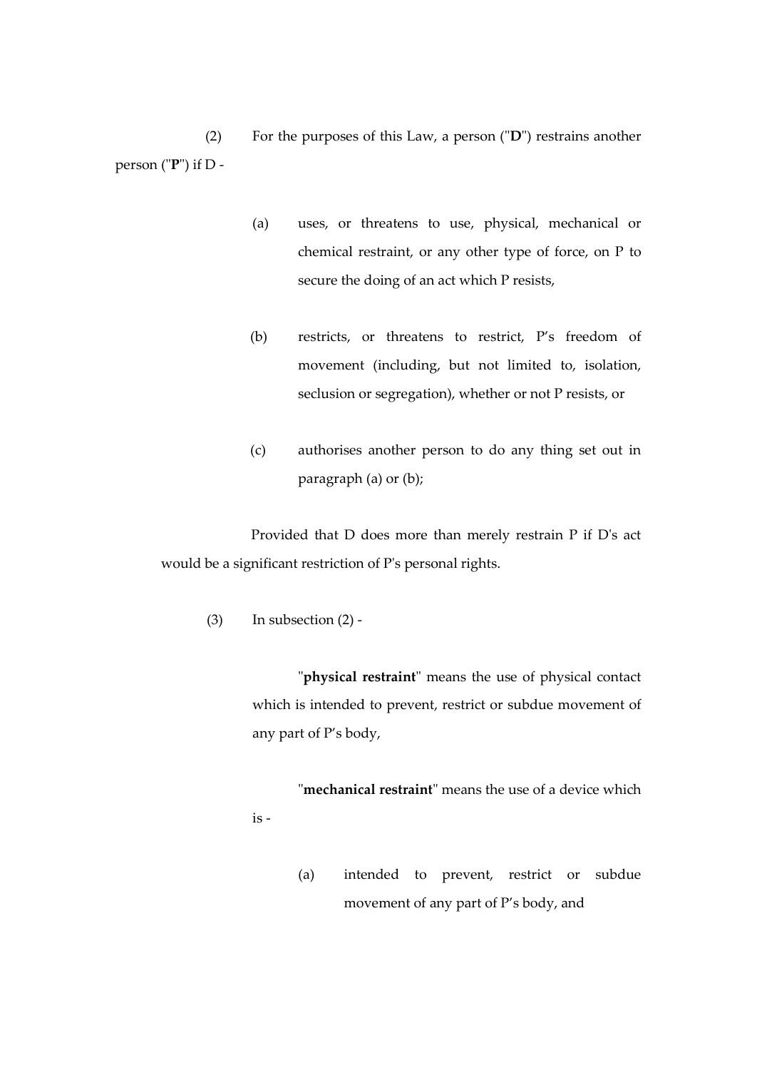(2) For the purposes of this Law, a person ("**D**") restrains another person ("**P**") if D -

(a) uses, or threatens to use, physical, mechanical or chemical restraint, or any other type of force, on P to secure the doing of an act which P resists,

(b) restricts, or threatens to restrict, P's freedom of movement (including, but not limited to, isolation, seclusion or segregation), whether or not P resists, or

(c) authorises another person to do any thing set out in paragraph (a) or (b);

Provided that D does more than merely restrain P if D's act would be a significant restriction of P's personal rights.

(3) In subsection (2) -

"**physical restraint**" means the use of physical contact which is intended to prevent, restrict or subdue movement of any part of P's body,

"**mechanical restraint**" means the use of a device which is -

(a) intended to prevent, restrict or subdue movement of any part of P's body, and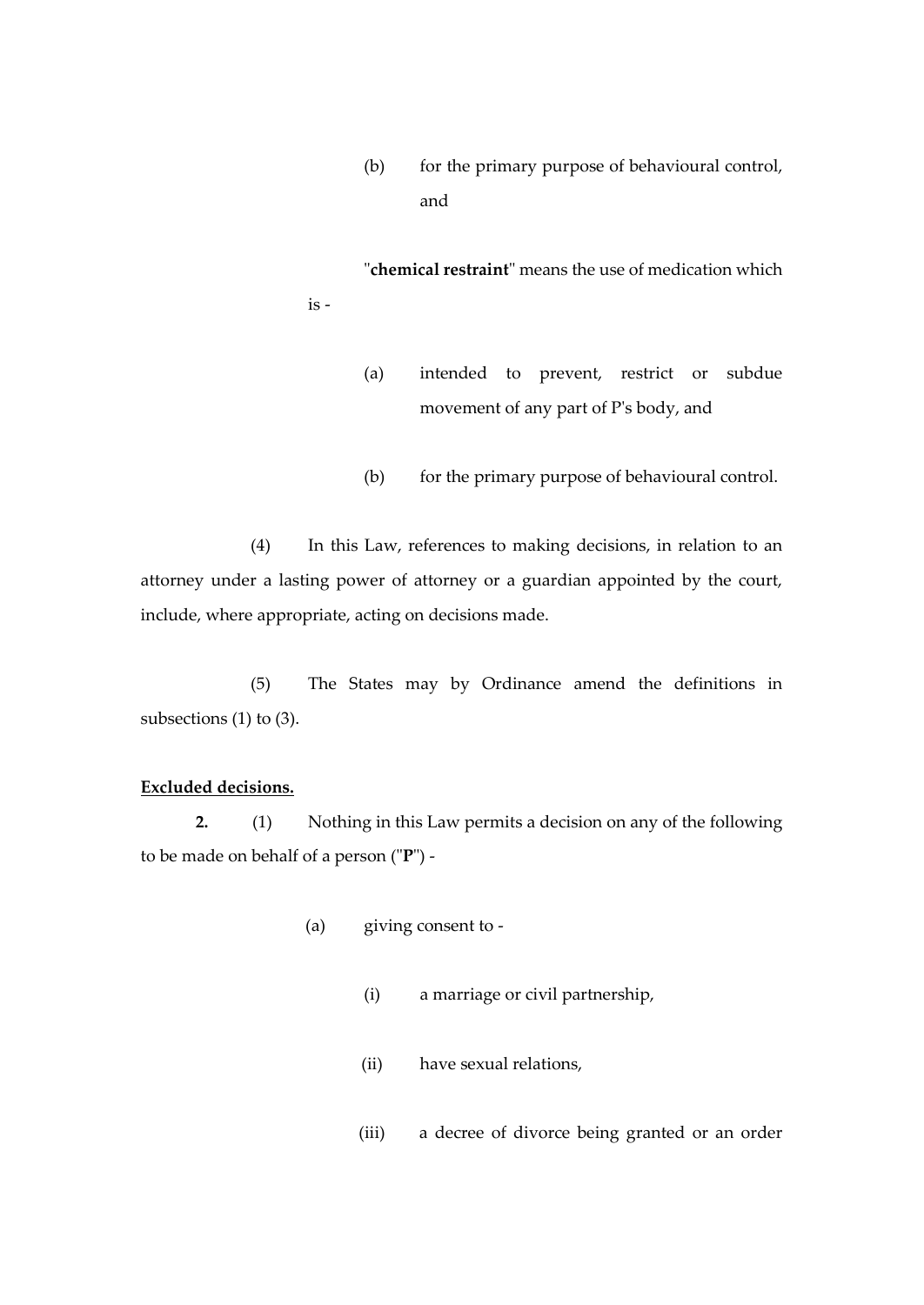(b) for the primary purpose of behavioural control, and

"**chemical restraint**" means the use of medication which is -

(a) intended to prevent, restrict or subdue movement of any part of P's body, and

(b) for the primary purpose of behavioural control.

(4) In this Law, references to making decisions, in relation to an attorney under a lasting power of attorney or a guardian appointed by the court, include, where appropriate, acting on decisions made.

(5) The States may by Ordinance amend the definitions in subsections (1) to (3).

**Excluded decisions.**

**2.** (1) Nothing in this Law permits a decision on any of the following to be made on behalf of a person ("**P**") -

(a) giving consent to -

(i) a marriage or civil partnership,

(ii) have sexual relations,

(iii) a decree of divorce being granted or an order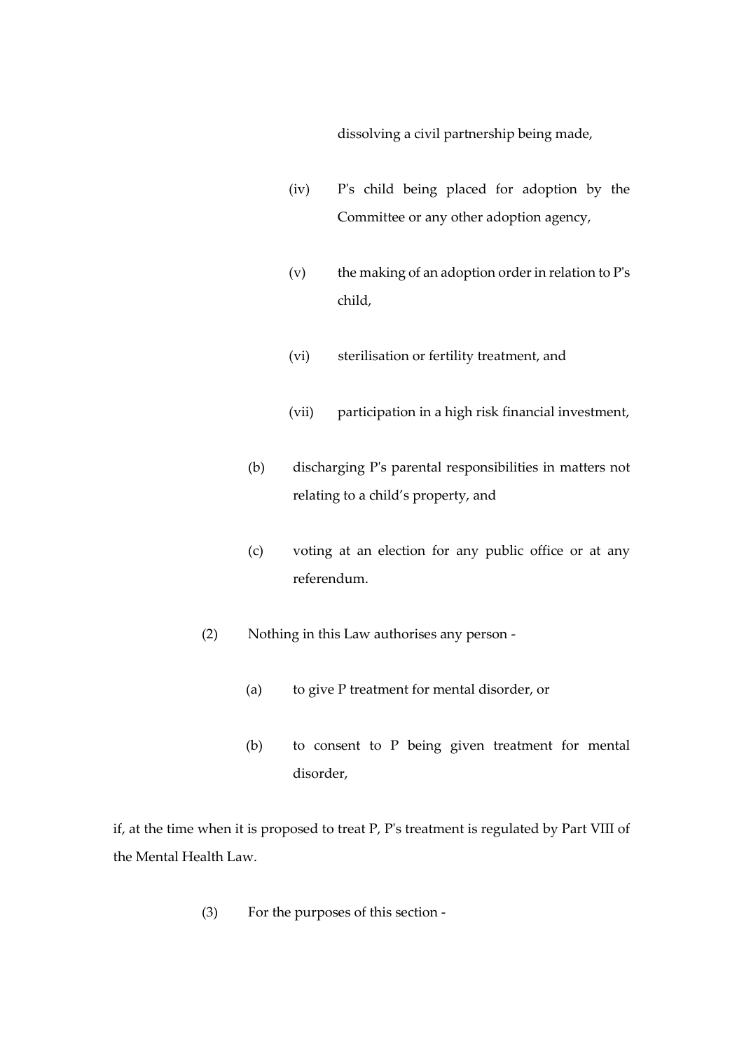dissolving a civil partnership being made,

(iv) P's child being placed for adoption by the Committee or any other adoption agency,

(v) the making of an adoption order in relation to P's child,

(vi) sterilisation or fertility treatment, and

(vii) participation in a high risk financial investment,

(b) discharging P's parental responsibilities in matters not relating to a child’s property, and

(c) voting at an election for any public office or at any referendum.

(2) Nothing in this Law authorises any person -

(a) to give P treatment for mental disorder, or

(b) to consent to P being given treatment for mental disorder,

if, at the time when it is proposed to treat P, P's treatment is regulated by Part VIII of the Mental Health Law.

(3) For the purposes of this section -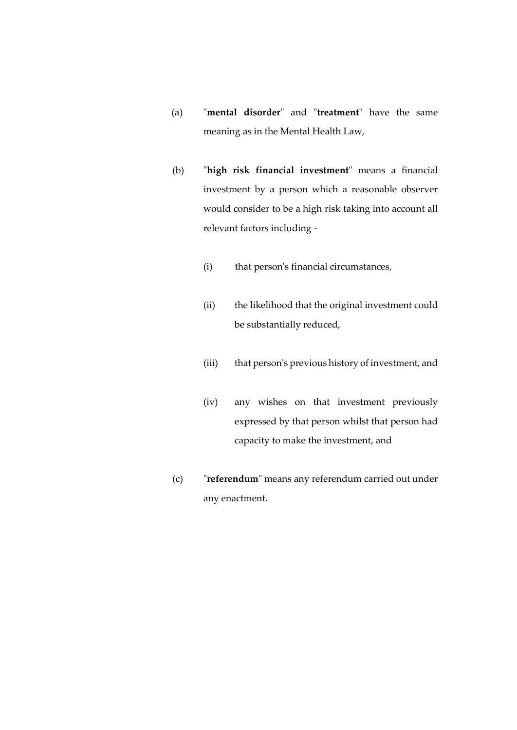(a) "**mental disorder**" and "**treatment**" have the same meaning as in the Mental Health Law,

(b) "**high risk financial investment**" means a financial investment by a person which a reasonable observer would consider to be a high risk taking into account all relevant factors including -

  (i) that person's financial circumstances,

  (ii) the likelihood that the original investment could be substantially reduced,

  (iii) that person's previous history of investment, and

  (iv) any wishes on that investment previously expressed by that person whilst that person had capacity to make the investment, and

(c) "**referendum**" means any referendum carried out under any enactment.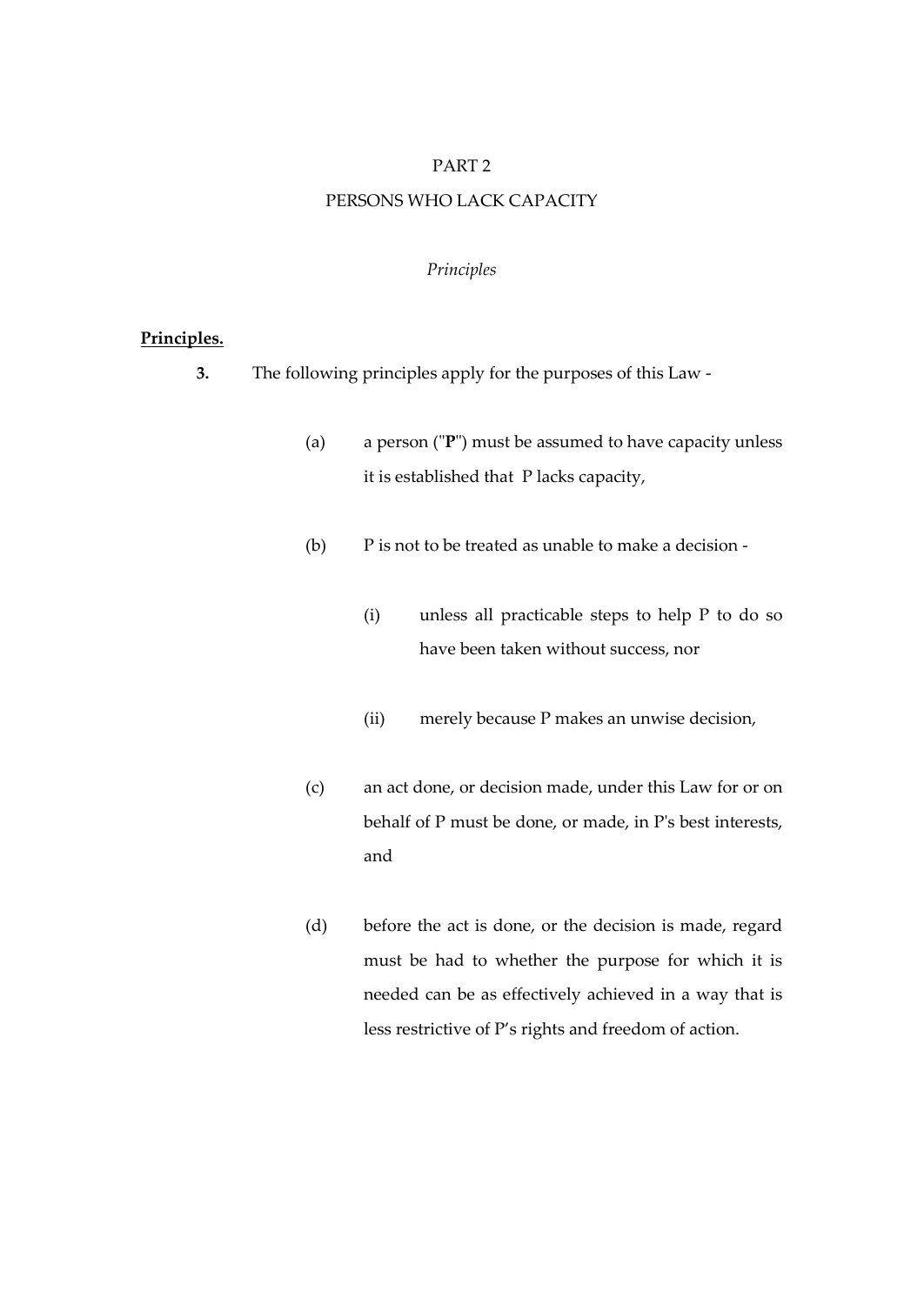# PART 2

# PERSONS WHO LACK CAPACITY

*Principles*

**Principles.**

**3.** The following principles apply for the purposes of this Law -

(a) a person ("**P**") must be assumed to have capacity unless it is established that P lacks capacity,

(b) P is not to be treated as unable to make a decision -

(i) unless all practicable steps to help P to do so have been taken without success, nor

(ii) merely because P makes an unwise decision,

(c) an act done, or decision made, under this Law for or on behalf of P must be done, or made, in P's best interests, and

(d) before the act is done, or the decision is made, regard must be had to whether the purpose for which it is needed can be as effectively achieved in a way that is less restrictive of P's rights and freedom of action.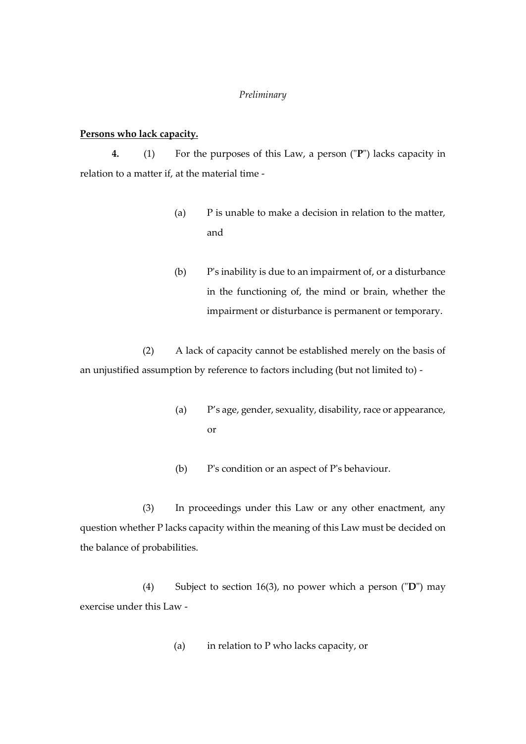*Preliminary*

**<u>Persons who lack capacity.</u>**

**4.** (1) For the purposes of this Law, a person ("**P**") lacks capacity in relation to a matter if, at the material time -

(a) P is unable to make a decision in relation to the matter, and

(b) P's inability is due to an impairment of, or a disturbance in the functioning of, the mind or brain, whether the impairment or disturbance is permanent or temporary.

(2) A lack of capacity cannot be established merely on the basis of an unjustified assumption by reference to factors including (but not limited to) -

(a) P's age, gender, sexuality, disability, race or appearance, or

(b) P's condition or an aspect of P's behaviour.

(3) In proceedings under this Law or any other enactment, any question whether P lacks capacity within the meaning of this Law must be decided on the balance of probabilities.

(4) Subject to section 16(3), no power which a person ("**D**") may exercise under this Law -

(a) in relation to P who lacks capacity, or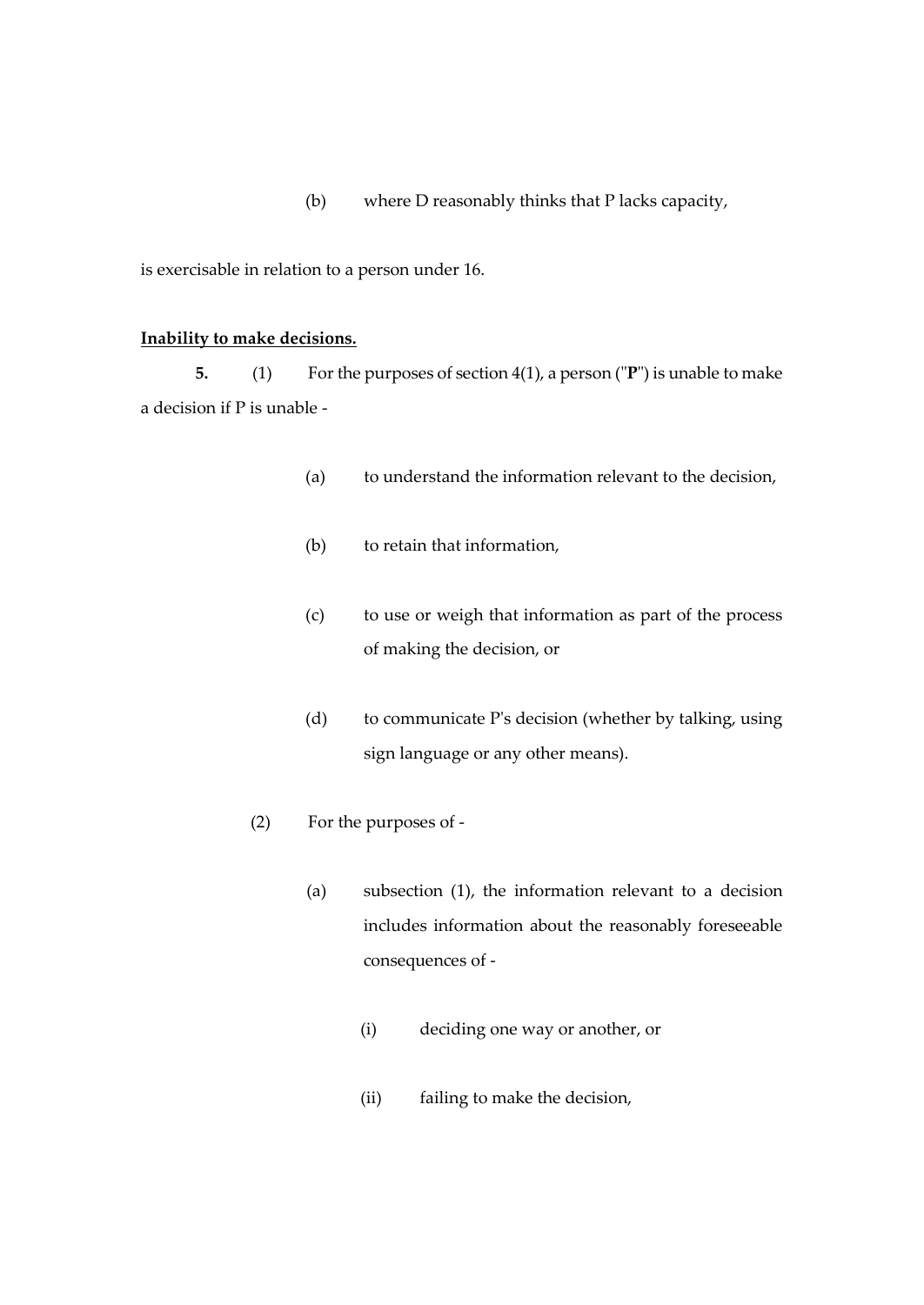(b) where D reasonably thinks that P lacks capacity,

is exercisable in relation to a person under 16.

**Inability to make decisions.**

**5.** (1) For the purposes of section 4(1), a person ("**P**") is unable to make a decision if P is unable -

(a) to understand the information relevant to the decision,

(b) to retain that information,

(c) to use or weigh that information as part of the process of making the decision, or

(d) to communicate P's decision (whether by talking, using sign language or any other means).

(2) For the purposes of -

(a) subsection (1), the information relevant to a decision includes information about the reasonably foreseeable consequences of -

(i) deciding one way or another, or

(ii) failing to make the decision,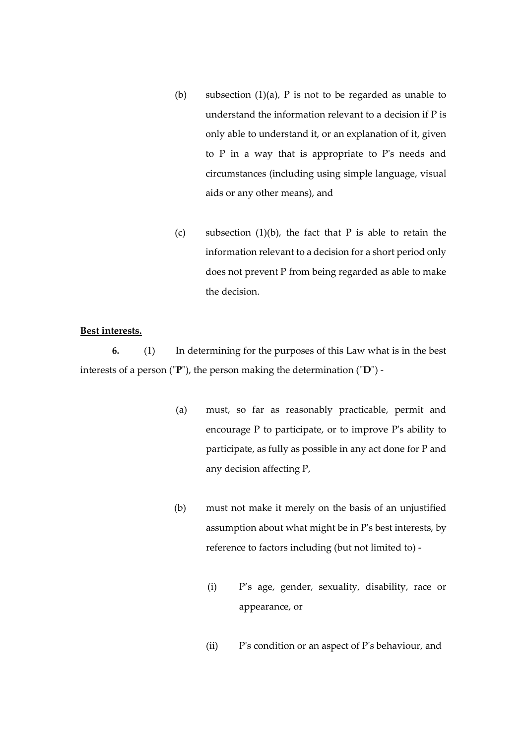(b) subsection (1)(a), P is not to be regarded as unable to understand the information relevant to a decision if P is only able to understand it, or an explanation of it, given to P in a way that is appropriate to P's needs and circumstances (including using simple language, visual aids or any other means), and

(c) subsection (1)(b), the fact that P is able to retain the information relevant to a decision for a short period only does not prevent P from being regarded as able to make the decision.

**Best interests.**

**6.** (1) In determining for the purposes of this Law what is in the best interests of a person ("**P**"), the person making the determination ("**D**") -

(a) must, so far as reasonably practicable, permit and encourage P to participate, or to improve P's ability to participate, as fully as possible in any act done for P and any decision affecting P,

(b) must not make it merely on the basis of an unjustified assumption about what might be in P's best interests, by reference to factors including (but not limited to) -

(i) P's age, gender, sexuality, disability, race or appearance, or

(ii) P's condition or an aspect of P's behaviour, and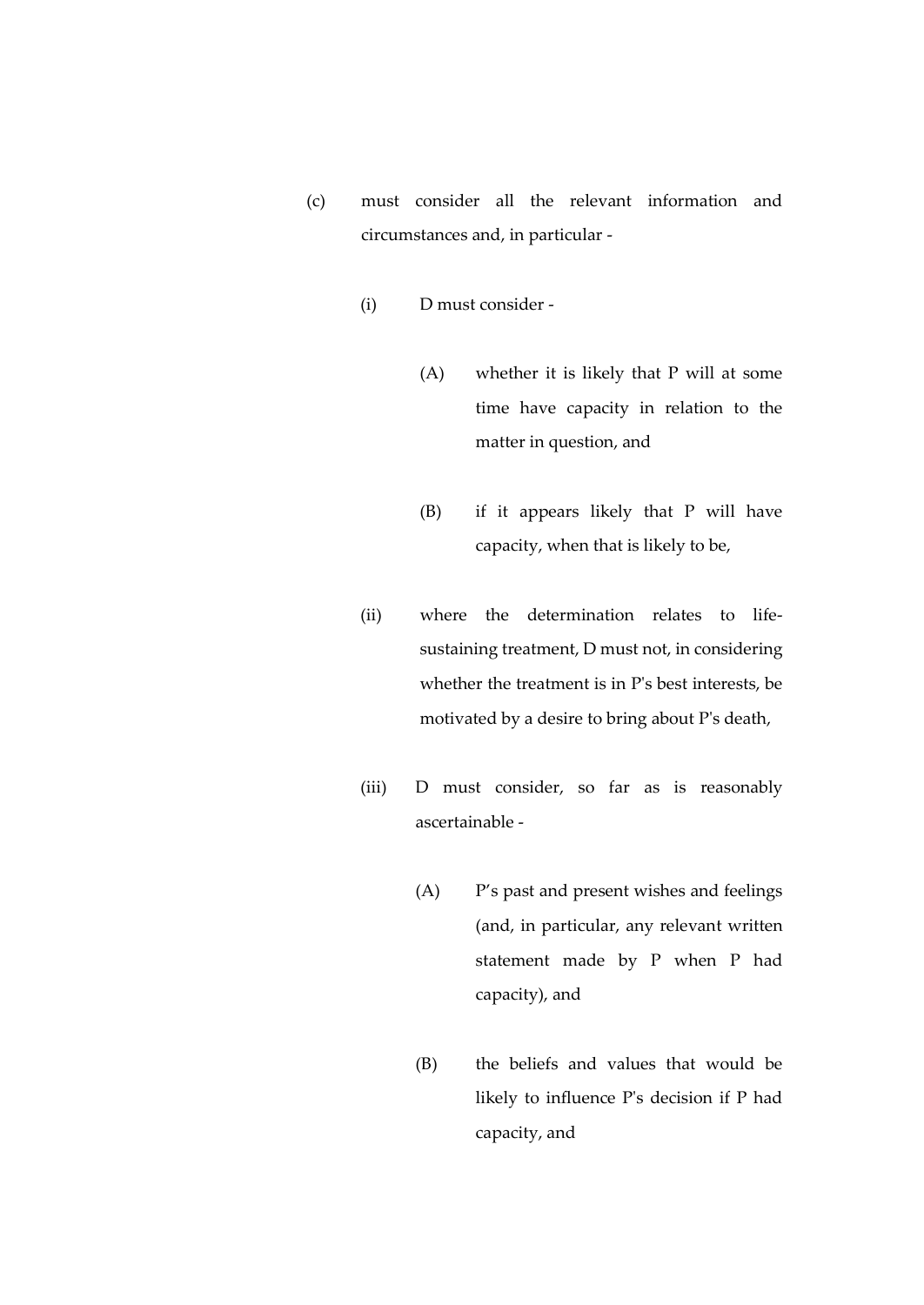(c) must consider all the relevant information and circumstances and, in particular -

  (i) D must consider -

    (A) whether it is likely that P will at some time have capacity in relation to the matter in question, and

    (B) if it appears likely that P will have capacity, when that is likely to be,

  (ii) where the determination relates to life-sustaining treatment, D must not, in considering whether the treatment is in P's best interests, be motivated by a desire to bring about P's death,

  (iii) D must consider, so far as is reasonably ascertainable -

    (A) P's past and present wishes and feelings (and, in particular, any relevant written statement made by P when P had capacity), and

    (B) the beliefs and values that would be likely to influence P's decision if P had capacity, and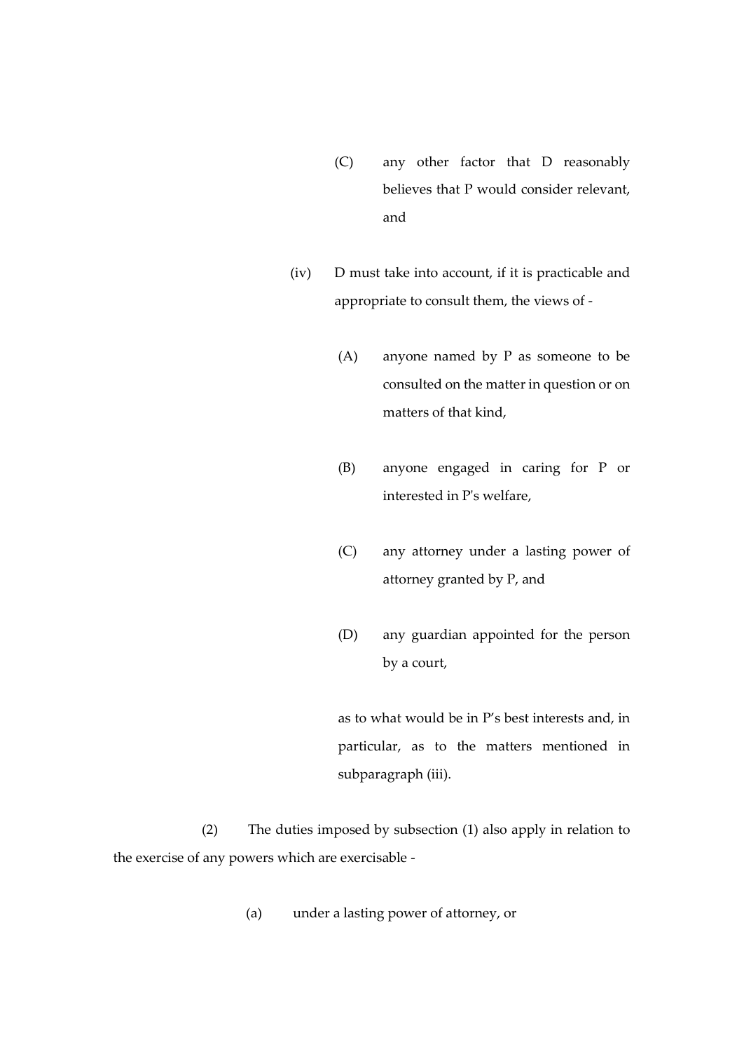(C) any other factor that D reasonably believes that P would consider relevant, and

(iv) D must take into account, if it is practicable and appropriate to consult them, the views of -

(A) anyone named by P as someone to be consulted on the matter in question or on matters of that kind,

(B) anyone engaged in caring for P or interested in P's welfare,

(C) any attorney under a lasting power of attorney granted by P, and

(D) any guardian appointed for the person by a court,

as to what would be in P's best interests and, in particular, as to the matters mentioned in subparagraph (iii).

(2) The duties imposed by subsection (1) also apply in relation to the exercise of any powers which are exercisable -

(a) under a lasting power of attorney, or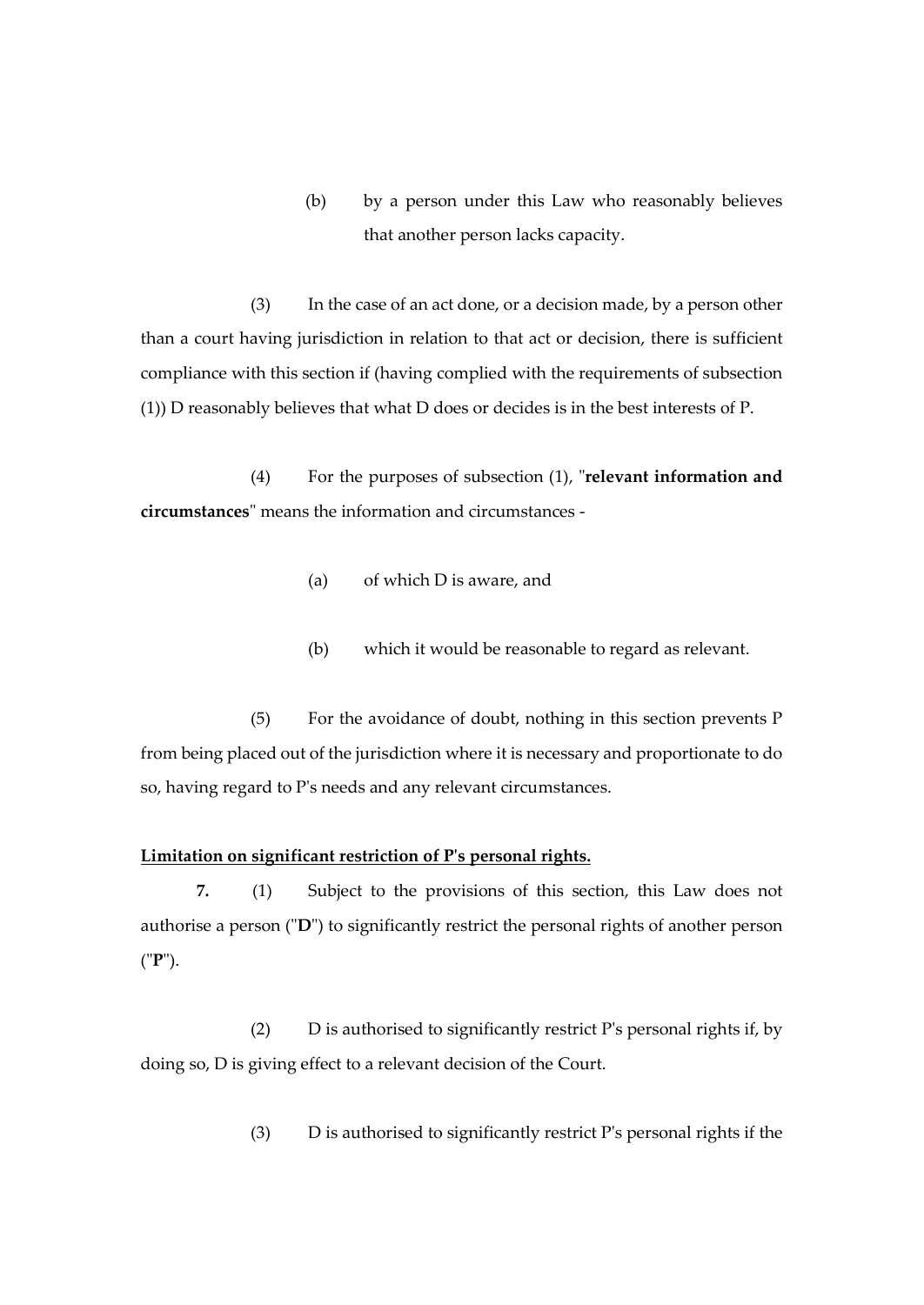(b) by a person under this Law who reasonably believes that another person lacks capacity.

(3) In the case of an act done, or a decision made, by a person other than a court having jurisdiction in relation to that act or decision, there is sufficient compliance with this section if (having complied with the requirements of subsection (1)) D reasonably believes that what D does or decides is in the best interests of P.

(4) For the purposes of subsection (1), "**relevant information and circumstances**" means the information and circumstances -

(a) of which D is aware, and

(b) which it would be reasonable to regard as relevant.

(5) For the avoidance of doubt, nothing in this section prevents P from being placed out of the jurisdiction where it is necessary and proportionate to do so, having regard to P's needs and any relevant circumstances.

**Limitation on significant restriction of P's personal rights.**

**7.** (1) Subject to the provisions of this section, this Law does not authorise a person ("**D**") to significantly restrict the personal rights of another person ("**P**").

(2) D is authorised to significantly restrict P's personal rights if, by doing so, D is giving effect to a relevant decision of the Court.

(3) D is authorised to significantly restrict P's personal rights if the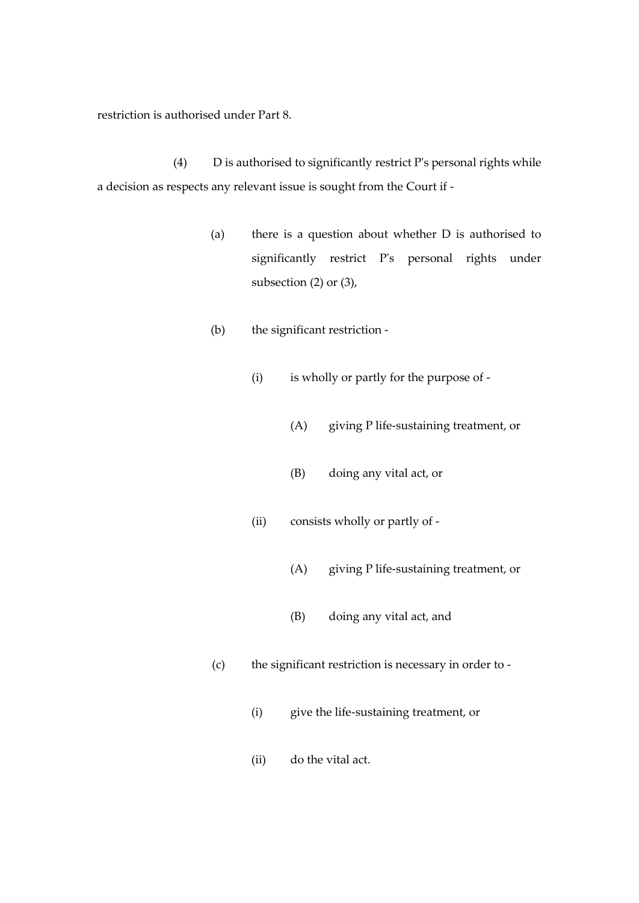restriction is authorised under Part 8.

(4) D is authorised to significantly restrict P's personal rights while a decision as respects any relevant issue is sought from the Court if -

- (a) there is a question about whether D is authorised to significantly restrict P's personal rights under subsection (2) or (3),
- (b) the significant restriction -
  - (i) is wholly or partly for the purpose of -
    - (A) giving P life-sustaining treatment, or
    - (B) doing any vital act, or
  - (ii) consists wholly or partly of -
    - (A) giving P life-sustaining treatment, or
    - (B) doing any vital act, and
- (c) the significant restriction is necessary in order to -
  - (i) give the life-sustaining treatment, or
  - (ii) do the vital act.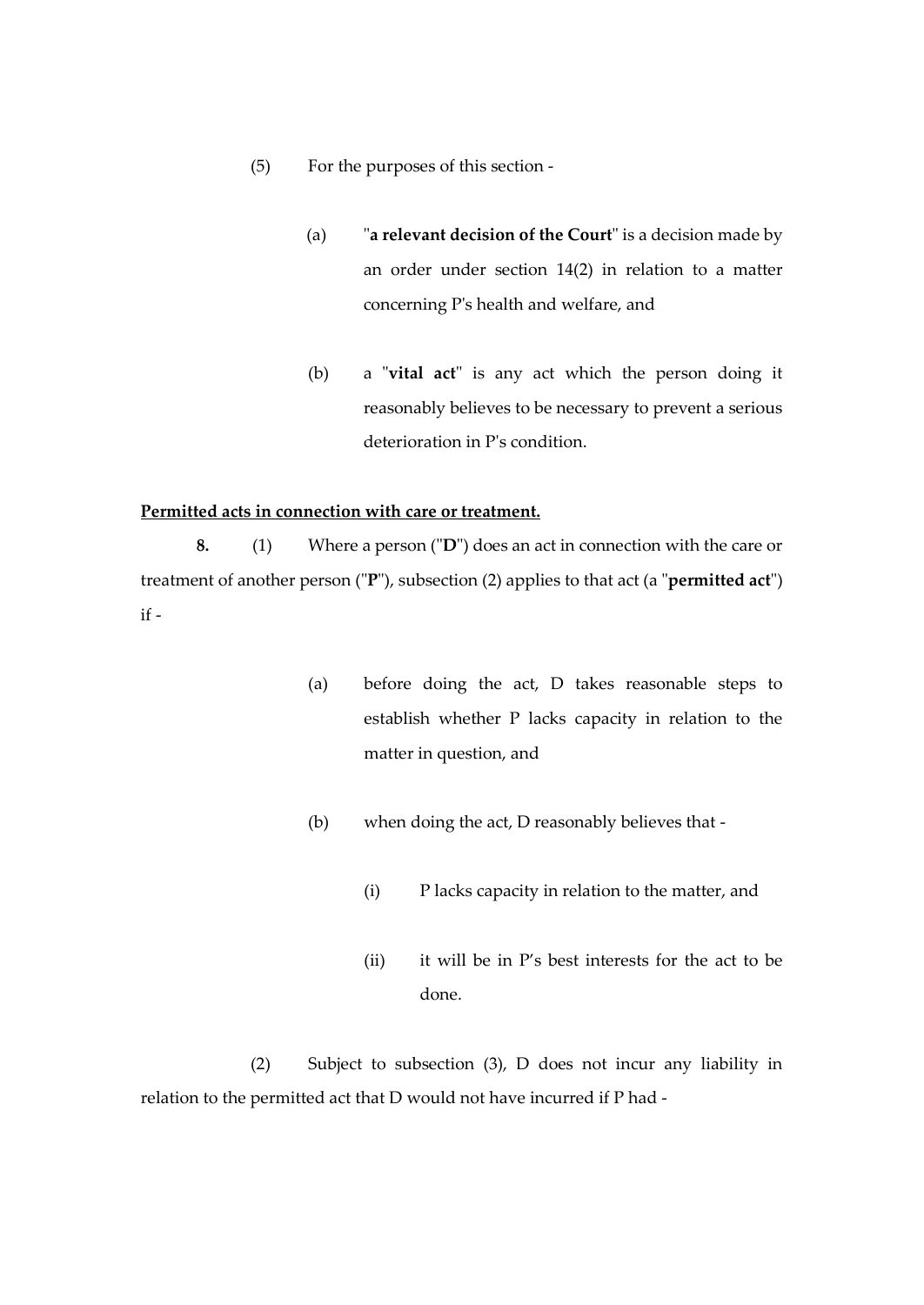(5) For the purposes of this section -

(a) "**a relevant decision of the Court**" is a decision made by an order under section 14(2) in relation to a matter concerning P's health and welfare, and

(b) a "**vital act**" is any act which the person doing it reasonably believes to be necessary to prevent a serious deterioration in P's condition.

**Permitted acts in connection with care or treatment.**

**8.** (1) Where a person ("**D**") does an act in connection with the care or treatment of another person ("**P**"), subsection (2) applies to that act (a "**permitted act**") if -

(a) before doing the act, D takes reasonable steps to establish whether P lacks capacity in relation to the matter in question, and

(b) when doing the act, D reasonably believes that -

(i) P lacks capacity in relation to the matter, and

(ii) it will be in P's best interests for the act to be done.

(2) Subject to subsection (3), D does not incur any liability in relation to the permitted act that D would not have incurred if P had -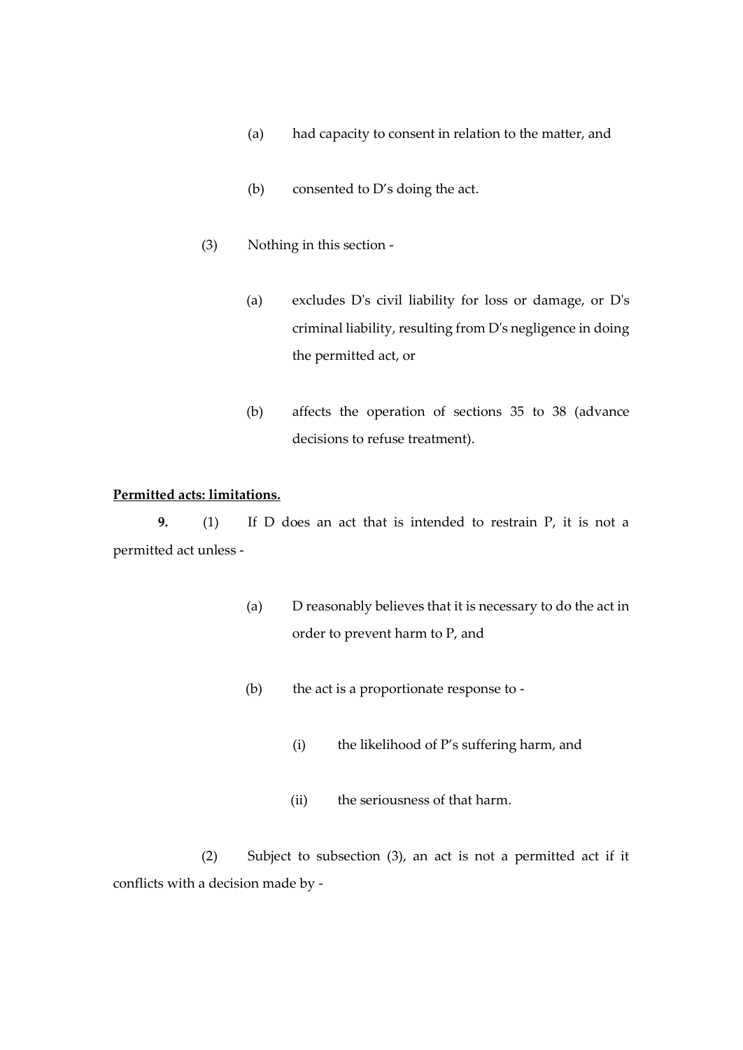(a) had capacity to consent in relation to the matter, and

(b) consented to D’s doing the act.

(3) Nothing in this section -

(a) excludes D's civil liability for loss or damage, or D's criminal liability, resulting from D's negligence in doing the permitted act, or

(b) affects the operation of sections 35 to 38 (advance decisions to refuse treatment).

**Permitted acts: limitations.**

**9.** (1) If D does an act that is intended to restrain P, it is not a permitted act unless -

(a) D reasonably believes that it is necessary to do the act in order to prevent harm to P, and

(b) the act is a proportionate response to -

(i) the likelihood of P’s suffering harm, and

(ii) the seriousness of that harm.

(2) Subject to subsection (3), an act is not a permitted act if it conflicts with a decision made by -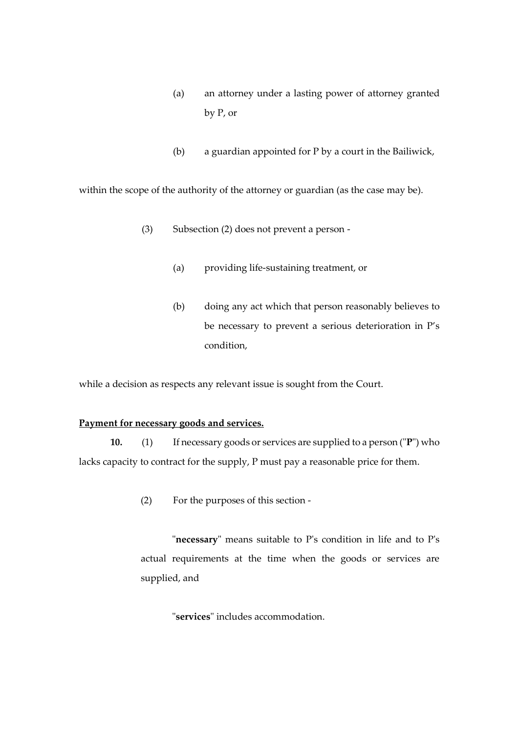(a) an attorney under a lasting power of attorney granted by P, or

(b) a guardian appointed for P by a court in the Bailiwick,

within the scope of the authority of the attorney or guardian (as the case may be).

(3) Subsection (2) does not prevent a person -

(a) providing life-sustaining treatment, or

(b) doing any act which that person reasonably believes to be necessary to prevent a serious deterioration in P's condition,

while a decision as respects any relevant issue is sought from the Court.

**Payment for necessary goods and services.**

**10.** (1) If necessary goods or services are supplied to a person ("**P**") who lacks capacity to contract for the supply, P must pay a reasonable price for them.

(2) For the purposes of this section -

"**necessary**" means suitable to P's condition in life and to P's actual requirements at the time when the goods or services are supplied, and

"**services**" includes accommodation.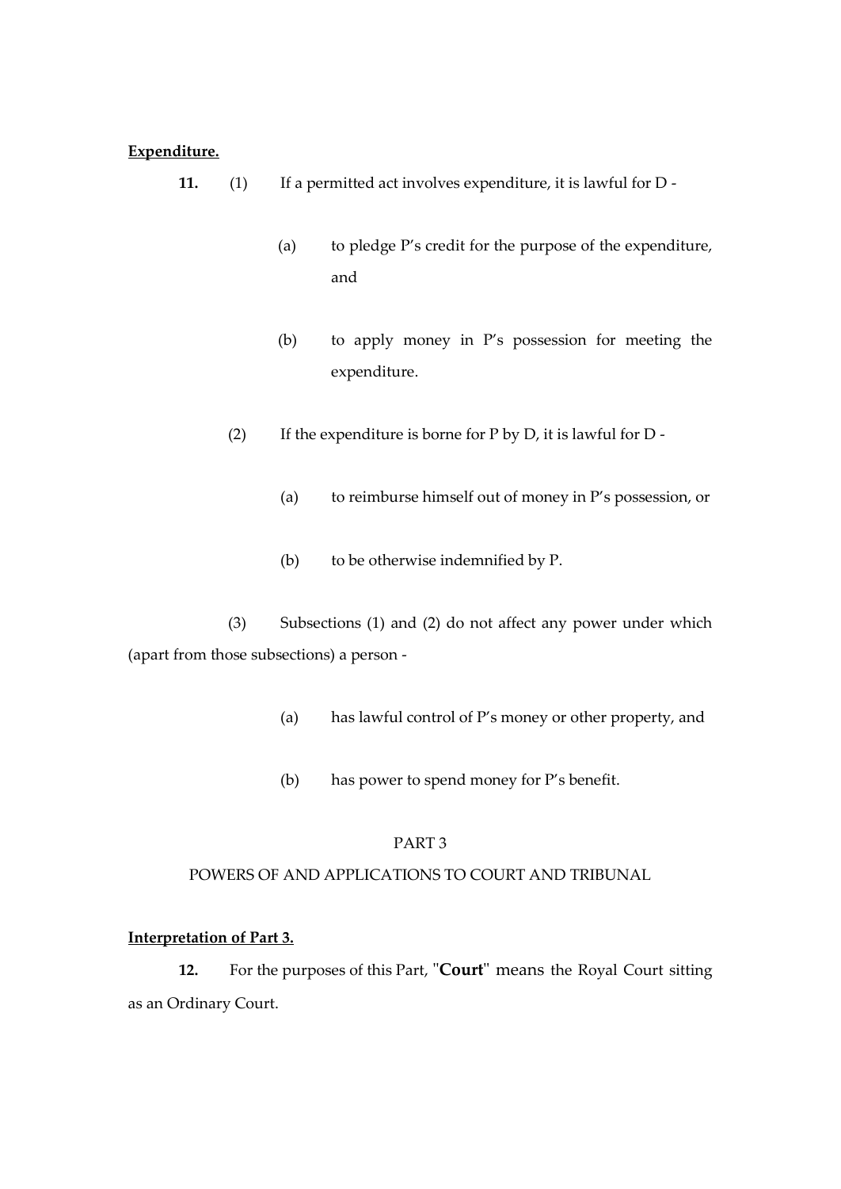**Expenditure.**

**11.** (1) If a permitted act involves expenditure, it is lawful for D -

(a) to pledge P's credit for the purpose of the expenditure, and

(b) to apply money in P's possession for meeting the expenditure.

(2) If the expenditure is borne for P by D, it is lawful for D -

(a) to reimburse himself out of money in P's possession, or

(b) to be otherwise indemnified by P.

(3) Subsections (1) and (2) do not affect any power under which (apart from those subsections) a person -

(a) has lawful control of P's money or other property, and

(b) has power to spend money for P's benefit.

PART 3

POWERS OF AND APPLICATIONS TO COURT AND TRIBUNAL

**Interpretation of Part 3.**

**12.** For the purposes of this Part, "**Court**" means the Royal Court sitting as an Ordinary Court.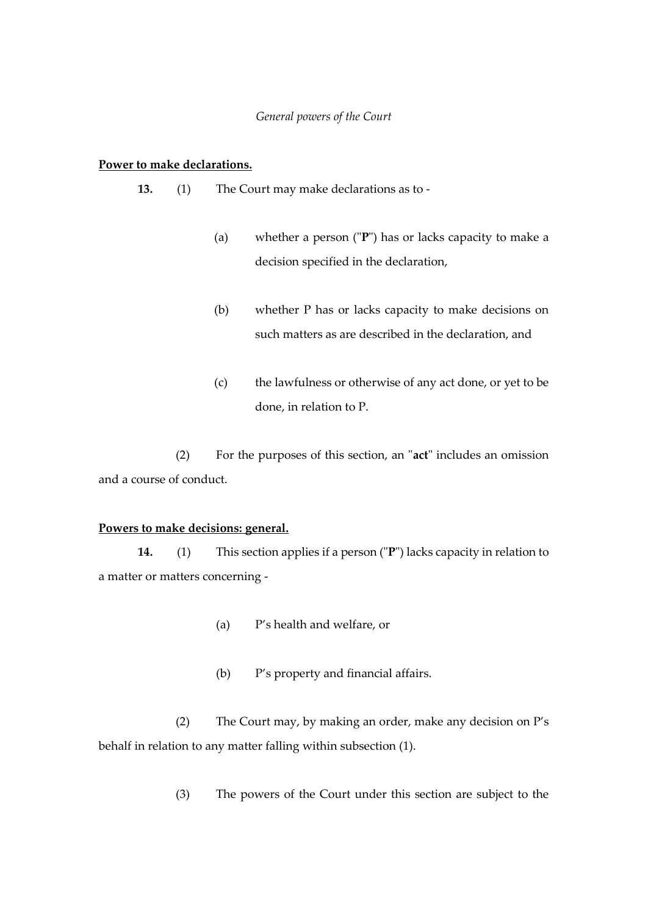*General powers of the Court*

**Power to make declarations.**

**13.** (1) The Court may make declarations as to -

(a) whether a person ("**P**") has or lacks capacity to make a decision specified in the declaration,

(b) whether P has or lacks capacity to make decisions on such matters as are described in the declaration, and

(c) the lawfulness or otherwise of any act done, or yet to be done, in relation to P.

(2) For the purposes of this section, an "**act**" includes an omission and a course of conduct.

**Powers to make decisions: general.**

**14.** (1) This section applies if a person ("**P**") lacks capacity in relation to a matter or matters concerning -

(a) P's health and welfare, or

(b) P's property and financial affairs.

(2) The Court may, by making an order, make any decision on P's behalf in relation to any matter falling within subsection (1).

(3) The powers of the Court under this section are subject to the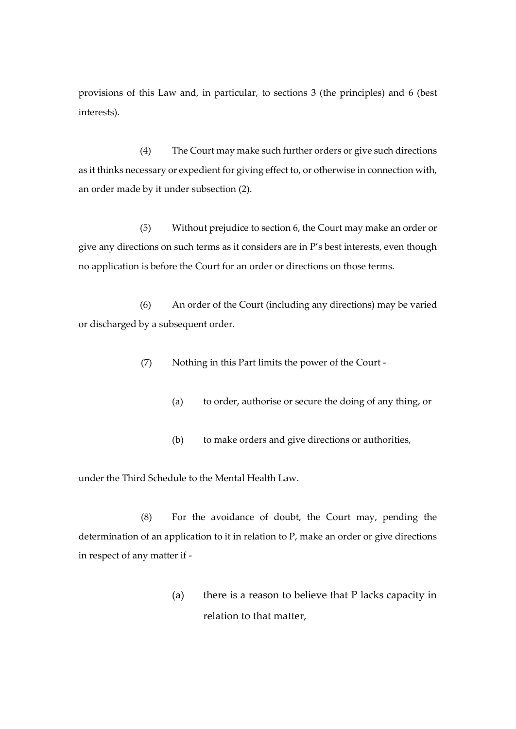provisions of this Law and, in particular, to sections 3 (the principles) and 6 (best interests).

(4) The Court may make such further orders or give such directions as it thinks necessary or expedient for giving effect to, or otherwise in connection with, an order made by it under subsection (2).

(5) Without prejudice to section 6, the Court may make an order or give any directions on such terms as it considers are in P's best interests, even though no application is before the Court for an order or directions on those terms.

(6) An order of the Court (including any directions) may be varied or discharged by a subsequent order.

(7) Nothing in this Part limits the power of the Court -

(a) to order, authorise or secure the doing of any thing, or

(b) to make orders and give directions or authorities,

under the Third Schedule to the Mental Health Law.

(8) For the avoidance of doubt, the Court may, pending the determination of an application to it in relation to P, make an order or give directions in respect of any matter if -

(a) there is a reason to believe that P lacks capacity in relation to that matter,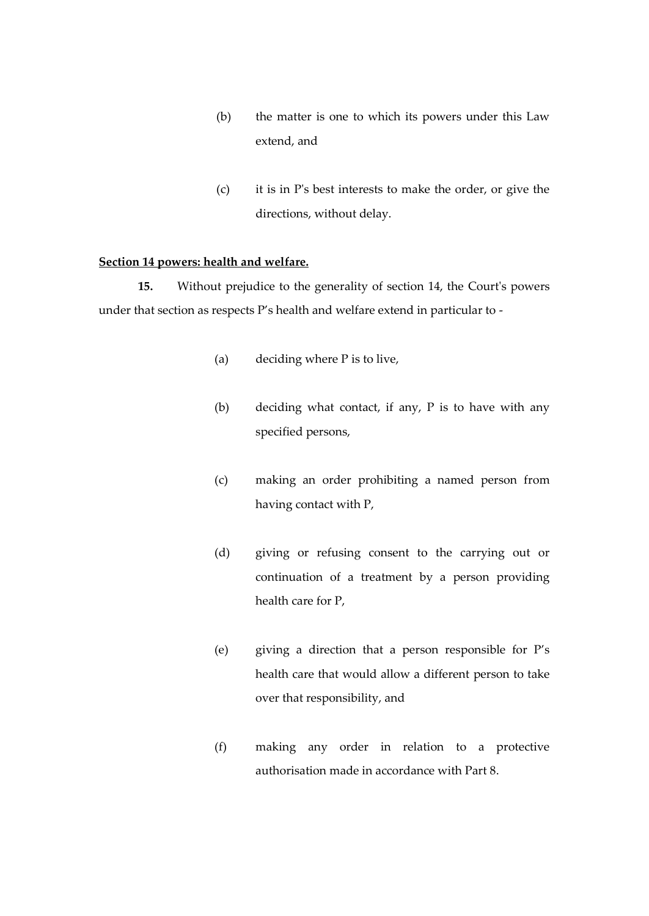(b) the matter is one to which its powers under this Law extend, and

(c) it is in P's best interests to make the order, or give the directions, without delay.

**<u>Section 14 powers: health and welfare.</u>**

**15.** Without prejudice to the generality of section 14, the Court's powers under that section as respects P's health and welfare extend in particular to -

(a) deciding where P is to live,

(b) deciding what contact, if any, P is to have with any specified persons,

(c) making an order prohibiting a named person from having contact with P,

(d) giving or refusing consent to the carrying out or continuation of a treatment by a person providing health care for P,

(e) giving a direction that a person responsible for P's health care that would allow a different person to take over that responsibility, and

(f) making any order in relation to a protective authorisation made in accordance with Part 8.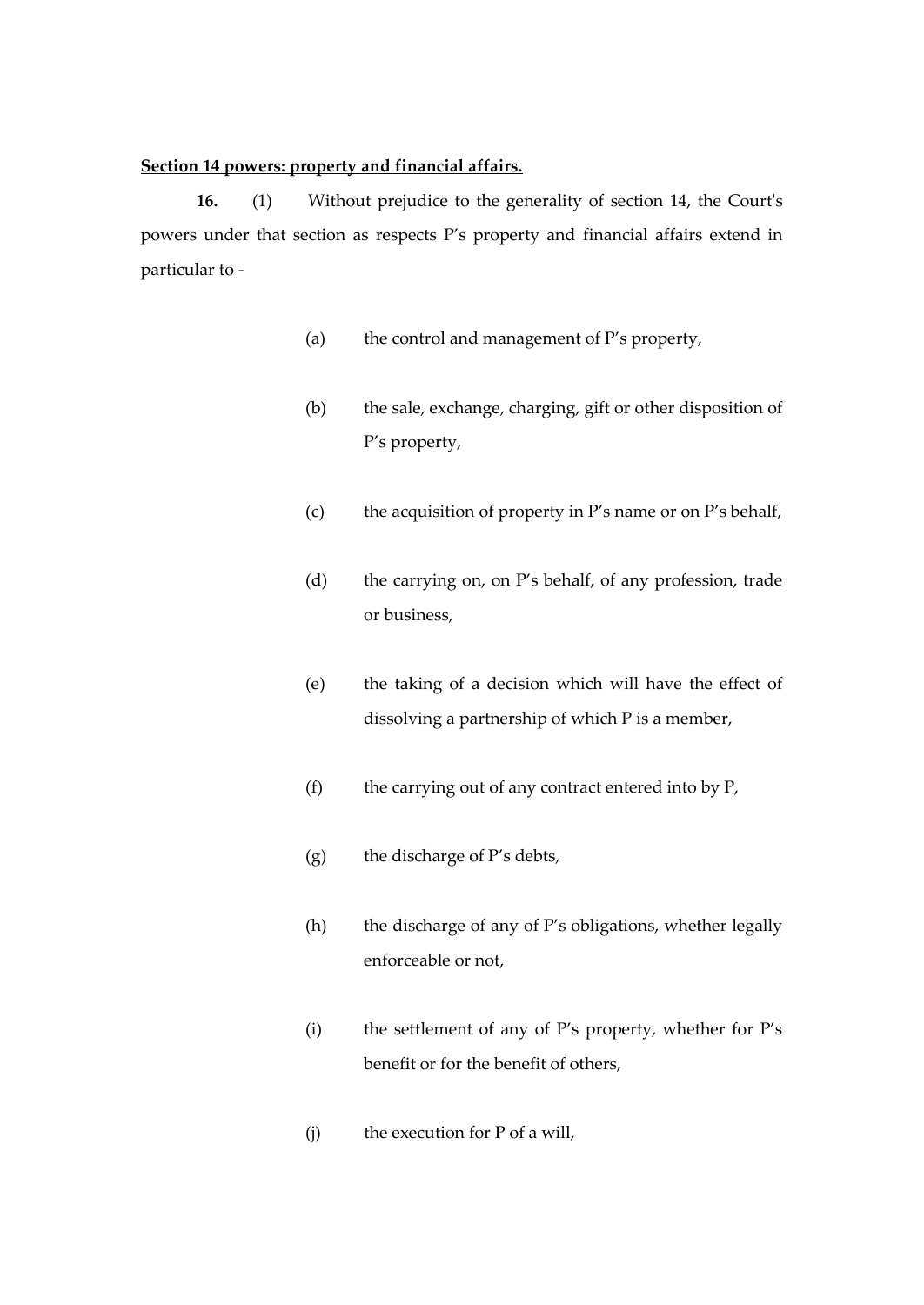**Section 14 powers: property and financial affairs.**

**16.** (1) Without prejudice to the generality of section 14, the Court's powers under that section as respects P’s property and financial affairs extend in particular to -

(a) the control and management of P’s property,

(b) the sale, exchange, charging, gift or other disposition of P’s property,

(c) the acquisition of property in P’s name or on P’s behalf,

(d) the carrying on, on P’s behalf, of any profession, trade or business,

(e) the taking of a decision which will have the effect of dissolving a partnership of which P is a member,

(f) the carrying out of any contract entered into by P,

(g) the discharge of P’s debts,

(h) the discharge of any of P’s obligations, whether legally enforceable or not,

(i) the settlement of any of P’s property, whether for P’s benefit or for the benefit of others,

(j) the execution for P of a will,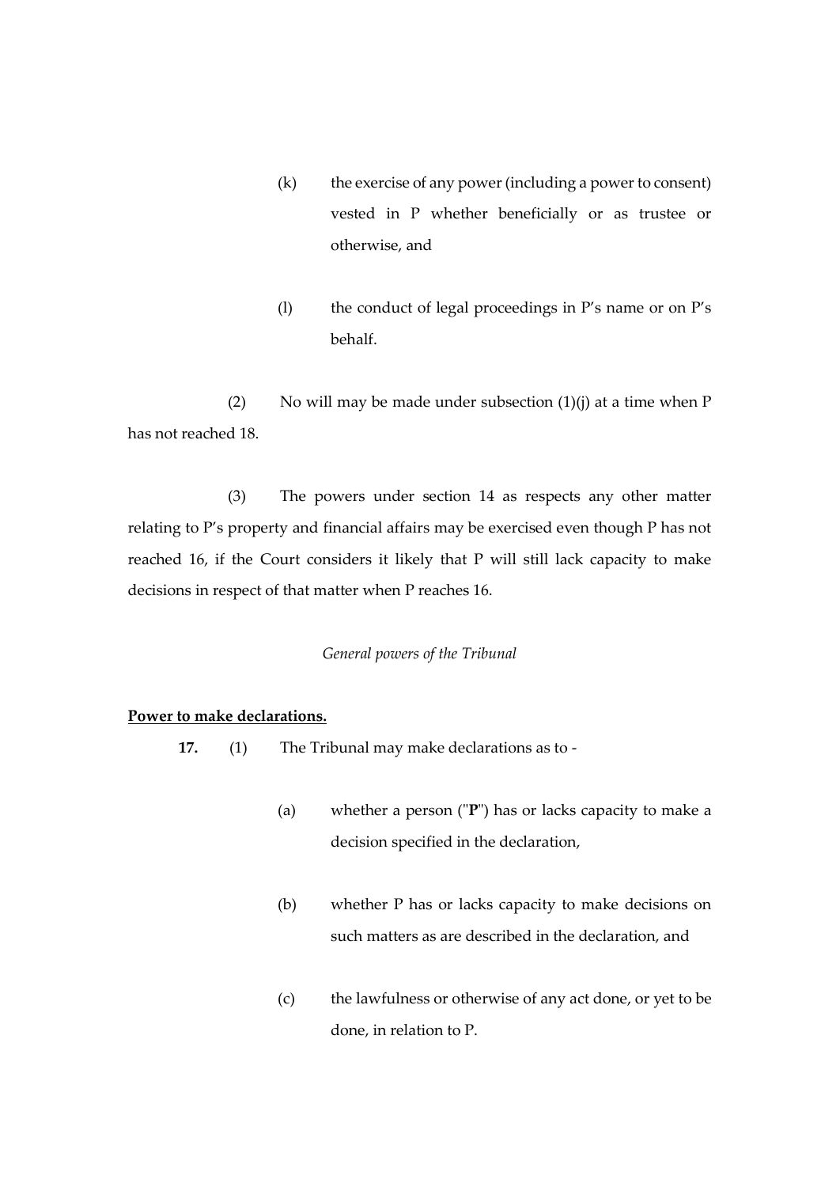(k) the exercise of any power (including a power to consent) vested in P whether beneficially or as trustee or otherwise, and

(l) the conduct of legal proceedings in P's name or on P's behalf.

(2) No will may be made under subsection (1)(j) at a time when P has not reached 18.

(3) The powers under section 14 as respects any other matter relating to P's property and financial affairs may be exercised even though P has not reached 16, if the Court considers it likely that P will still lack capacity to make decisions in respect of that matter when P reaches 16.

*General powers of the Tribunal*

**Power to make declarations.**

**17.** (1) The Tribunal may make declarations as to -

(a) whether a person ("**P**") has or lacks capacity to make a decision specified in the declaration,

(b) whether P has or lacks capacity to make decisions on such matters as are described in the declaration, and

(c) the lawfulness or otherwise of any act done, or yet to be done, in relation to P.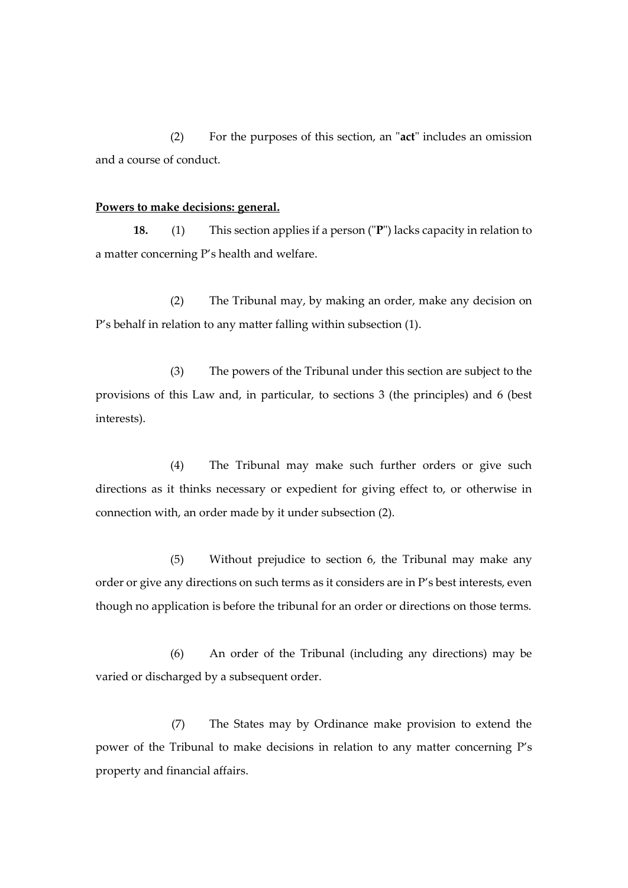(2) For the purposes of this section, an "**act**" includes an omission and a course of conduct.

**Powers to make decisions: general.**

**18.** (1) This section applies if a person ("**P**") lacks capacity in relation to a matter concerning P's health and welfare.

(2) The Tribunal may, by making an order, make any decision on P's behalf in relation to any matter falling within subsection (1).

(3) The powers of the Tribunal under this section are subject to the provisions of this Law and, in particular, to sections 3 (the principles) and 6 (best interests).

(4) The Tribunal may make such further orders or give such directions as it thinks necessary or expedient for giving effect to, or otherwise in connection with, an order made by it under subsection (2).

(5) Without prejudice to section 6, the Tribunal may make any order or give any directions on such terms as it considers are in P's best interests, even though no application is before the tribunal for an order or directions on those terms.

(6) An order of the Tribunal (including any directions) may be varied or discharged by a subsequent order.

(7) The States may by Ordinance make provision to extend the power of the Tribunal to make decisions in relation to any matter concerning P's property and financial affairs.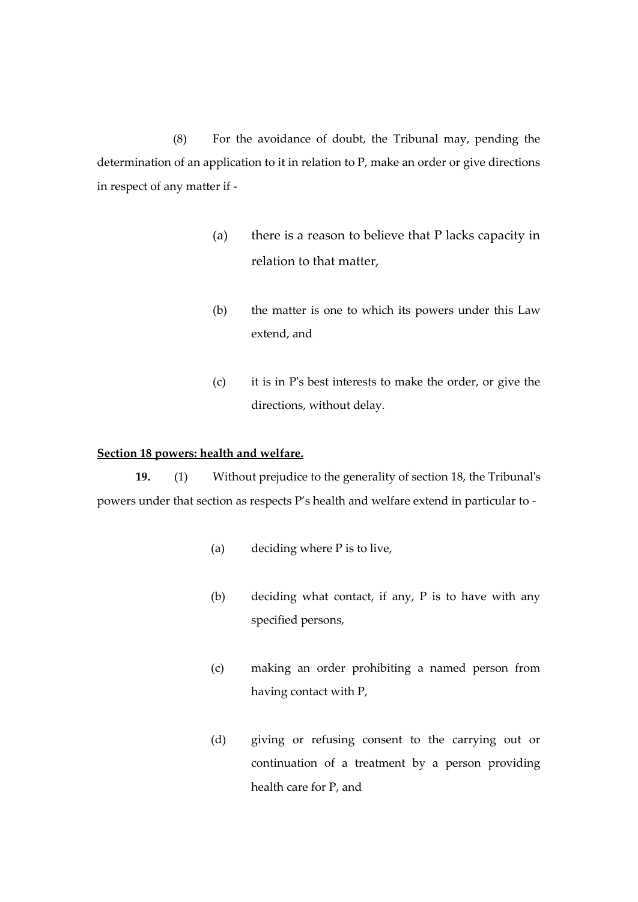(8) For the avoidance of doubt, the Tribunal may, pending the determination of an application to it in relation to P, make an order or give directions in respect of any matter if -

(a) there is a reason to believe that P lacks capacity in relation to that matter,

(b) the matter is one to which its powers under this Law extend, and

(c) it is in P's best interests to make the order, or give the directions, without delay.

**Section 18 powers: health and welfare.**

**19.** (1) Without prejudice to the generality of section 18, the Tribunal's powers under that section as respects P's health and welfare extend in particular to -

(a) deciding where P is to live,

(b) deciding what contact, if any, P is to have with any specified persons,

(c) making an order prohibiting a named person from having contact with P,

(d) giving or refusing consent to the carrying out or continuation of a treatment by a person providing health care for P, and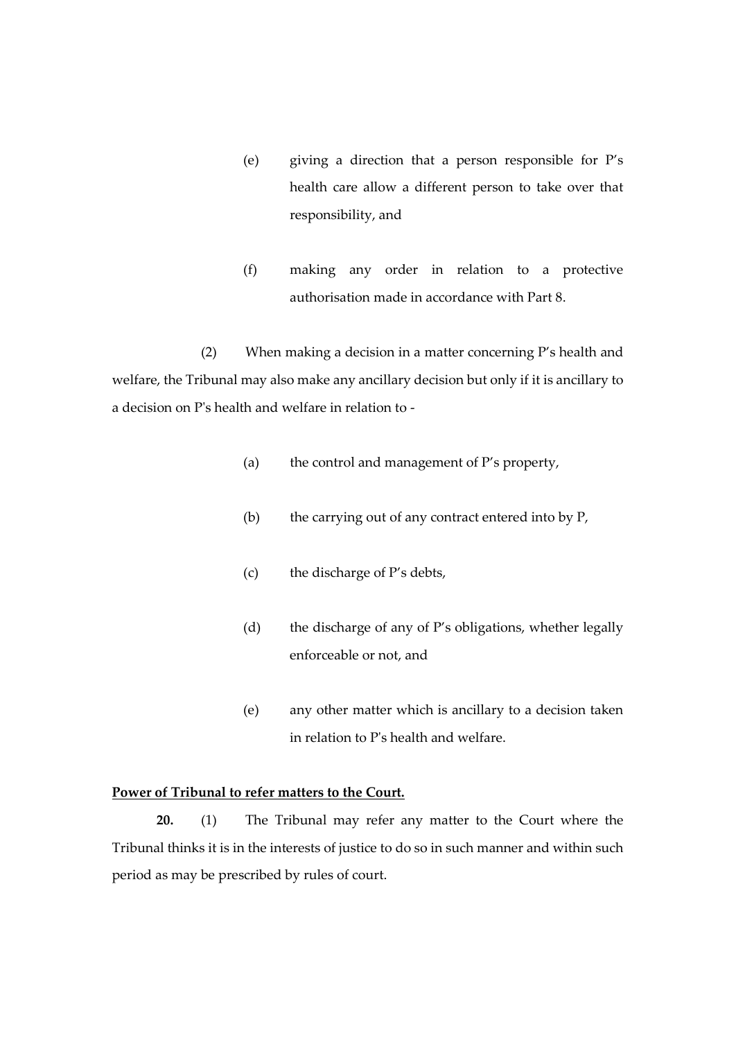(e) giving a direction that a person responsible for P's health care allow a different person to take over that responsibility, and

(f) making any order in relation to a protective authorisation made in accordance with Part 8.

(2) When making a decision in a matter concerning P's health and welfare, the Tribunal may also make any ancillary decision but only if it is ancillary to a decision on P's health and welfare in relation to -

(a) the control and management of P's property,

(b) the carrying out of any contract entered into by P,

(c) the discharge of P's debts,

(d) the discharge of any of P's obligations, whether legally enforceable or not, and

(e) any other matter which is ancillary to a decision taken in relation to P's health and welfare.

**Power of Tribunal to refer matters to the Court.**

**20.** (1) The Tribunal may refer any matter to the Court where the Tribunal thinks it is in the interests of justice to do so in such manner and within such period as may be prescribed by rules of court.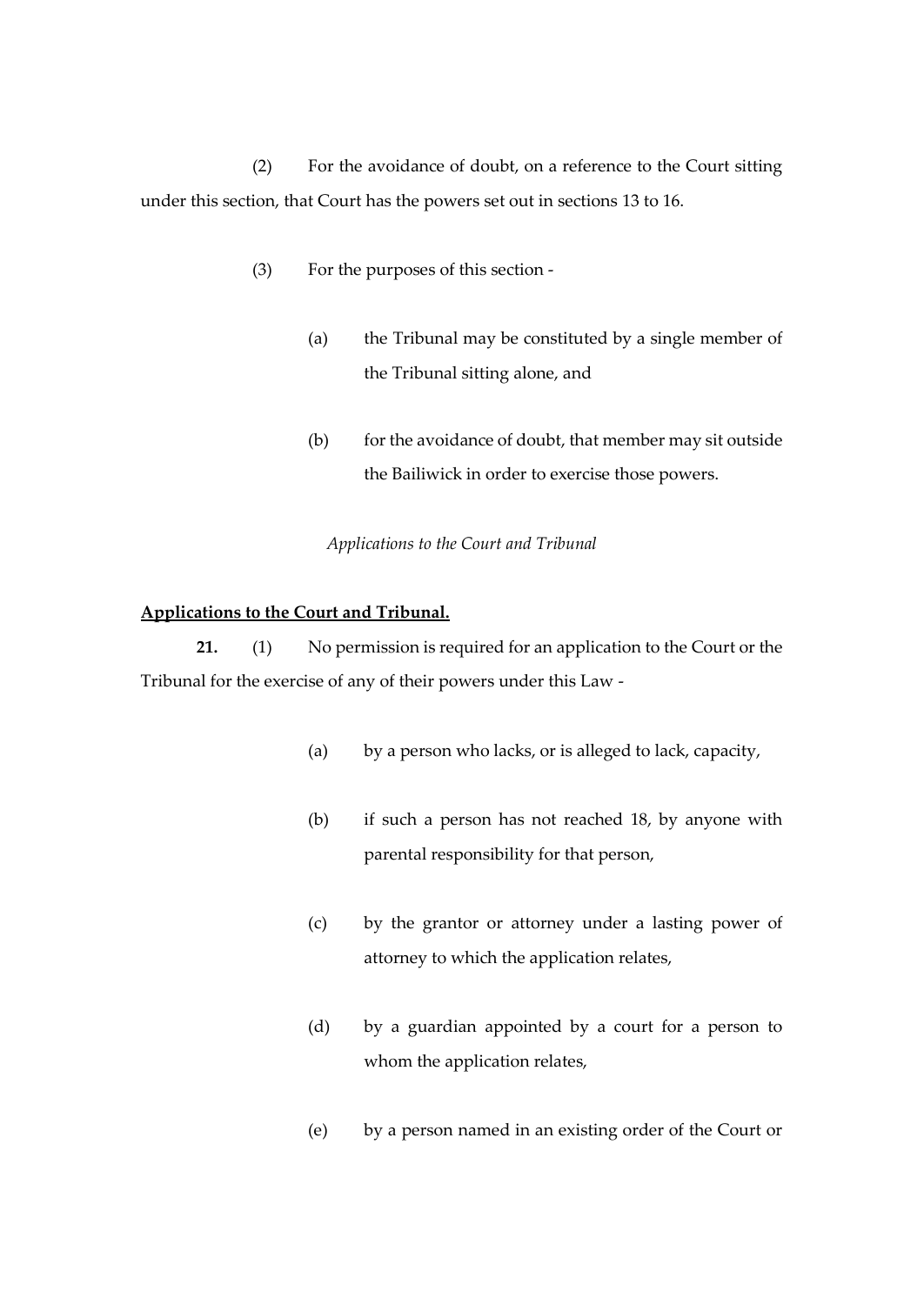(2) For the avoidance of doubt, on a reference to the Court sitting under this section, that Court has the powers set out in sections 13 to 16.

(3) For the purposes of this section -

(a) the Tribunal may be constituted by a single member of the Tribunal sitting alone, and

(b) for the avoidance of doubt, that member may sit outside the Bailiwick in order to exercise those powers.

*Applications to the Court and Tribunal*

**Applications to the Court and Tribunal.**

**21.** (1) No permission is required for an application to the Court or the Tribunal for the exercise of any of their powers under this Law -

(a) by a person who lacks, or is alleged to lack, capacity,

(b) if such a person has not reached 18, by anyone with parental responsibility for that person,

(c) by the grantor or attorney under a lasting power of attorney to which the application relates,

(d) by a guardian appointed by a court for a person to whom the application relates,

(e) by a person named in an existing order of the Court or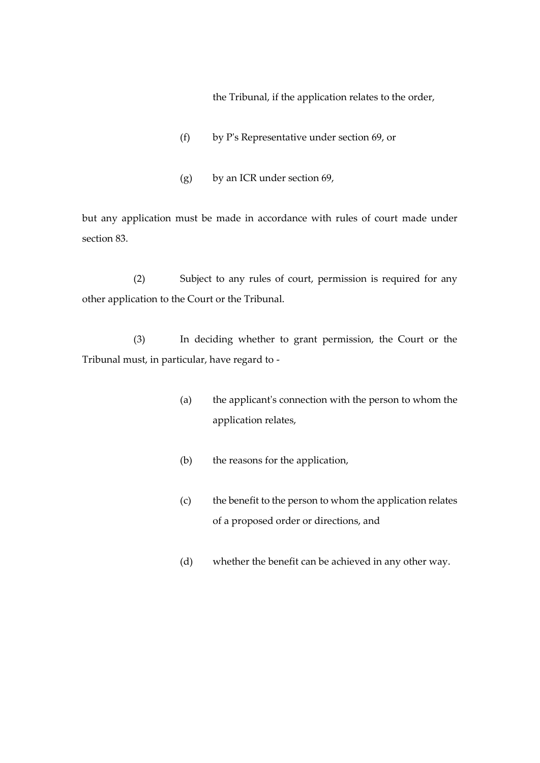the Tribunal, if the application relates to the order,

(f) by P's Representative under section 69, or

(g) by an ICR under section 69,

but any application must be made in accordance with rules of court made under section 83.

(2) Subject to any rules of court, permission is required for any other application to the Court or the Tribunal.

(3) In deciding whether to grant permission, the Court or the Tribunal must, in particular, have regard to -

(a) the applicant's connection with the person to whom the application relates,

(b) the reasons for the application,

(c) the benefit to the person to whom the application relates of a proposed order or directions, and

(d) whether the benefit can be achieved in any other way.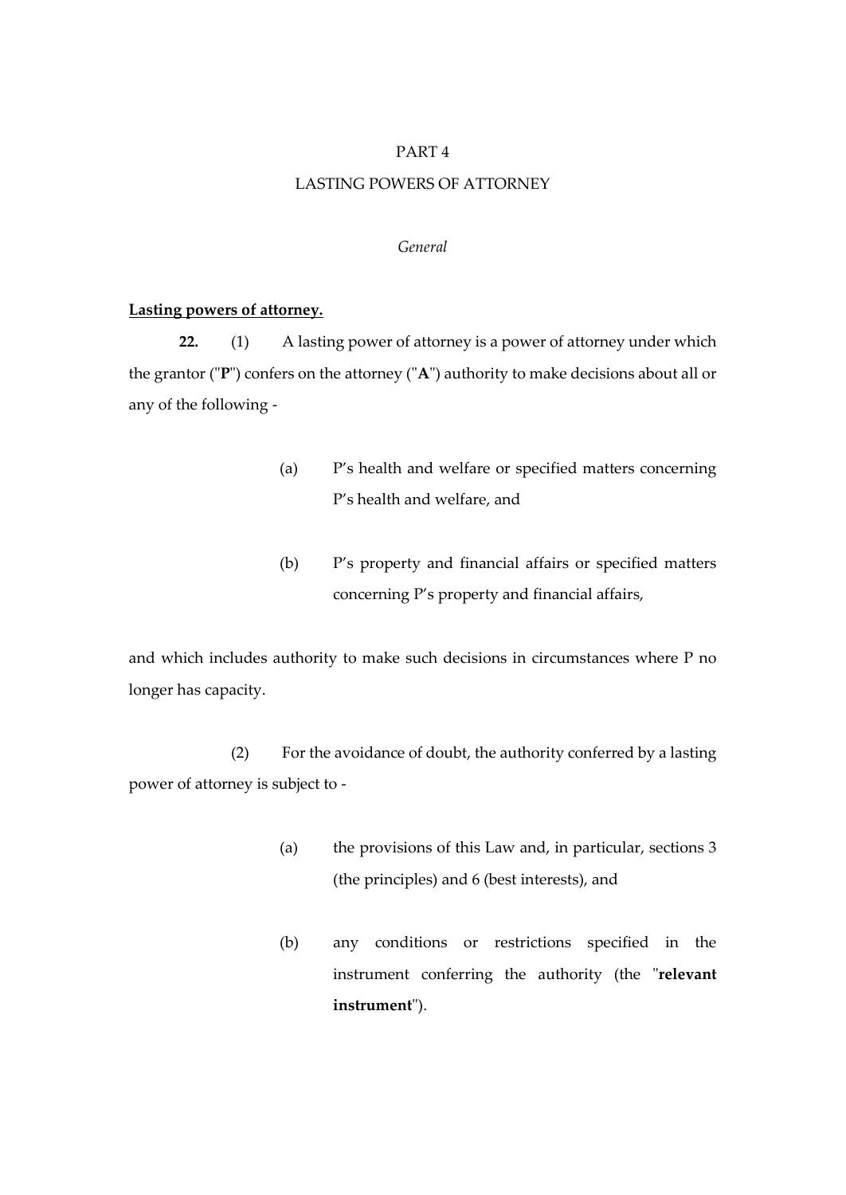PART 4

LASTING POWERS OF ATTORNEY

*General*

**Lasting powers of attorney.**

**22.** (1) A lasting power of attorney is a power of attorney under which the grantor ("**P**") confers on the attorney ("**A**") authority to make decisions about all or any of the following -

(a) P's health and welfare or specified matters concerning P's health and welfare, and

(b) P's property and financial affairs or specified matters concerning P's property and financial affairs,

and which includes authority to make such decisions in circumstances where P no longer has capacity.

(2) For the avoidance of doubt, the authority conferred by a lasting power of attorney is subject to -

(a) the provisions of this Law and, in particular, sections 3 (the principles) and 6 (best interests), and

(b) any conditions or restrictions specified in the instrument conferring the authority (the "**relevant instrument**").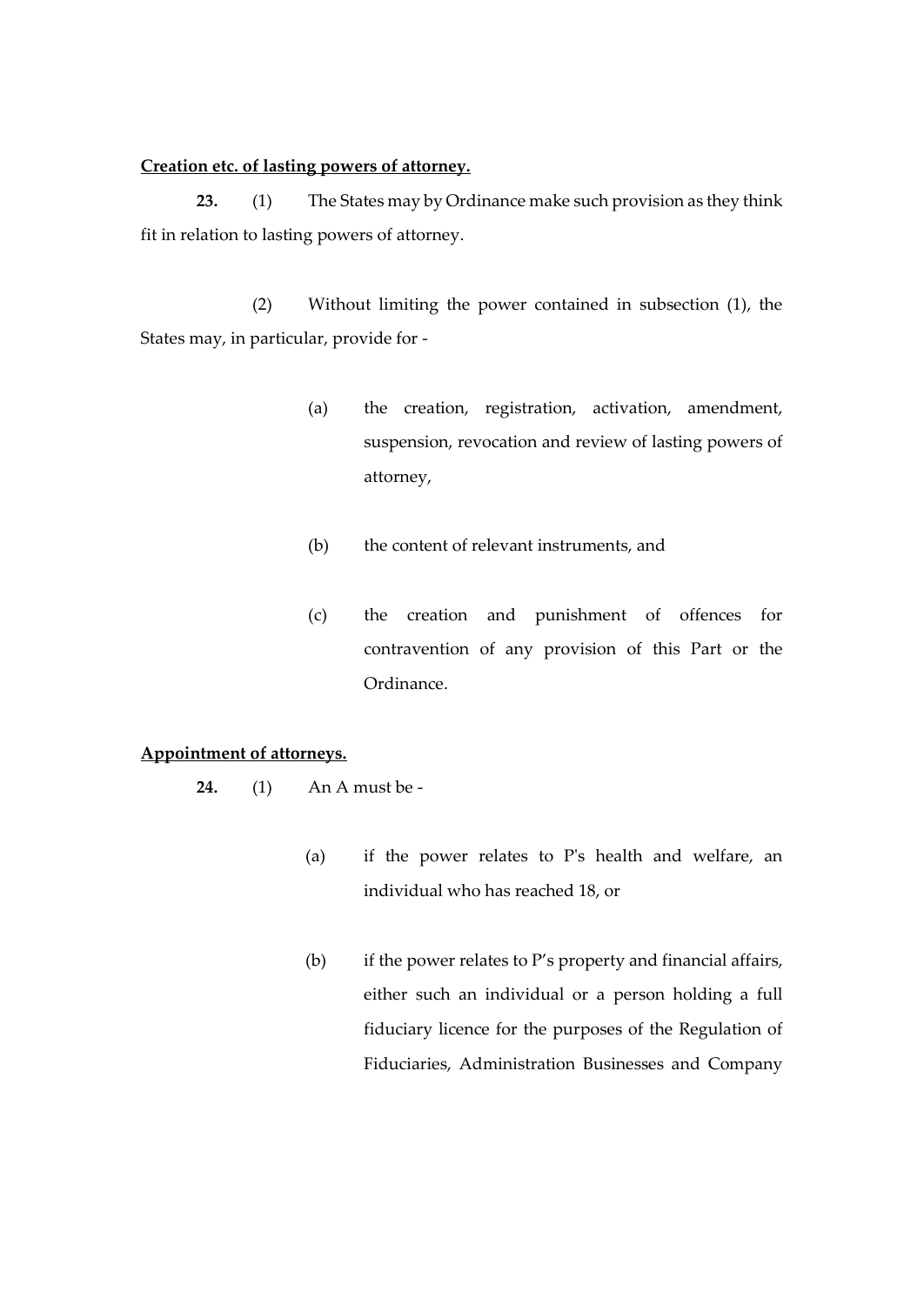**Creation etc. of lasting powers of attorney.**

**23.** (1) The States may by Ordinance make such provision as they think fit in relation to lasting powers of attorney.

(2) Without limiting the power contained in subsection (1), the States may, in particular, provide for -

(a) the creation, registration, activation, amendment, suspension, revocation and review of lasting powers of attorney,

(b) the content of relevant instruments, and

(c) the creation and punishment of offences for contravention of any provision of this Part or the Ordinance.

**Appointment of attorneys.**

**24.** (1) An A must be -

(a) if the power relates to P's health and welfare, an individual who has reached 18, or

(b) if the power relates to P's property and financial affairs, either such an individual or a person holding a full fiduciary licence for the purposes of the Regulation of Fiduciaries, Administration Businesses and Company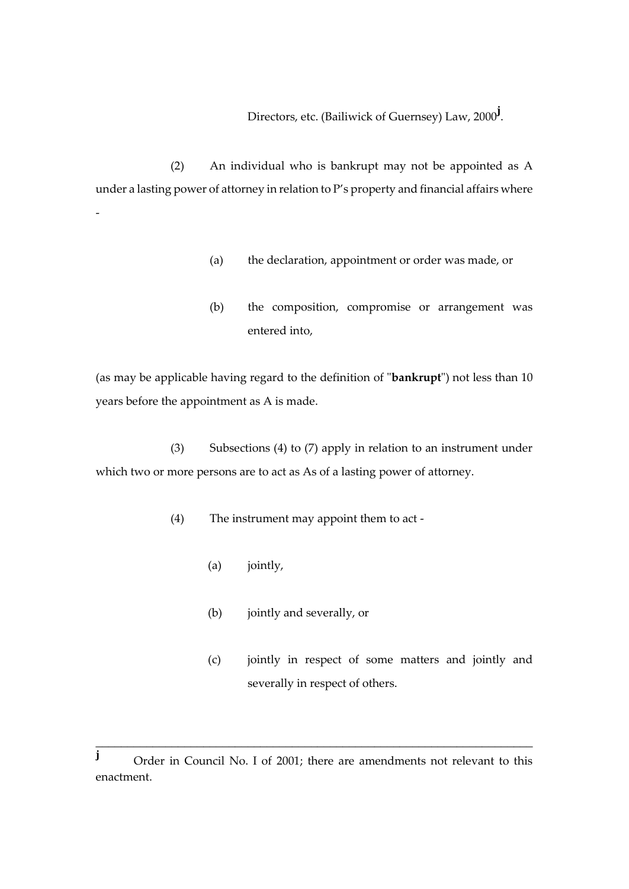Directors, etc. (Bailiwick of Guernsey) Law, 2000[j].

(2) An individual who is bankrupt may not be appointed as A under a lasting power of attorney in relation to P's property and financial affairs where -

(a) the declaration, appointment or order was made, or

(b) the composition, compromise or arrangement was entered into,

(as may be applicable having regard to the definition of "**bankrupt**") not less than 10 years before the appointment as A is made.

(3) Subsections (4) to (7) apply in relation to an instrument under which two or more persons are to act as As of a lasting power of attorney.

(4) The instrument may appoint them to act -

(a) jointly,

(b) jointly and severally, or

(c) jointly in respect of some matters and jointly and severally in respect of others.

---

[j] Order in Council No. I of 2001; there are amendments not relevant to this enactment.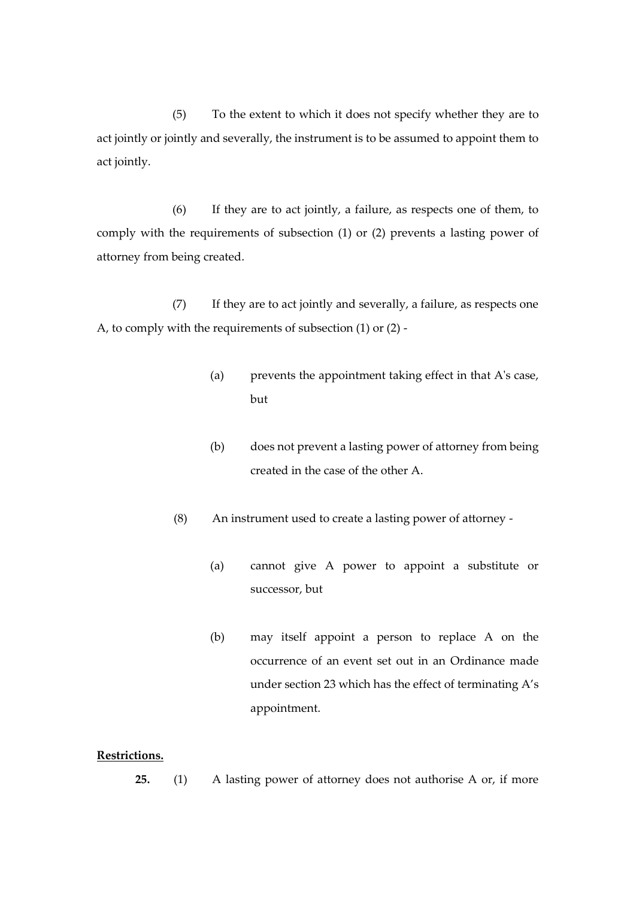(5) To the extent to which it does not specify whether they are to act jointly or jointly and severally, the instrument is to be assumed to appoint them to act jointly.

(6) If they are to act jointly, a failure, as respects one of them, to comply with the requirements of subsection (1) or (2) prevents a lasting power of attorney from being created.

(7) If they are to act jointly and severally, a failure, as respects one A, to comply with the requirements of subsection (1) or (2) -

(a) prevents the appointment taking effect in that A's case, but

(b) does not prevent a lasting power of attorney from being created in the case of the other A.

(8) An instrument used to create a lasting power of attorney -

(a) cannot give A power to appoint a substitute or successor, but

(b) may itself appoint a person to replace A on the occurrence of an event set out in an Ordinance made under section 23 which has the effect of terminating A's appointment.

**Restrictions.**

**25.** (1) A lasting power of attorney does not authorise A or, if more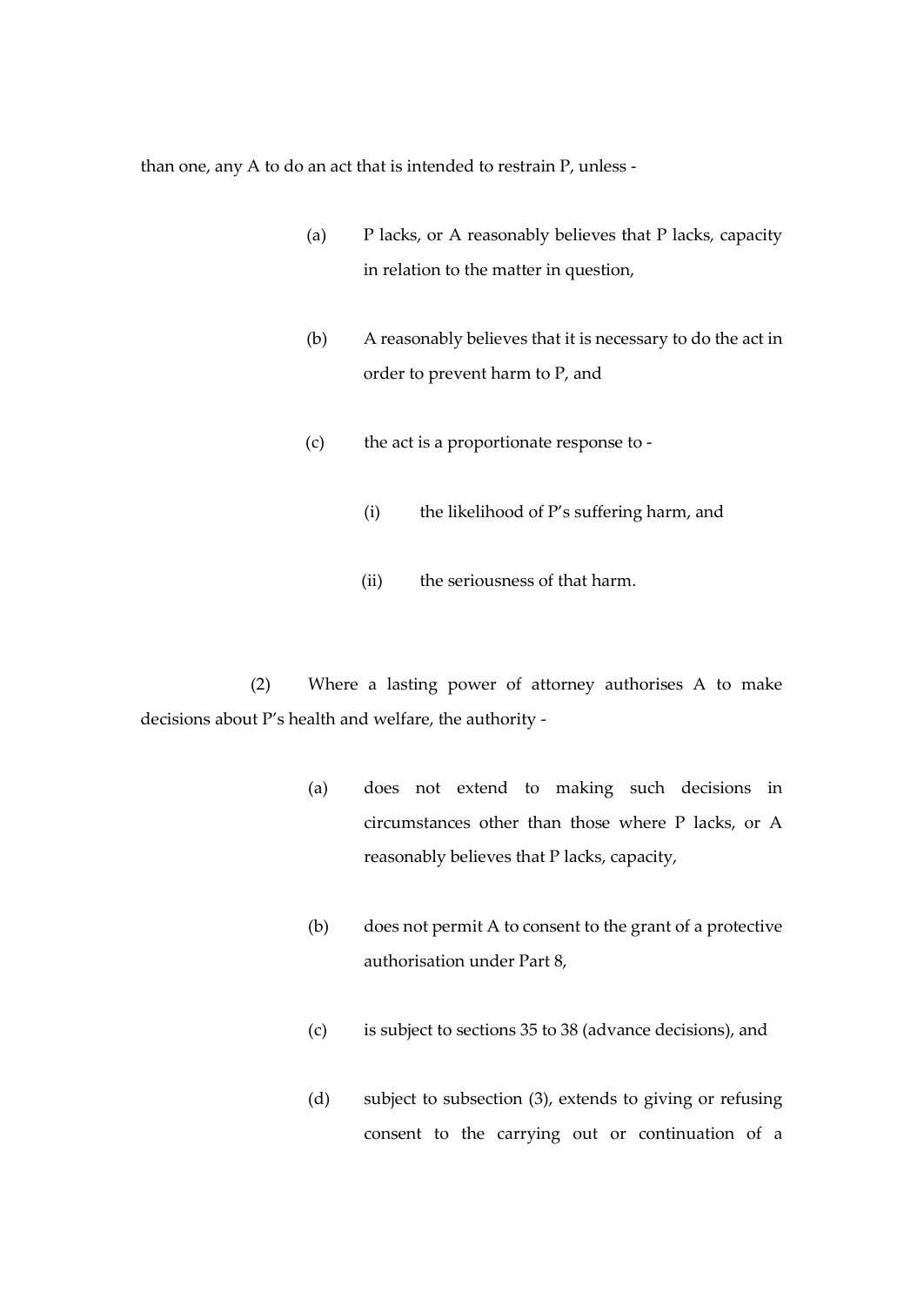than one, any A to do an act that is intended to restrain P, unless -

(a) P lacks, or A reasonably believes that P lacks, capacity in relation to the matter in question,

(b) A reasonably believes that it is necessary to do the act in order to prevent harm to P, and

(c) the act is a proportionate response to -

(i) the likelihood of P's suffering harm, and

(ii) the seriousness of that harm.

(2) Where a lasting power of attorney authorises A to make decisions about P's health and welfare, the authority -

(a) does not extend to making such decisions in circumstances other than those where P lacks, or A reasonably believes that P lacks, capacity,

(b) does not permit A to consent to the grant of a protective authorisation under Part 8,

(c) is subject to sections 35 to 38 (advance decisions), and

(d) subject to subsection (3), extends to giving or refusing consent to the carrying out or continuation of a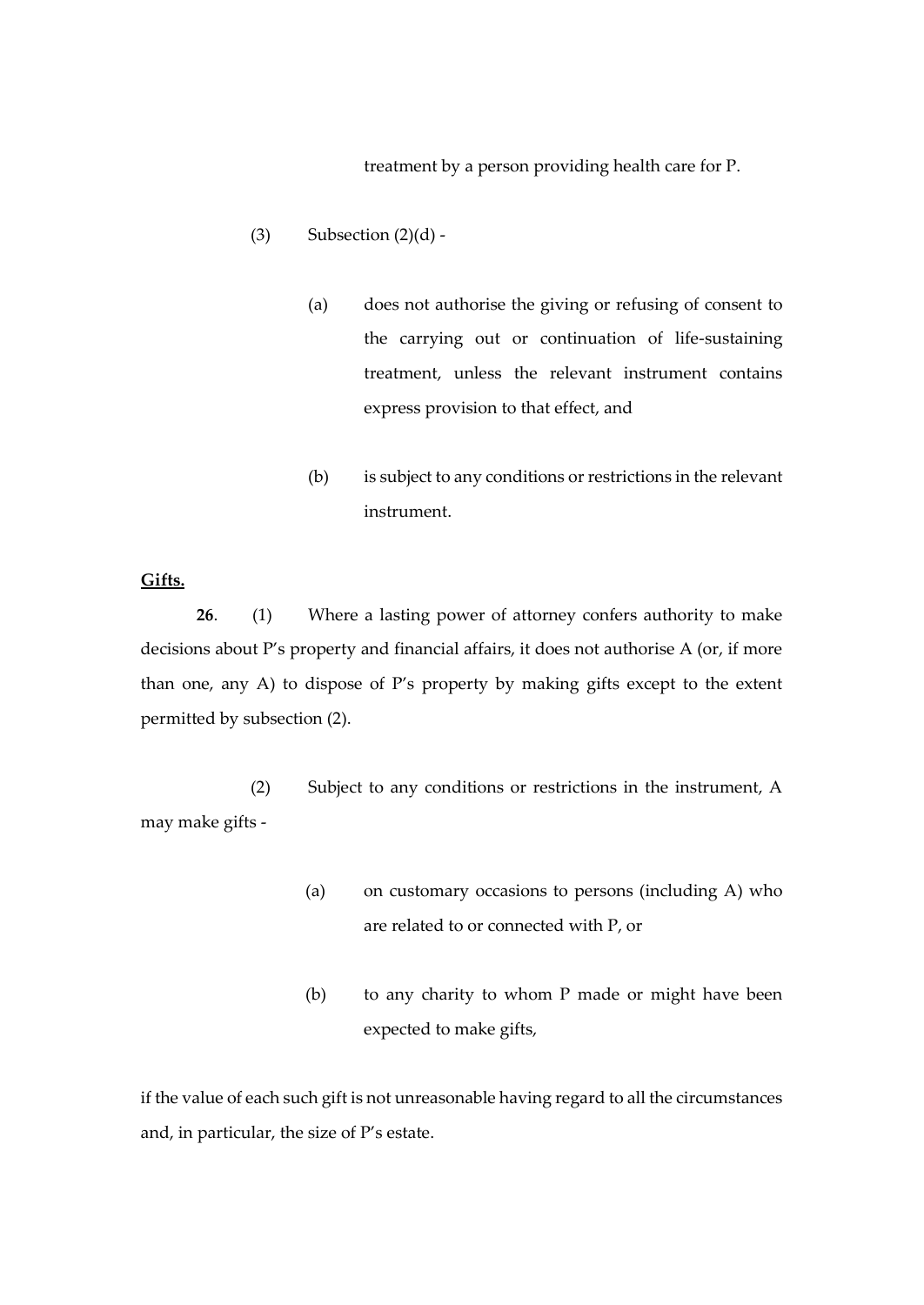treatment by a person providing health care for P.

(3) Subsection (2)(d) -

(a) does not authorise the giving or refusing of consent to the carrying out or continuation of life-sustaining treatment, unless the relevant instrument contains express provision to that effect, and

(b) is subject to any conditions or restrictions in the relevant instrument.

**Gifts.**

**26**. (1) Where a lasting power of attorney confers authority to make decisions about P's property and financial affairs, it does not authorise A (or, if more than one, any A) to dispose of P's property by making gifts except to the extent permitted by subsection (2).

(2) Subject to any conditions or restrictions in the instrument, A may make gifts -

(a) on customary occasions to persons (including A) who are related to or connected with P, or

(b) to any charity to whom P made or might have been expected to make gifts,

if the value of each such gift is not unreasonable having regard to all the circumstances and, in particular, the size of P's estate.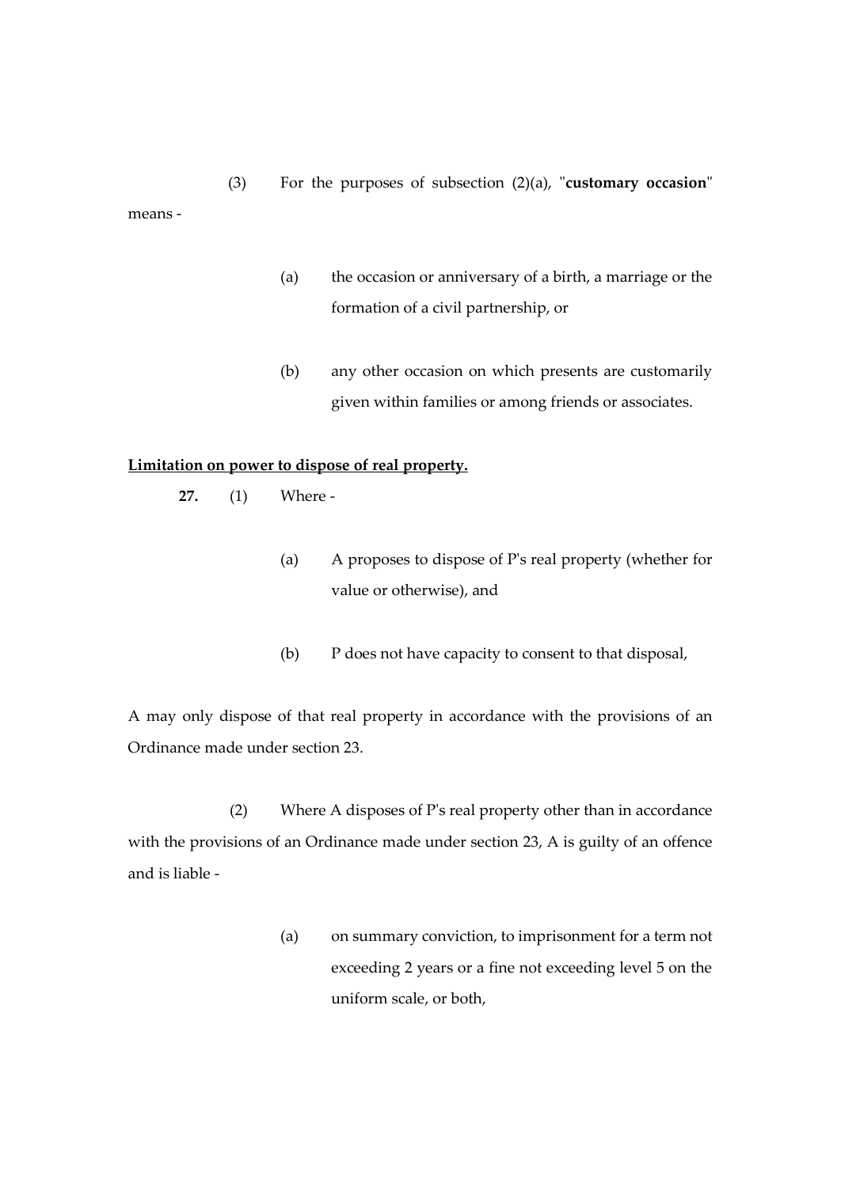(3) For the purposes of subsection (2)(a), "**customary occasion**" means -

(a) the occasion or anniversary of a birth, a marriage or the formation of a civil partnership, or

(b) any other occasion on which presents are customarily given within families or among friends or associates.

**Limitation on power to dispose of real property.**

**27.** (1) Where -

(a) A proposes to dispose of P's real property (whether for value or otherwise), and

(b) P does not have capacity to consent to that disposal,

A may only dispose of that real property in accordance with the provisions of an Ordinance made under section 23.

(2) Where A disposes of P's real property other than in accordance with the provisions of an Ordinance made under section 23, A is guilty of an offence and is liable -

(a) on summary conviction, to imprisonment for a term not exceeding 2 years or a fine not exceeding level 5 on the uniform scale, or both,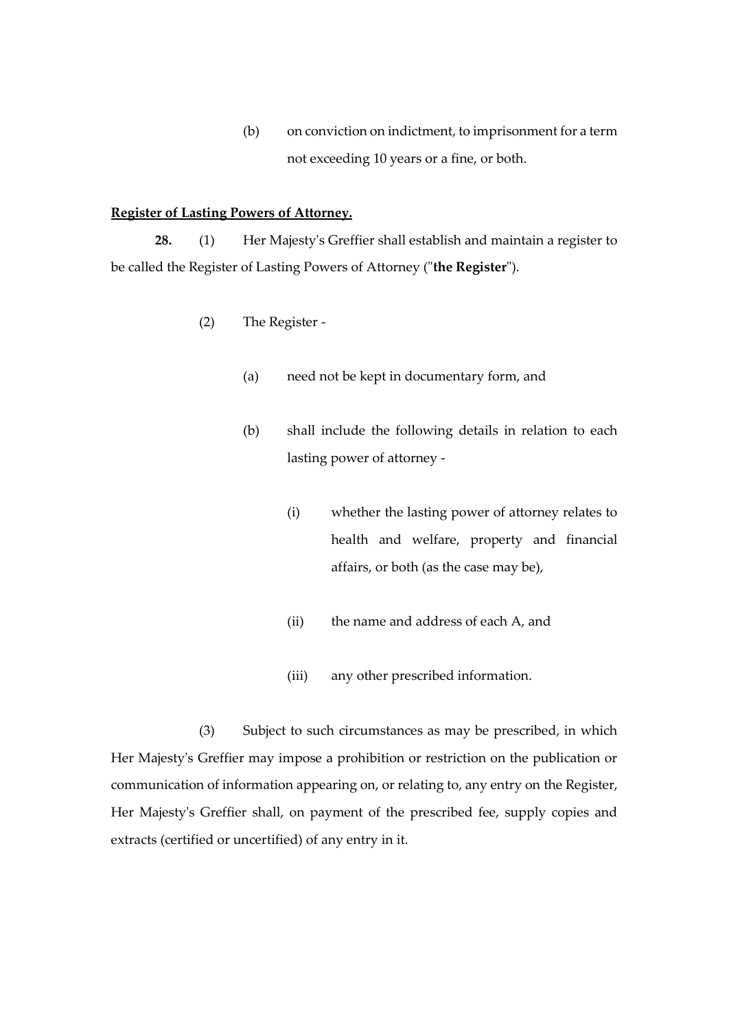(b) on conviction on indictment, to imprisonment for a term not exceeding 10 years or a fine, or both.

**Register of Lasting Powers of Attorney.**

**28.** (1) Her Majesty's Greffier shall establish and maintain a register to be called the Register of Lasting Powers of Attorney ("**the Register**").

(2) The Register -

(a) need not be kept in documentary form, and

(b) shall include the following details in relation to each lasting power of attorney -

(i) whether the lasting power of attorney relates to health and welfare, property and financial affairs, or both (as the case may be),

(ii) the name and address of each A, and

(iii) any other prescribed information.

(3) Subject to such circumstances as may be prescribed, in which Her Majesty's Greffier may impose a prohibition or restriction on the publication or communication of information appearing on, or relating to, any entry on the Register, Her Majesty's Greffier shall, on payment of the prescribed fee, supply copies and extracts (certified or uncertified) of any entry in it.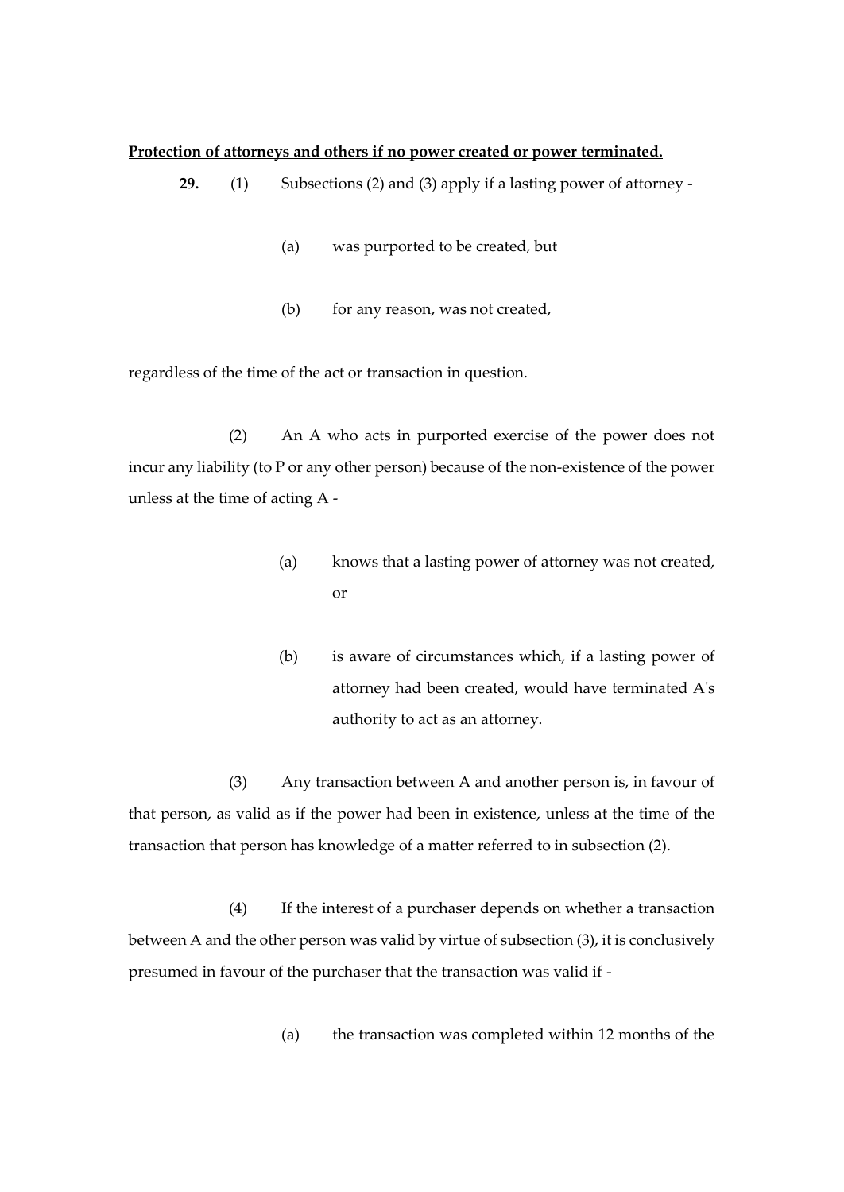**Protection of attorneys and others if no power created or power terminated.**

**29.** (1) Subsections (2) and (3) apply if a lasting power of attorney -

(a) was purported to be created, but

(b) for any reason, was not created,

regardless of the time of the act or transaction in question.

(2) An A who acts in purported exercise of the power does not incur any liability (to P or any other person) because of the non-existence of the power unless at the time of acting A -

(a) knows that a lasting power of attorney was not created, or

(b) is aware of circumstances which, if a lasting power of attorney had been created, would have terminated A's authority to act as an attorney.

(3) Any transaction between A and another person is, in favour of that person, as valid as if the power had been in existence, unless at the time of the transaction that person has knowledge of a matter referred to in subsection (2).

(4) If the interest of a purchaser depends on whether a transaction between A and the other person was valid by virtue of subsection (3), it is conclusively presumed in favour of the purchaser that the transaction was valid if -

(a) the transaction was completed within 12 months of the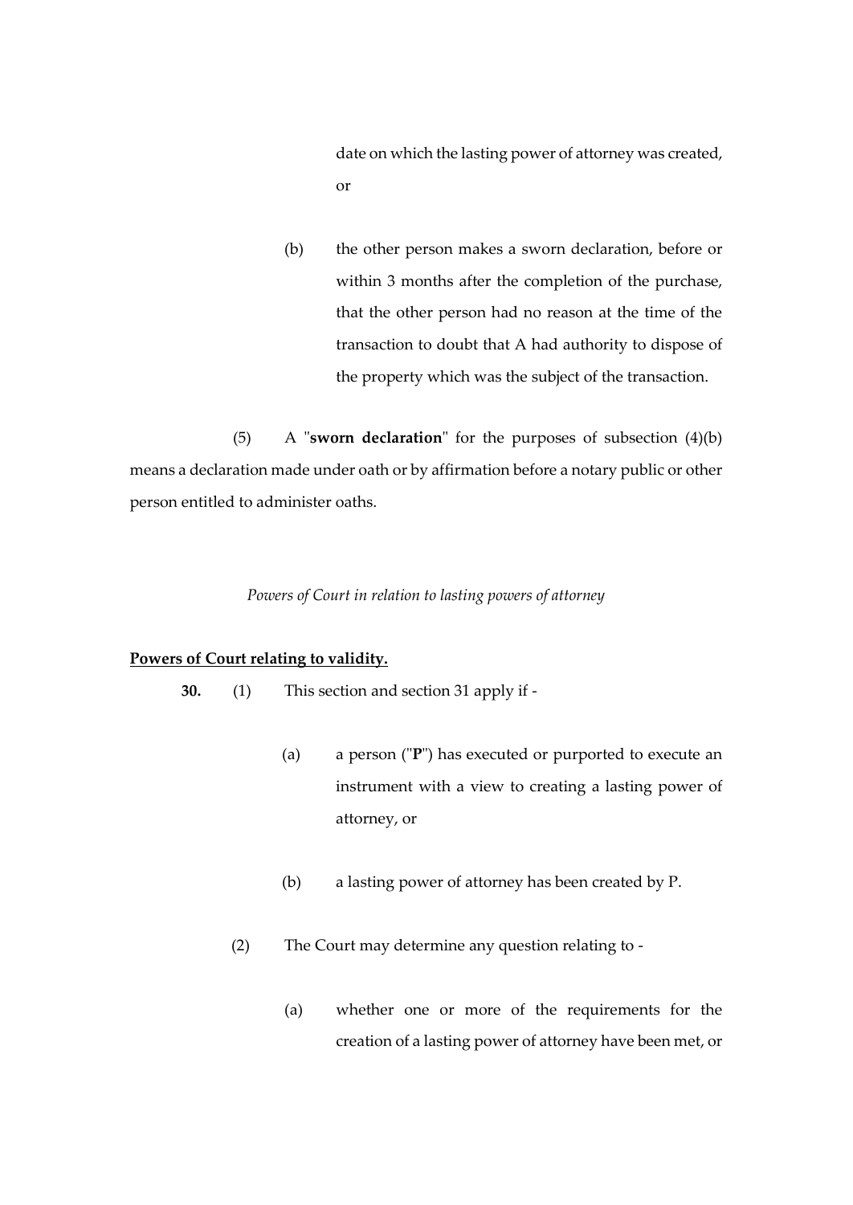date on which the lasting power of attorney was created, or

(b) the other person makes a sworn declaration, before or within 3 months after the completion of the purchase, that the other person had no reason at the time of the transaction to doubt that A had authority to dispose of the property which was the subject of the transaction.

(5) A "**sworn declaration**" for the purposes of subsection (4)(b) means a declaration made under oath or by affirmation before a notary public or other person entitled to administer oaths.

*Powers of Court in relation to lasting powers of attorney*

**Powers of Court relating to validity.**

**30.** (1) This section and section 31 apply if -

(a) a person ("**P**") has executed or purported to execute an instrument with a view to creating a lasting power of attorney, or

(b) a lasting power of attorney has been created by P.

(2) The Court may determine any question relating to -

(a) whether one or more of the requirements for the creation of a lasting power of attorney have been met, or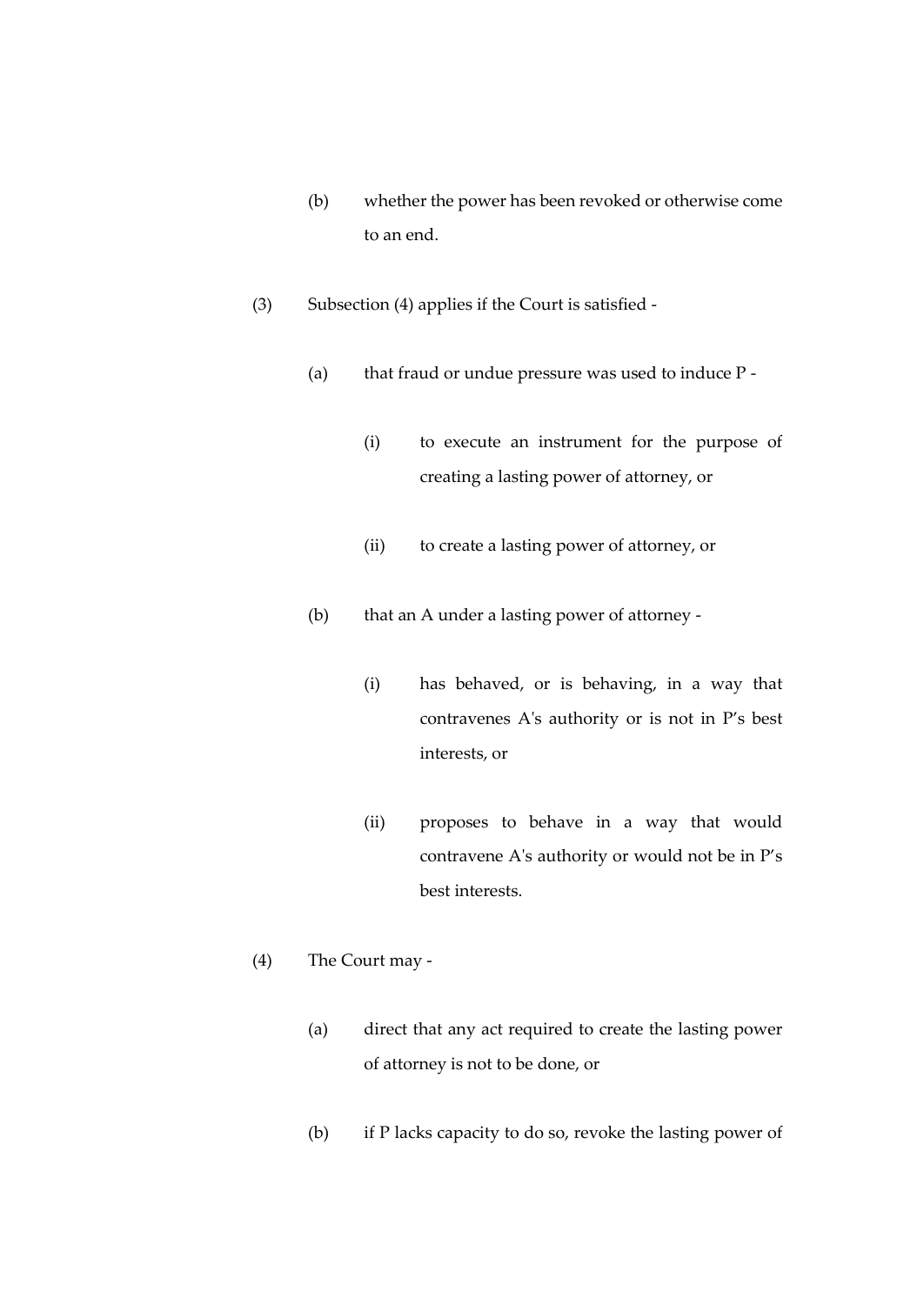(b) whether the power has been revoked or otherwise come to an end.

(3) Subsection (4) applies if the Court is satisfied -

(a) that fraud or undue pressure was used to induce P -

(i) to execute an instrument for the purpose of creating a lasting power of attorney, or

(ii) to create a lasting power of attorney, or

(b) that an A under a lasting power of attorney -

(i) has behaved, or is behaving, in a way that contravenes A's authority or is not in P's best interests, or

(ii) proposes to behave in a way that would contravene A's authority or would not be in P's best interests.

(4) The Court may -

(a) direct that any act required to create the lasting power of attorney is not to be done, or

(b) if P lacks capacity to do so, revoke the lasting power of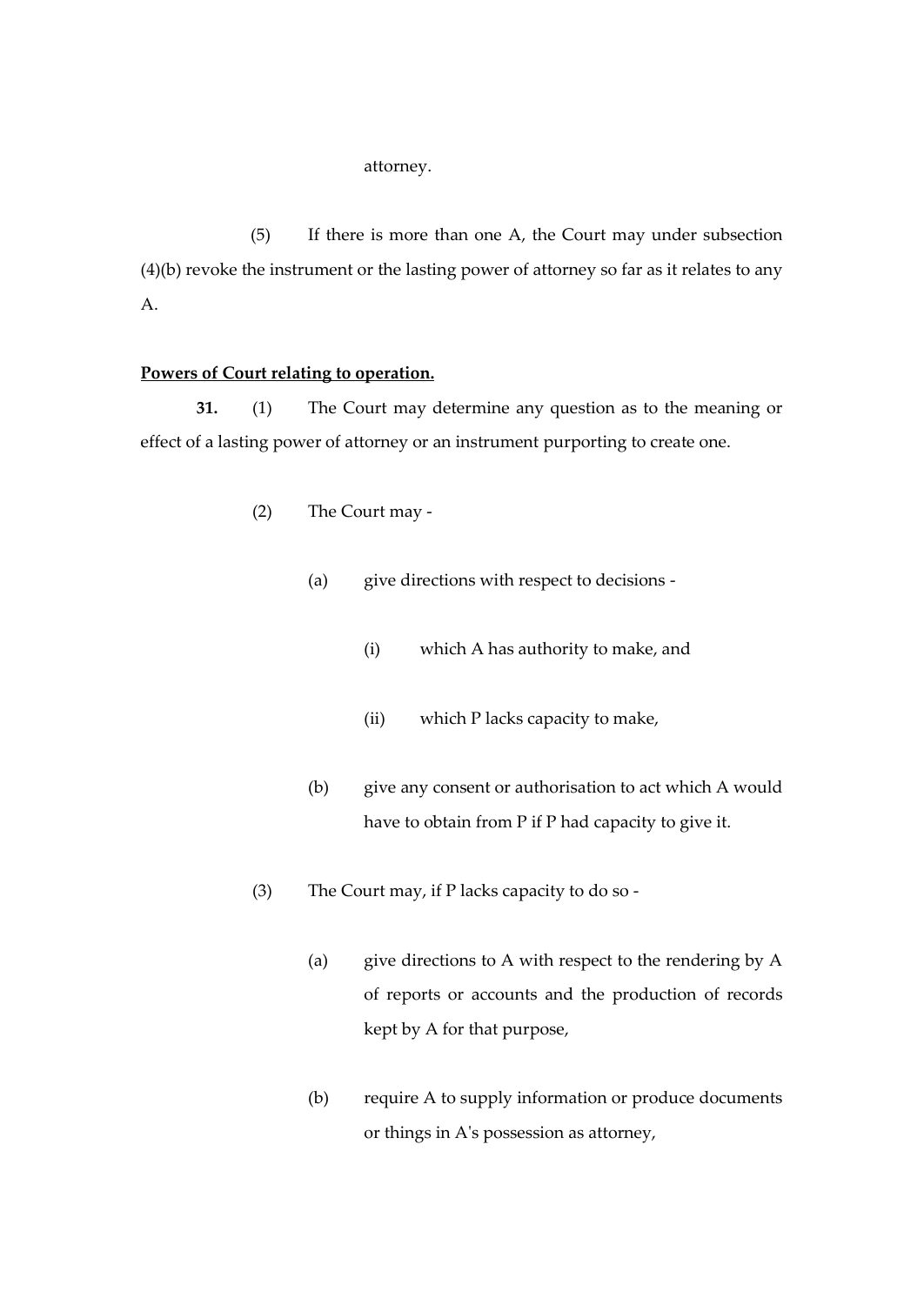attorney.

(5) If there is more than one A, the Court may under subsection (4)(b) revoke the instrument or the lasting power of attorney so far as it relates to any A.

**Powers of Court relating to operation.**

**31.** (1) The Court may determine any question as to the meaning or effect of a lasting power of attorney or an instrument purporting to create one.

(2) The Court may -

(a) give directions with respect to decisions -

(i) which A has authority to make, and

(ii) which P lacks capacity to make,

(b) give any consent or authorisation to act which A would have to obtain from P if P had capacity to give it.

(3) The Court may, if P lacks capacity to do so -

(a) give directions to A with respect to the rendering by A of reports or accounts and the production of records kept by A for that purpose,

(b) require A to supply information or produce documents or things in A's possession as attorney,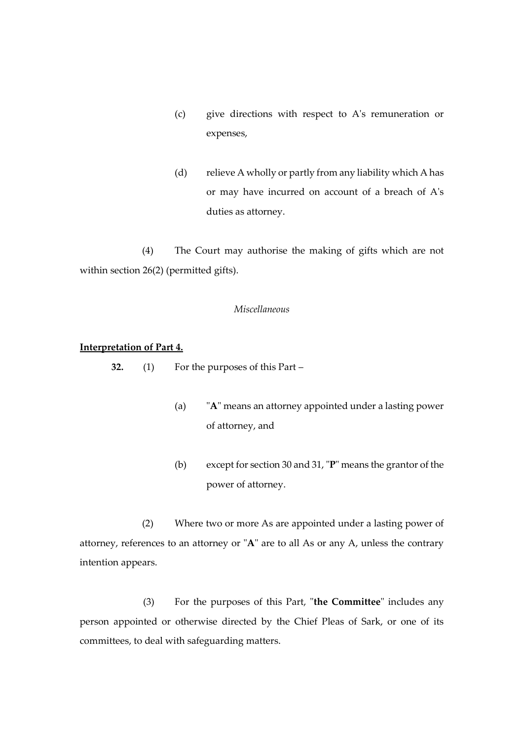(c) give directions with respect to A's remuneration or expenses,

(d) relieve A wholly or partly from any liability which A has or may have incurred on account of a breach of A's duties as attorney.

(4) The Court may authorise the making of gifts which are not within section 26(2) (permitted gifts).

*Miscellaneous*

**Interpretation of Part 4.**

**32.** (1) For the purposes of this Part –

(a) "**A**" means an attorney appointed under a lasting power of attorney, and

(b) except for section 30 and 31, "**P**" means the grantor of the power of attorney.

(2) Where two or more As are appointed under a lasting power of attorney, references to an attorney or "**A**" are to all As or any A, unless the contrary intention appears.

(3) For the purposes of this Part, "**the Committee**" includes any person appointed or otherwise directed by the Chief Pleas of Sark, or one of its committees, to deal with safeguarding matters.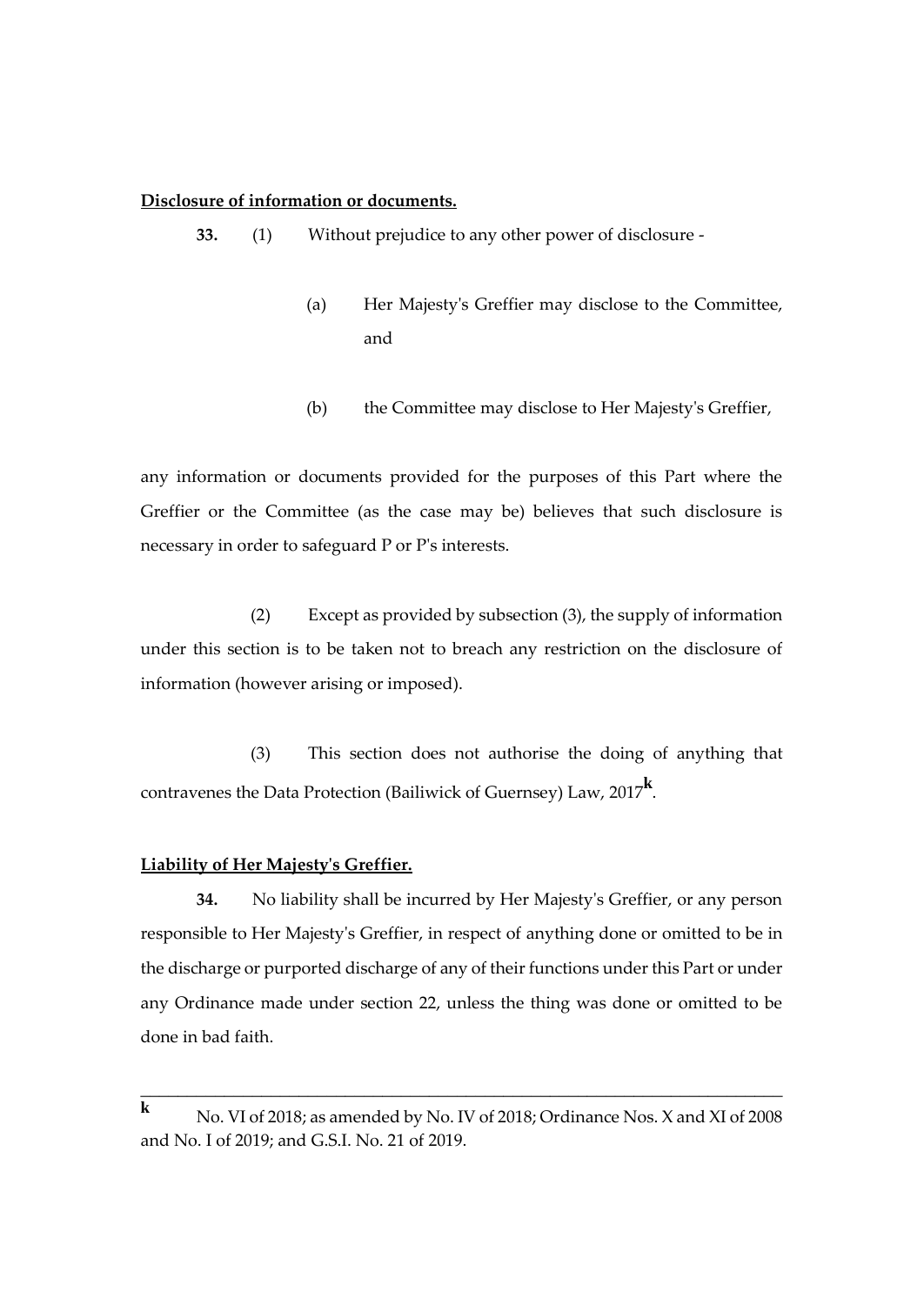**Disclosure of information or documents.**

**33.** (1) Without prejudice to any other power of disclosure -

(a) Her Majesty's Greffier may disclose to the Committee, and

(b) the Committee may disclose to Her Majesty's Greffier,

any information or documents provided for the purposes of this Part where the Greffier or the Committee (as the case may be) believes that such disclosure is necessary in order to safeguard P or P's interests.

(2) Except as provided by subsection (3), the supply of information under this section is to be taken not to breach any restriction on the disclosure of information (however arising or imposed).

(3) This section does not authorise the doing of anything that contravenes the Data Protection (Bailiwick of Guernsey) Law, 2017[k].

**Liability of Her Majesty's Greffier.**

**34.** No liability shall be incurred by Her Majesty's Greffier, or any person responsible to Her Majesty's Greffier, in respect of anything done or omitted to be in the discharge or purported discharge of any of their functions under this Part or under any Ordinance made under section 22, unless the thing was done or omitted to be done in bad faith.

---

**k** No. VI of 2018; as amended by No. IV of 2018; Ordinance Nos. X and XI of 2008 and No. I of 2019; and G.S.I. No. 21 of 2019.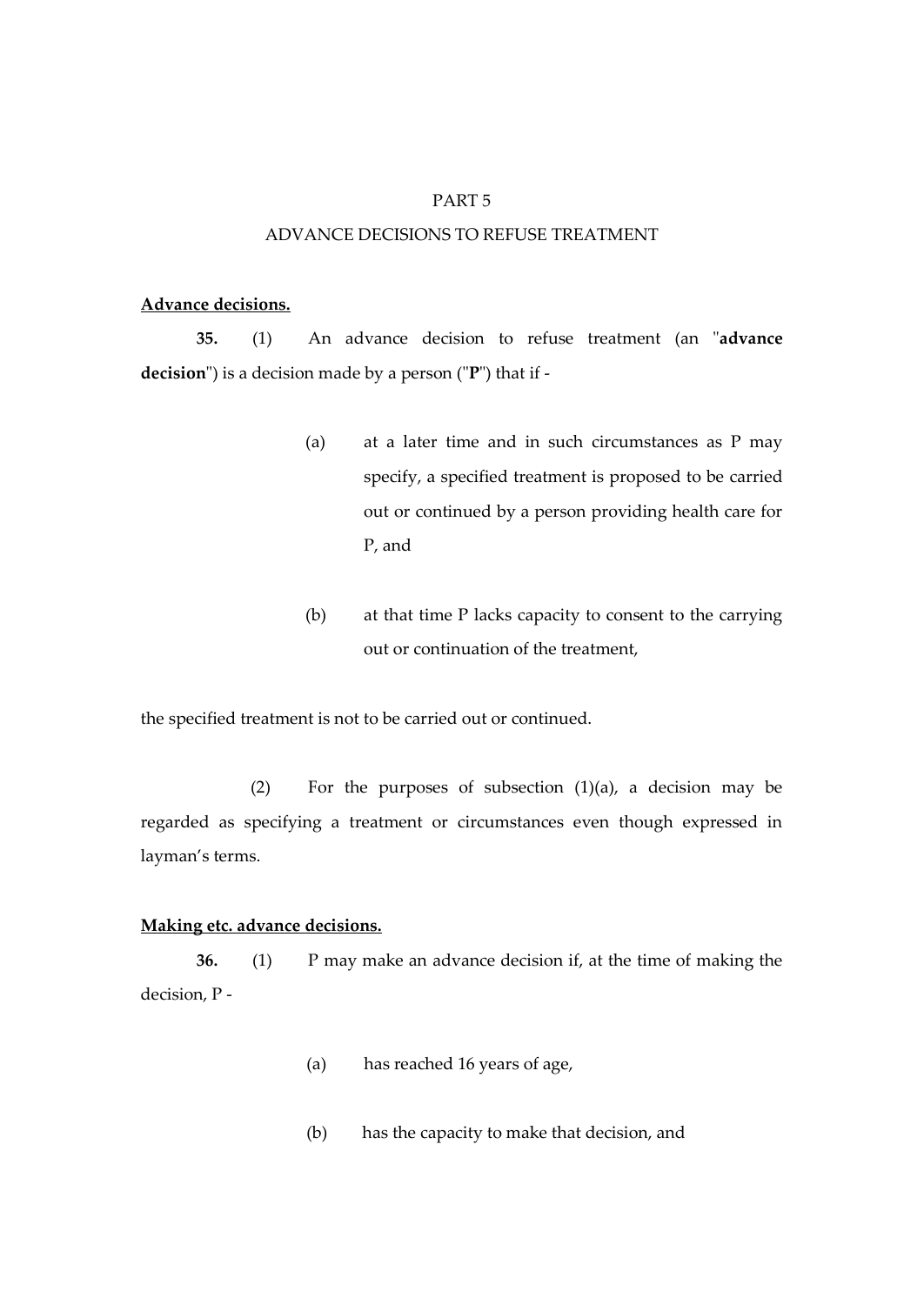PART 5

ADVANCE DECISIONS TO REFUSE TREATMENT

**Advance decisions.**

**35.** (1) An advance decision to refuse treatment (an "**advance decision**") is a decision made by a person ("**P**") that if -

> (a) at a later time and in such circumstances as P may specify, a specified treatment is proposed to be carried out or continued by a person providing health care for P, and
>
> (b) at that time P lacks capacity to consent to the carrying out or continuation of the treatment,

the specified treatment is not to be carried out or continued.

(2) For the purposes of subsection (1)(a), a decision may be regarded as specifying a treatment or circumstances even though expressed in layman's terms.

**Making etc. advance decisions.**

**36.** (1) P may make an advance decision if, at the time of making the decision, P -

> (a) has reached 16 years of age,
>
> (b) has the capacity to make that decision, and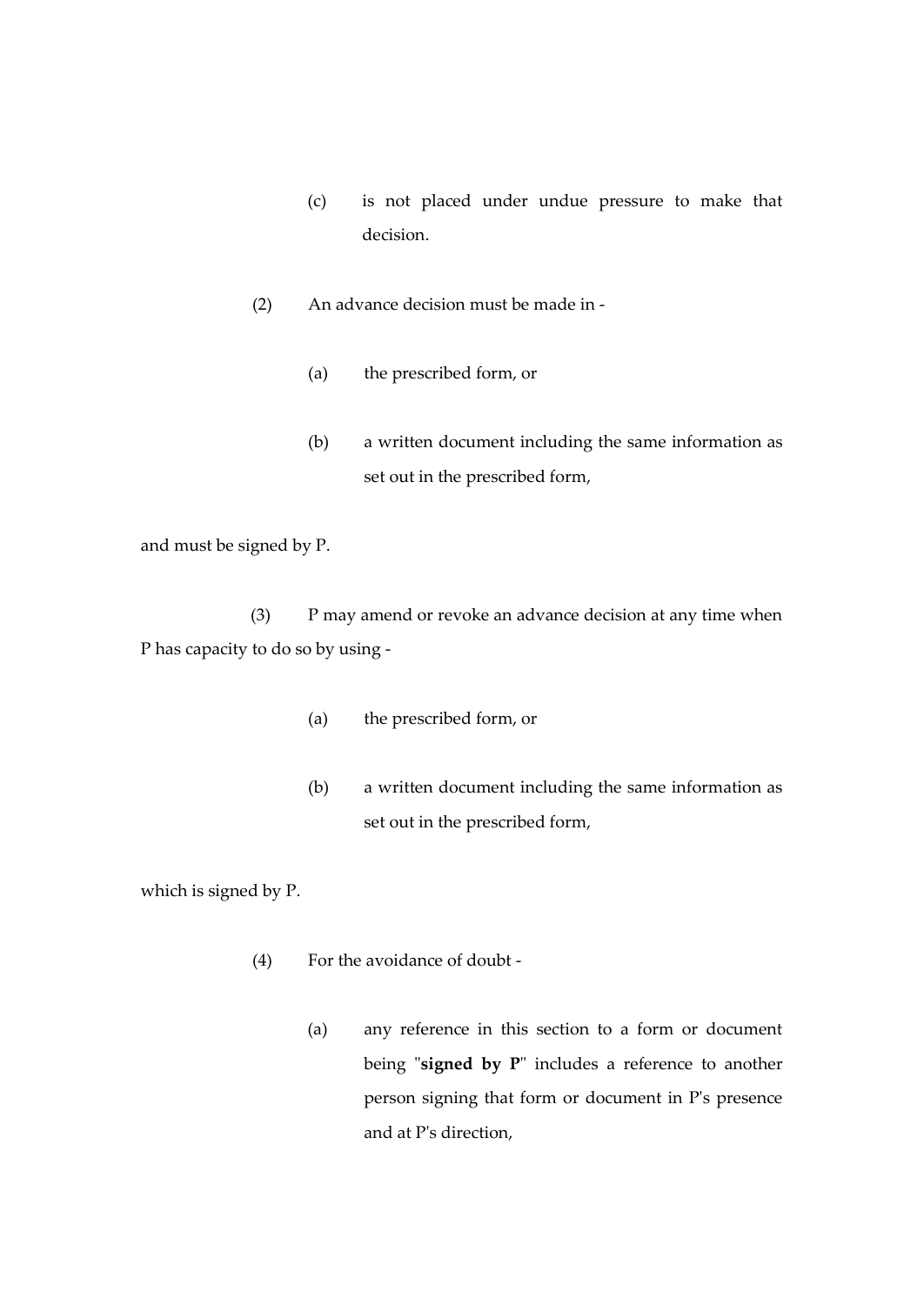(c) is not placed under undue pressure to make that decision.

(2) An advance decision must be made in -

(a) the prescribed form, or

(b) a written document including the same information as set out in the prescribed form,

and must be signed by P.

(3) P may amend or revoke an advance decision at any time when P has capacity to do so by using -

(a) the prescribed form, or

(b) a written document including the same information as set out in the prescribed form,

which is signed by P.

(4) For the avoidance of doubt -

(a) any reference in this section to a form or document being "**signed by P**" includes a reference to another person signing that form or document in P's presence and at P's direction,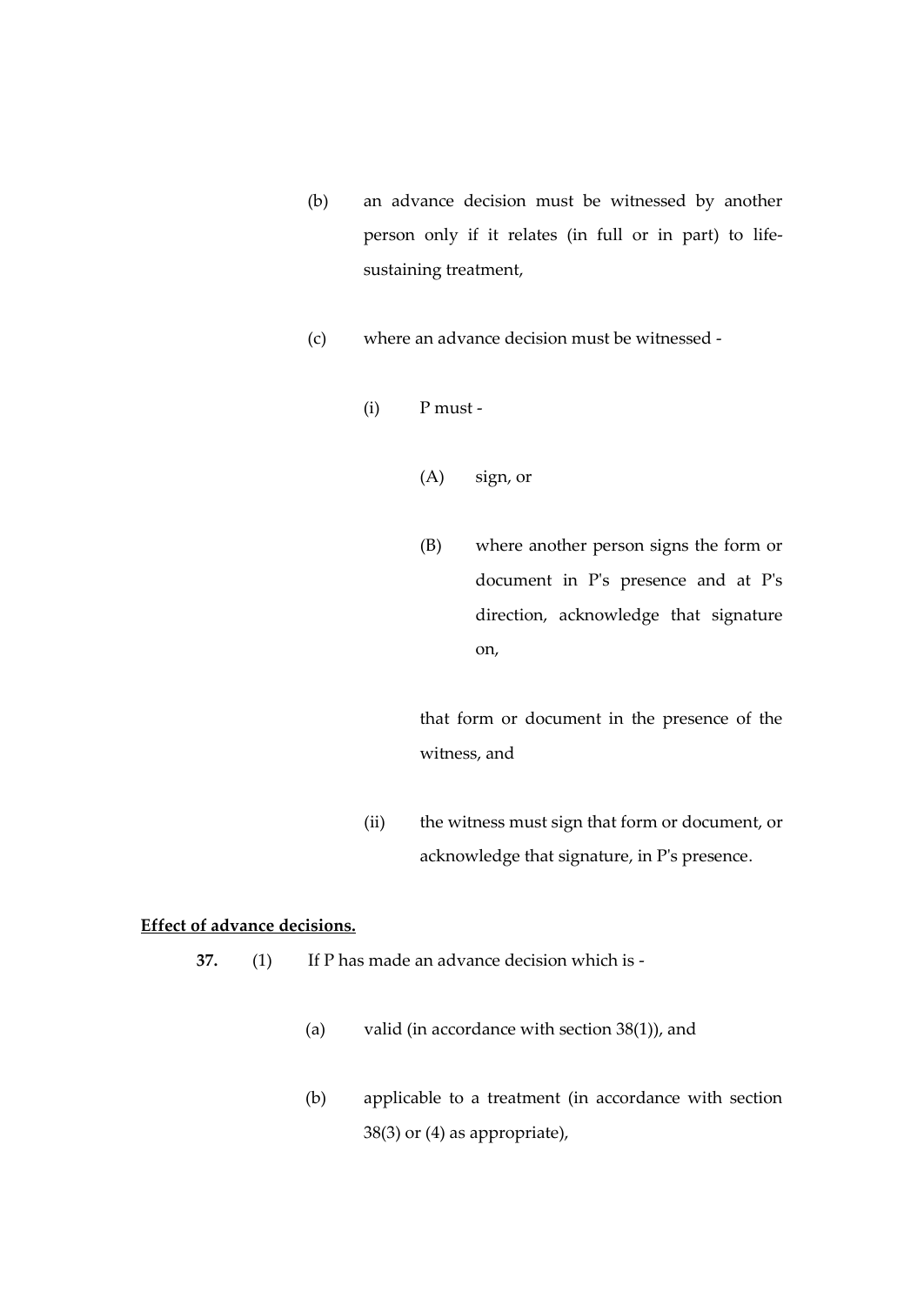(b) an advance decision must be witnessed by another person only if it relates (in full or in part) to life-sustaining treatment,

(c) where an advance decision must be witnessed -

(i) P must -

(A) sign, or

(B) where another person signs the form or document in P's presence and at P's direction, acknowledge that signature on,

that form or document in the presence of the witness, and

(ii) the witness must sign that form or document, or acknowledge that signature, in P's presence.

**Effect of advance decisions.**

**37.** (1) If P has made an advance decision which is -

(a) valid (in accordance with section 38(1)), and

(b) applicable to a treatment (in accordance with section 38(3) or (4) as appropriate),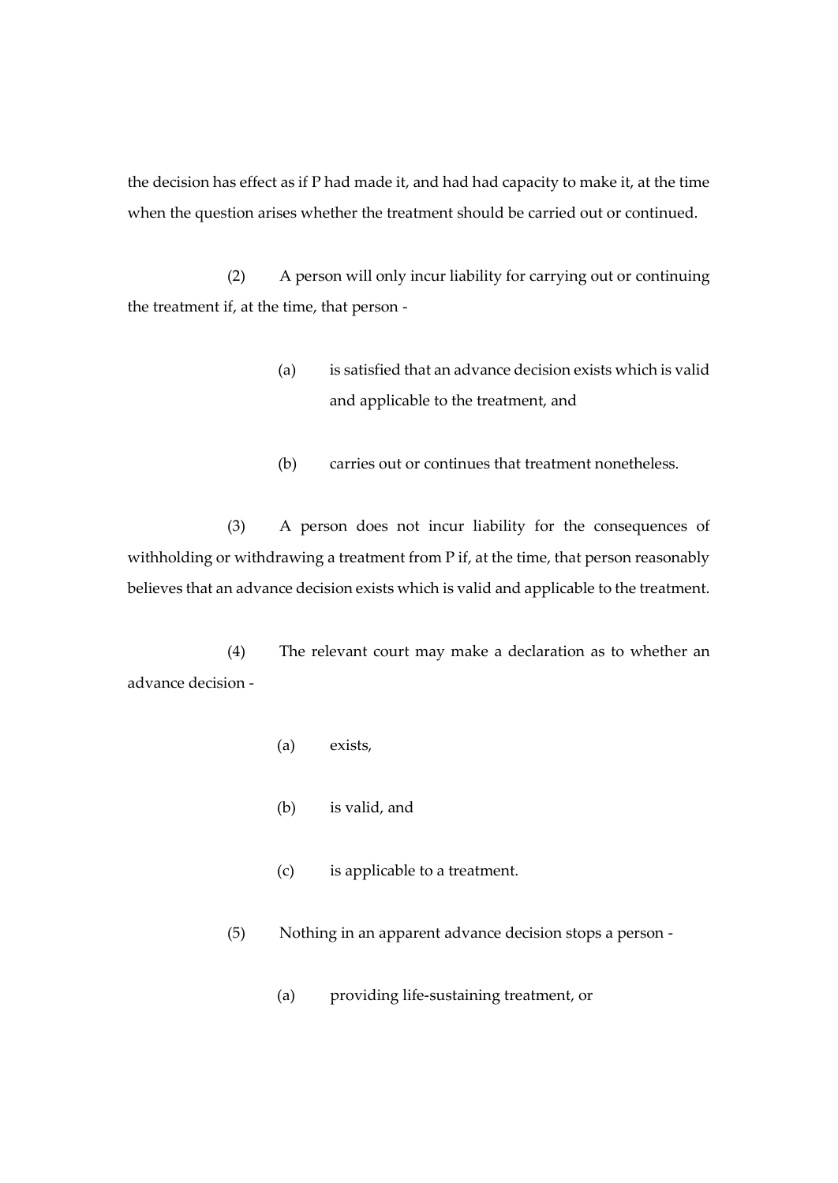the decision has effect as if P had made it, and had had capacity to make it, at the time when the question arises whether the treatment should be carried out or continued.

(2) A person will only incur liability for carrying out or continuing the treatment if, at the time, that person -

(a) is satisfied that an advance decision exists which is valid and applicable to the treatment, and

(b) carries out or continues that treatment nonetheless.

(3) A person does not incur liability for the consequences of withholding or withdrawing a treatment from P if, at the time, that person reasonably believes that an advance decision exists which is valid and applicable to the treatment.

(4) The relevant court may make a declaration as to whether an advance decision -

(a) exists,

(b) is valid, and

(c) is applicable to a treatment.

(5) Nothing in an apparent advance decision stops a person -

(a) providing life-sustaining treatment, or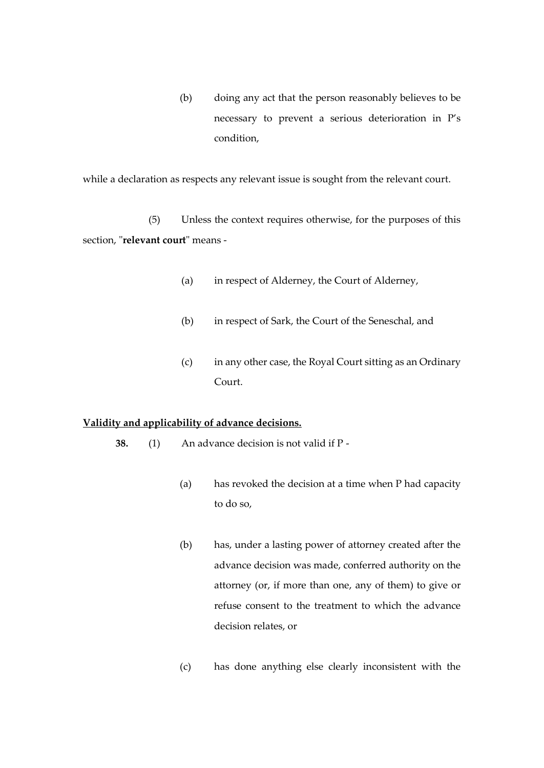(b) doing any act that the person reasonably believes to be necessary to prevent a serious deterioration in P's condition,

while a declaration as respects any relevant issue is sought from the relevant court.

(5) Unless the context requires otherwise, for the purposes of this section, "**relevant court**" means -

(a) in respect of Alderney, the Court of Alderney,

(b) in respect of Sark, the Court of the Seneschal, and

(c) in any other case, the Royal Court sitting as an Ordinary Court.

**Validity and applicability of advance decisions.**

**38.** (1) An advance decision is not valid if P -

(a) has revoked the decision at a time when P had capacity to do so,

(b) has, under a lasting power of attorney created after the advance decision was made, conferred authority on the attorney (or, if more than one, any of them) to give or refuse consent to the treatment to which the advance decision relates, or

(c) has done anything else clearly inconsistent with the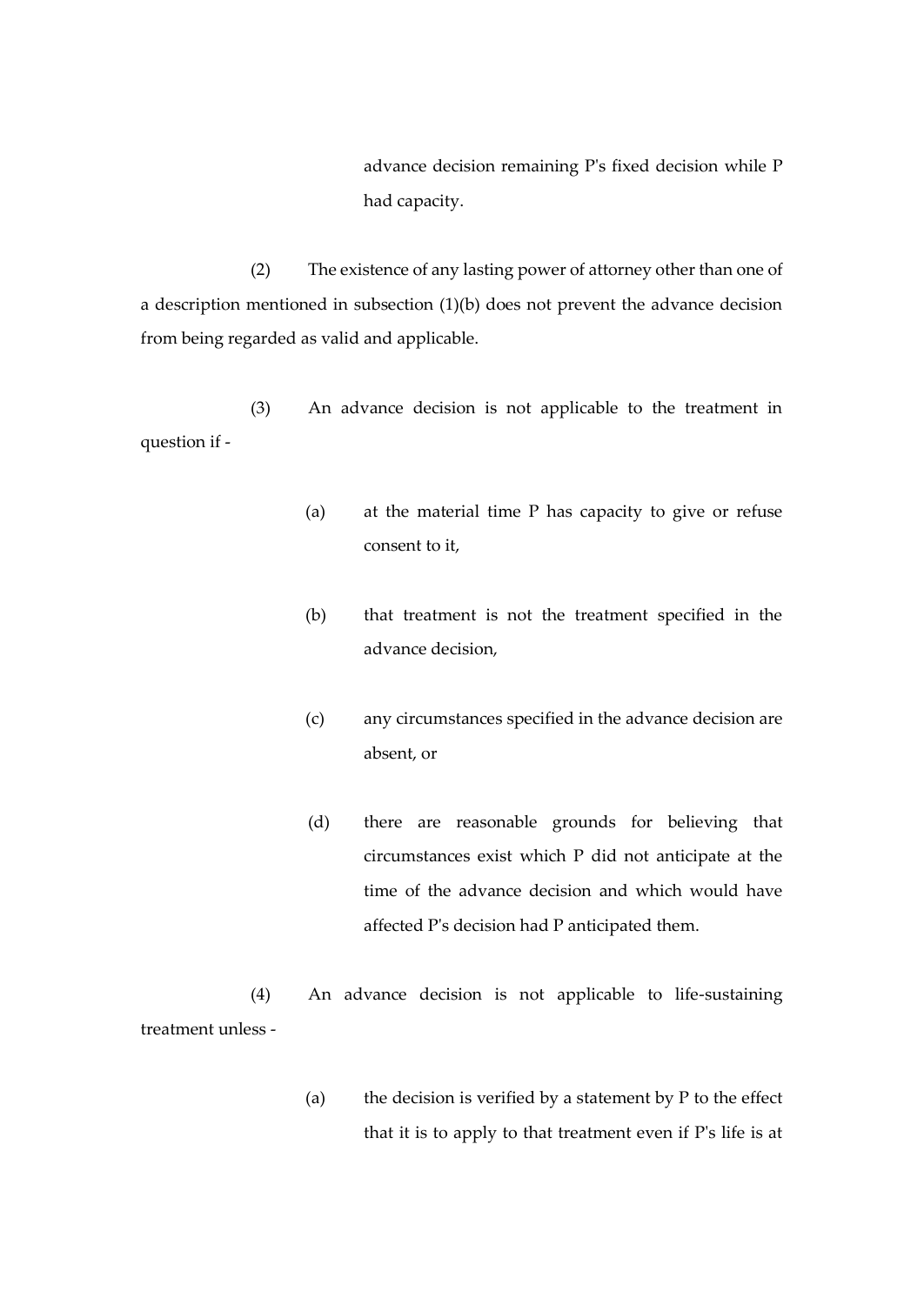advance decision remaining P's fixed decision while P had capacity.

(2) The existence of any lasting power of attorney other than one of a description mentioned in subsection (1)(b) does not prevent the advance decision from being regarded as valid and applicable.

(3) An advance decision is not applicable to the treatment in question if -

- (a) at the material time P has capacity to give or refuse consent to it,

- (b) that treatment is not the treatment specified in the advance decision,

- (c) any circumstances specified in the advance decision are absent, or

- (d) there are reasonable grounds for believing that circumstances exist which P did not anticipate at the time of the advance decision and which would have affected P's decision had P anticipated them.

(4) An advance decision is not applicable to life-sustaining treatment unless -

- (a) the decision is verified by a statement by P to the effect that it is to apply to that treatment even if P's life is at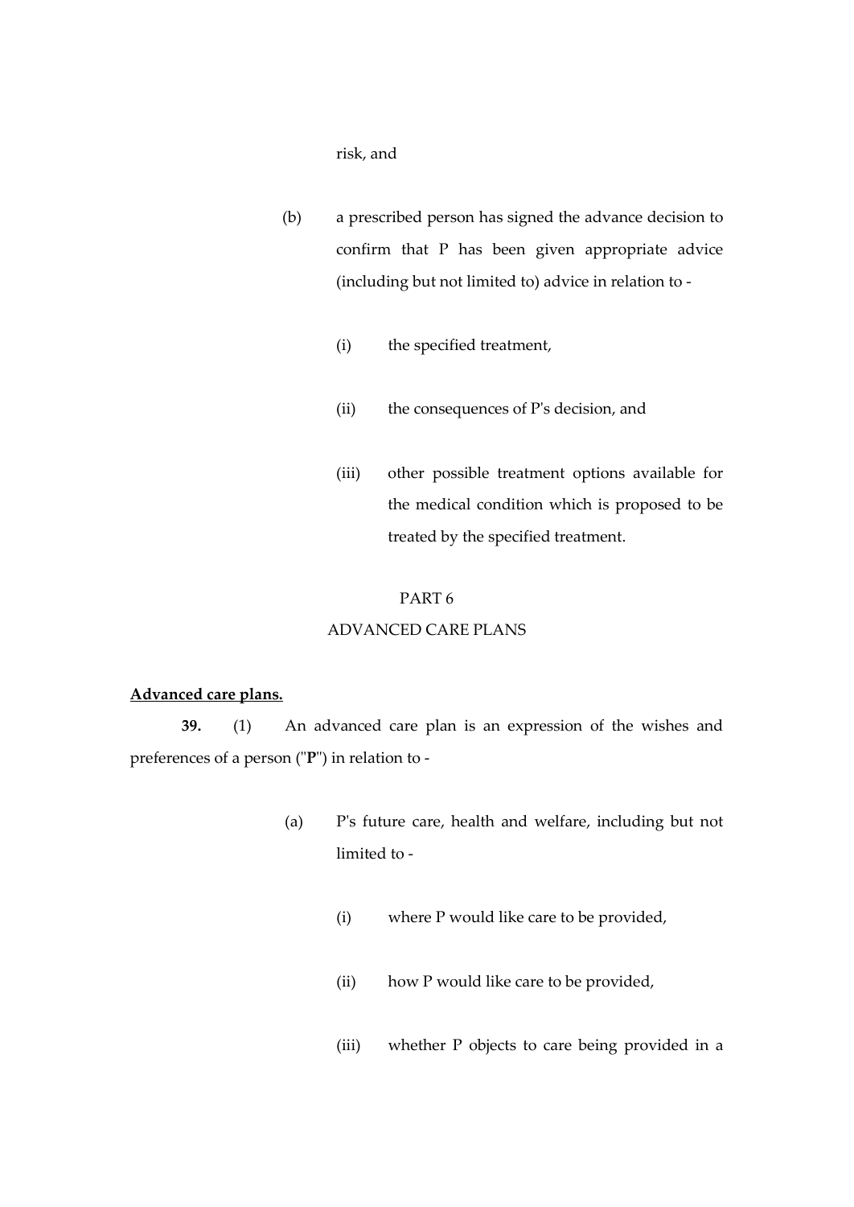risk, and

(b) a prescribed person has signed the advance decision to confirm that P has been given appropriate advice (including but not limited to) advice in relation to -

(i) the specified treatment,

(ii) the consequences of P's decision, and

(iii) other possible treatment options available for the medical condition which is proposed to be treated by the specified treatment.

## PART 6
## ADVANCED CARE PLANS

**Advanced care plans.**

**39.** (1) An advanced care plan is an expression of the wishes and preferences of a person ("**P**") in relation to -

(a) P's future care, health and welfare, including but not limited to -

(i) where P would like care to be provided,

(ii) how P would like care to be provided,

(iii) whether P objects to care being provided in a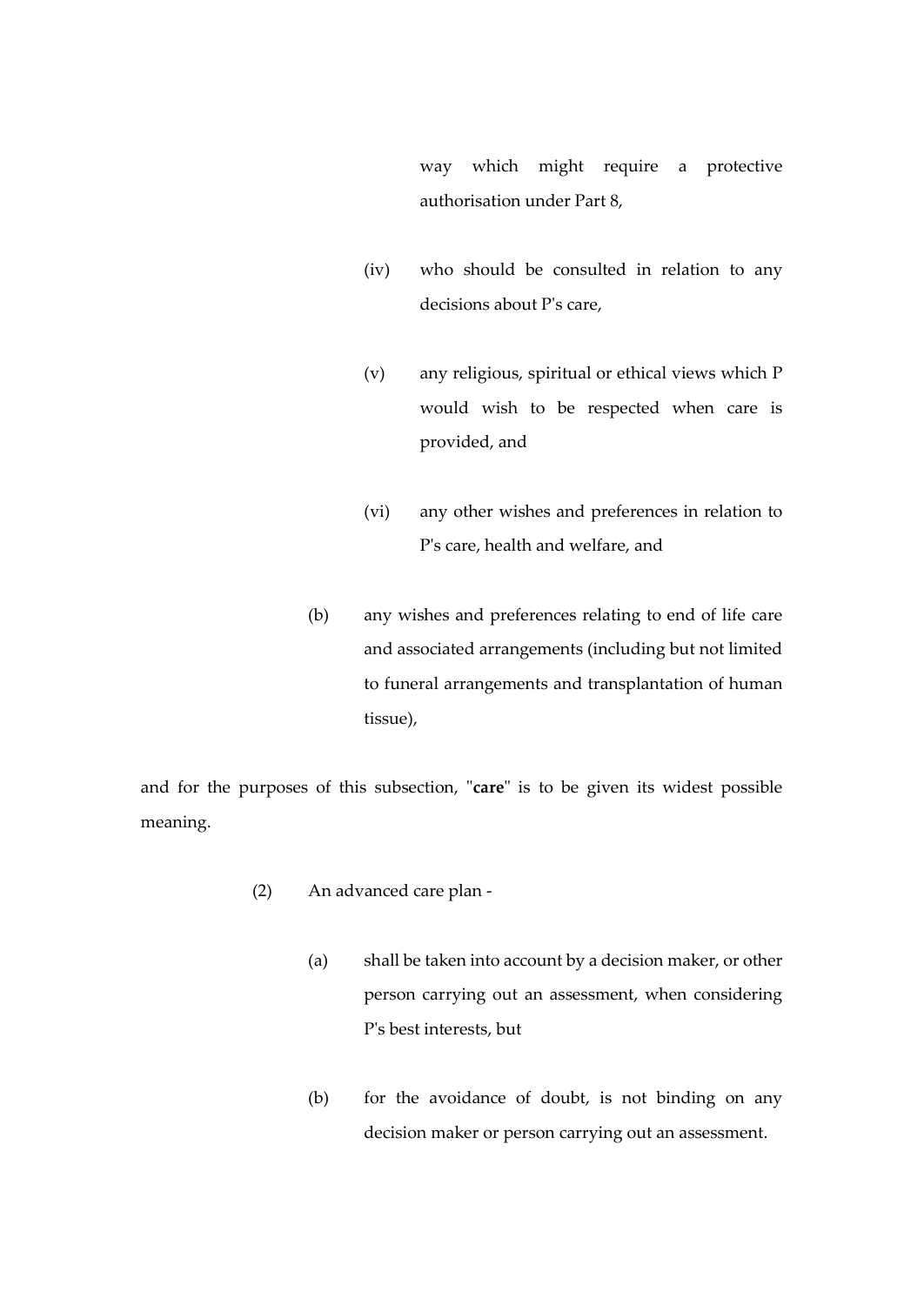way which might require a protective authorisation under Part 8,

(iv) who should be consulted in relation to any decisions about P's care,

(v) any religious, spiritual or ethical views which P would wish to be respected when care is provided, and

(vi) any other wishes and preferences in relation to P's care, health and welfare, and

(b) any wishes and preferences relating to end of life care and associated arrangements (including but not limited to funeral arrangements and transplantation of human tissue),

and for the purposes of this subsection, "**care**" is to be given its widest possible meaning.

(2) An advanced care plan -

(a) shall be taken into account by a decision maker, or other person carrying out an assessment, when considering P's best interests, but

(b) for the avoidance of doubt, is not binding on any decision maker or person carrying out an assessment.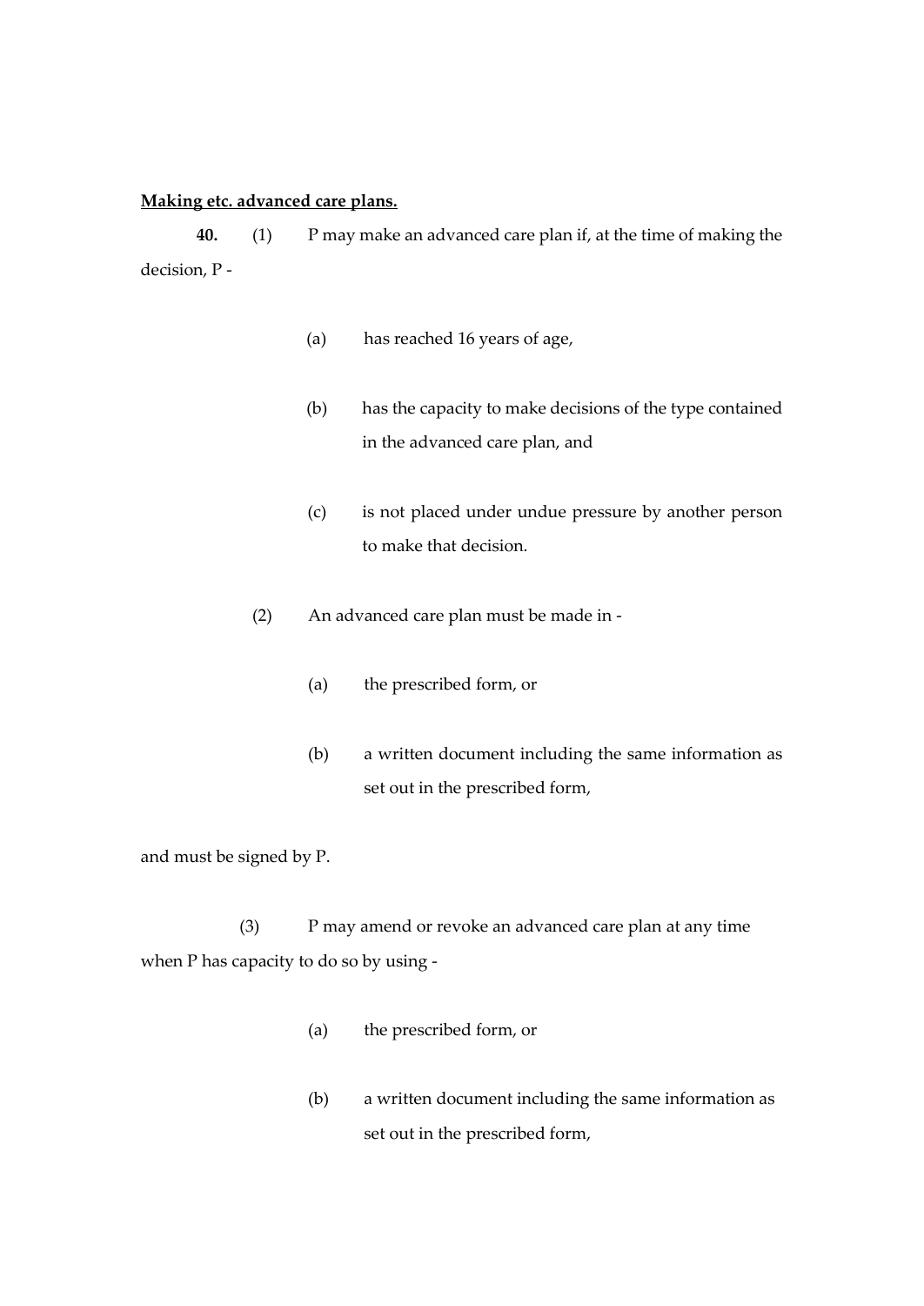**Making etc. advanced care plans.**

**40.** (1) P may make an advanced care plan if, at the time of making the decision, P -

(a) has reached 16 years of age,

(b) has the capacity to make decisions of the type contained in the advanced care plan, and

(c) is not placed under undue pressure by another person to make that decision.

(2) An advanced care plan must be made in -

(a) the prescribed form, or

(b) a written document including the same information as set out in the prescribed form,

and must be signed by P.

(3) P may amend or revoke an advanced care plan at any time when P has capacity to do so by using -

(a) the prescribed form, or

(b) a written document including the same information as set out in the prescribed form,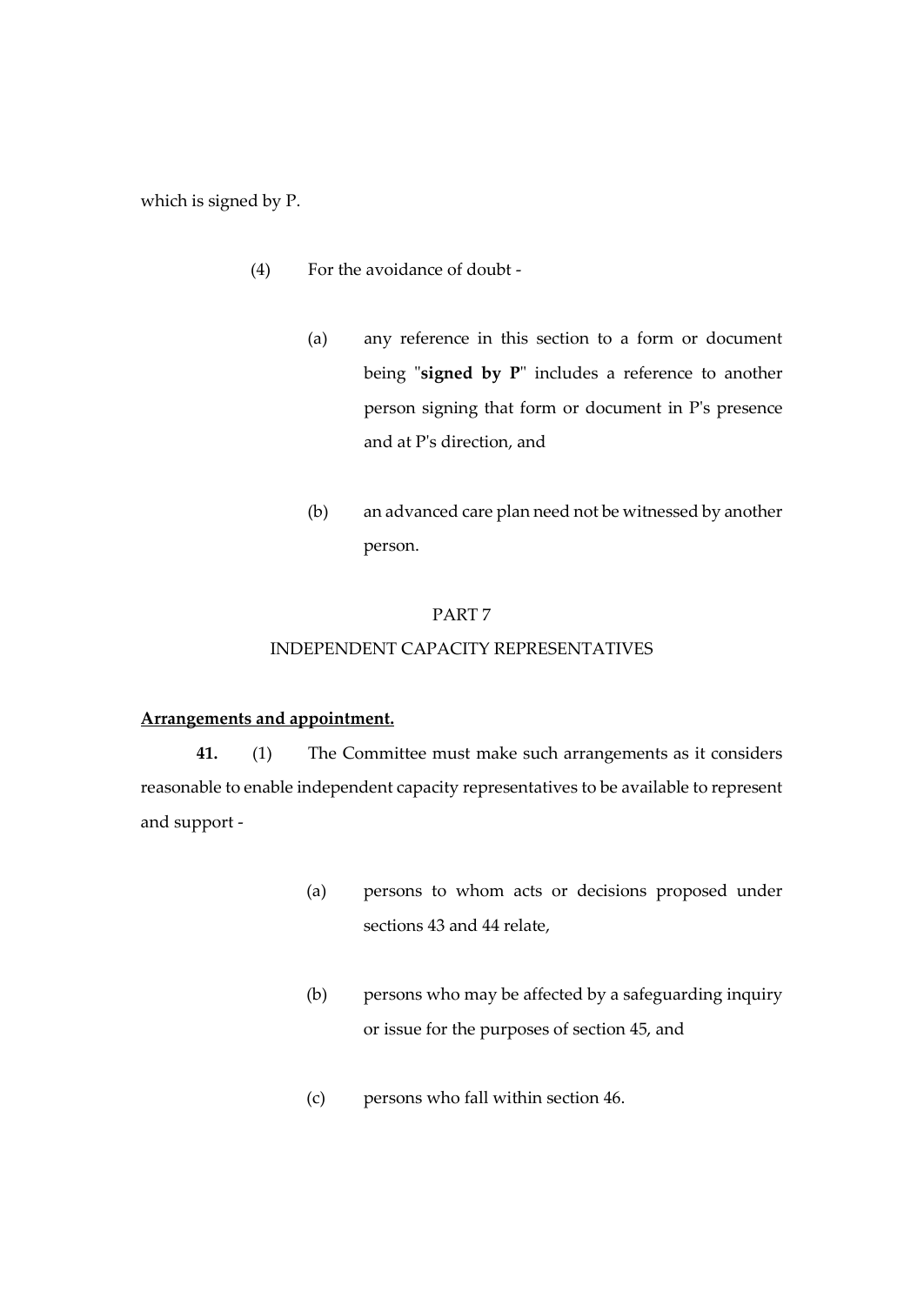which is signed by P.

(4) For the avoidance of doubt -

(a) any reference in this section to a form or document being "**signed by P**" includes a reference to another person signing that form or document in P's presence and at P's direction, and

(b) an advanced care plan need not be witnessed by another person.

PART 7

INDEPENDENT CAPACITY REPRESENTATIVES

**Arrangements and appointment.**

**41.** (1) The Committee must make such arrangements as it considers reasonable to enable independent capacity representatives to be available to represent and support -

(a) persons to whom acts or decisions proposed under sections 43 and 44 relate,

(b) persons who may be affected by a safeguarding inquiry or issue for the purposes of section 45, and

(c) persons who fall within section 46.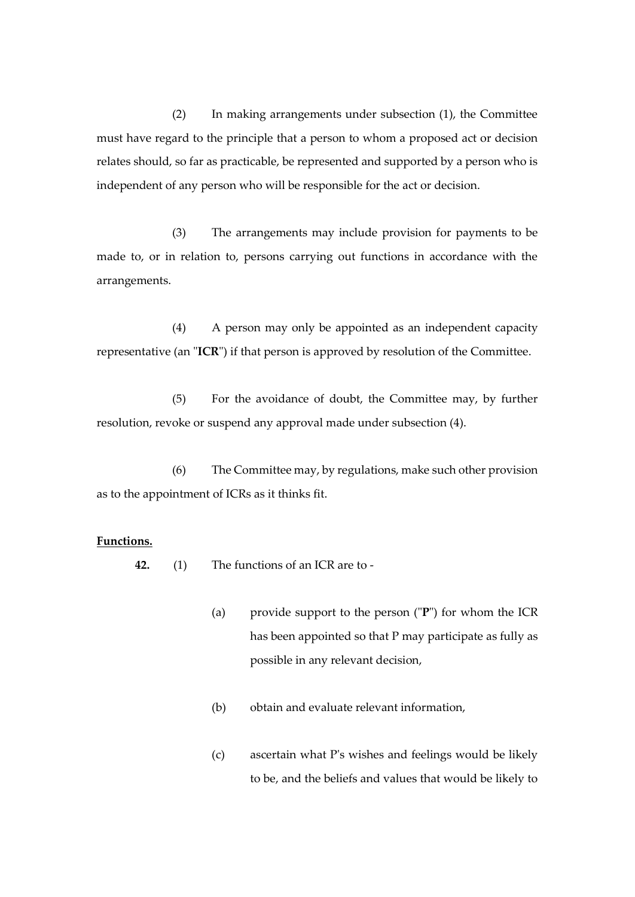(2) In making arrangements under subsection (1), the Committee must have regard to the principle that a person to whom a proposed act or decision relates should, so far as practicable, be represented and supported by a person who is independent of any person who will be responsible for the act or decision.

(3) The arrangements may include provision for payments to be made to, or in relation to, persons carrying out functions in accordance with the arrangements.

(4) A person may only be appointed as an independent capacity representative (an "**ICR**") if that person is approved by resolution of the Committee.

(5) For the avoidance of doubt, the Committee may, by further resolution, revoke or suspend any approval made under subsection (4).

(6) The Committee may, by regulations, make such other provision as to the appointment of ICRs as it thinks fit.

**Functions.**

**42.** (1) The functions of an ICR are to -

(a) provide support to the person ("**P**") for whom the ICR has been appointed so that P may participate as fully as possible in any relevant decision,

(b) obtain and evaluate relevant information,

(c) ascertain what P's wishes and feelings would be likely to be, and the beliefs and values that would be likely to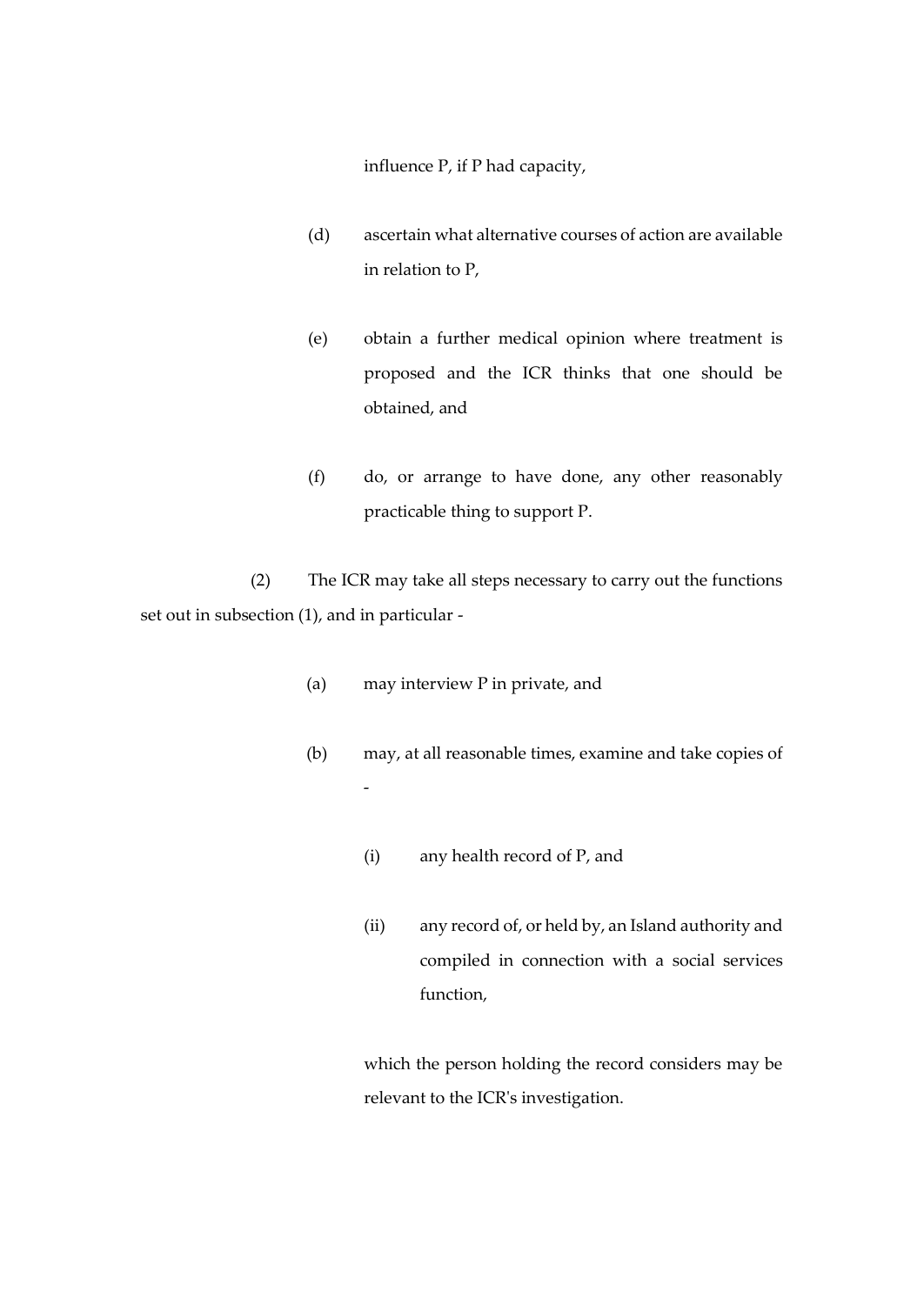influence P, if P had capacity,

(d) ascertain what alternative courses of action are available in relation to P,

(e) obtain a further medical opinion where treatment is proposed and the ICR thinks that one should be obtained, and

(f) do, or arrange to have done, any other reasonably practicable thing to support P.

(2) The ICR may take all steps necessary to carry out the functions set out in subsection (1), and in particular -

(a) may interview P in private, and

(b) may, at all reasonable times, examine and take copies of -

(i) any health record of P, and

(ii) any record of, or held by, an Island authority and compiled in connection with a social services function,

which the person holding the record considers may be relevant to the ICR's investigation.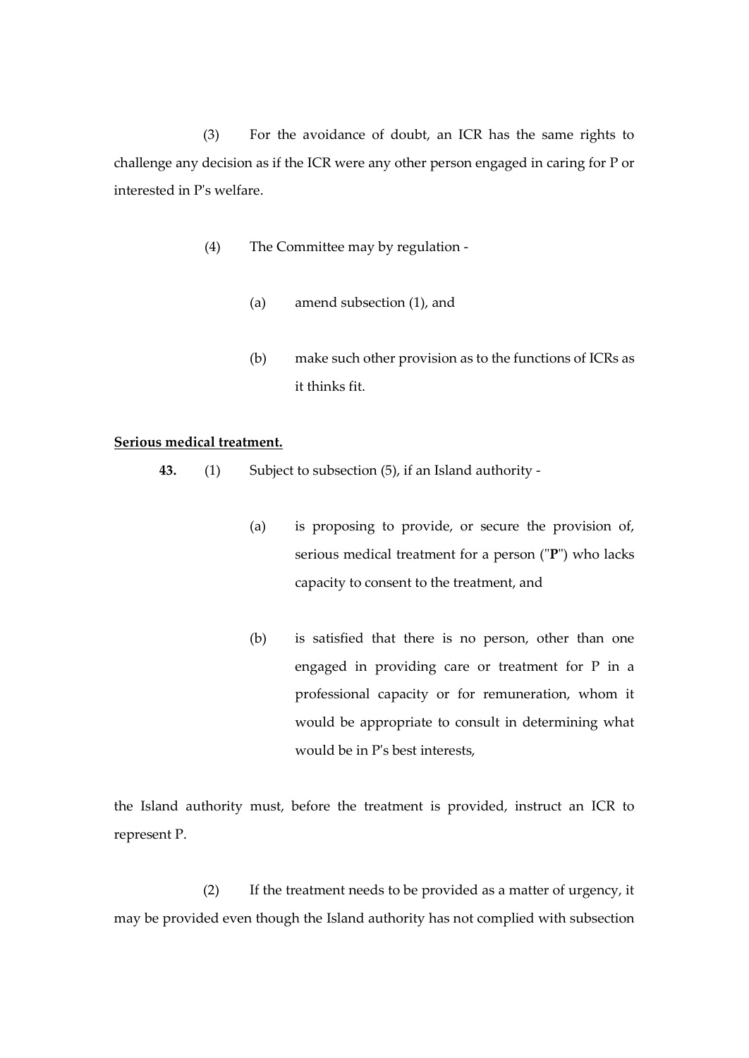(3) For the avoidance of doubt, an ICR has the same rights to challenge any decision as if the ICR were any other person engaged in caring for P or interested in P's welfare.

(4) The Committee may by regulation -

(a) amend subsection (1), and

(b) make such other provision as to the functions of ICRs as it thinks fit.

**Serious medical treatment.**

**43.** (1) Subject to subsection (5), if an Island authority -

(a) is proposing to provide, or secure the provision of, serious medical treatment for a person ("**P**") who lacks capacity to consent to the treatment, and

(b) is satisfied that there is no person, other than one engaged in providing care or treatment for P in a professional capacity or for remuneration, whom it would be appropriate to consult in determining what would be in P's best interests,

the Island authority must, before the treatment is provided, instruct an ICR to represent P.

(2) If the treatment needs to be provided as a matter of urgency, it may be provided even though the Island authority has not complied with subsection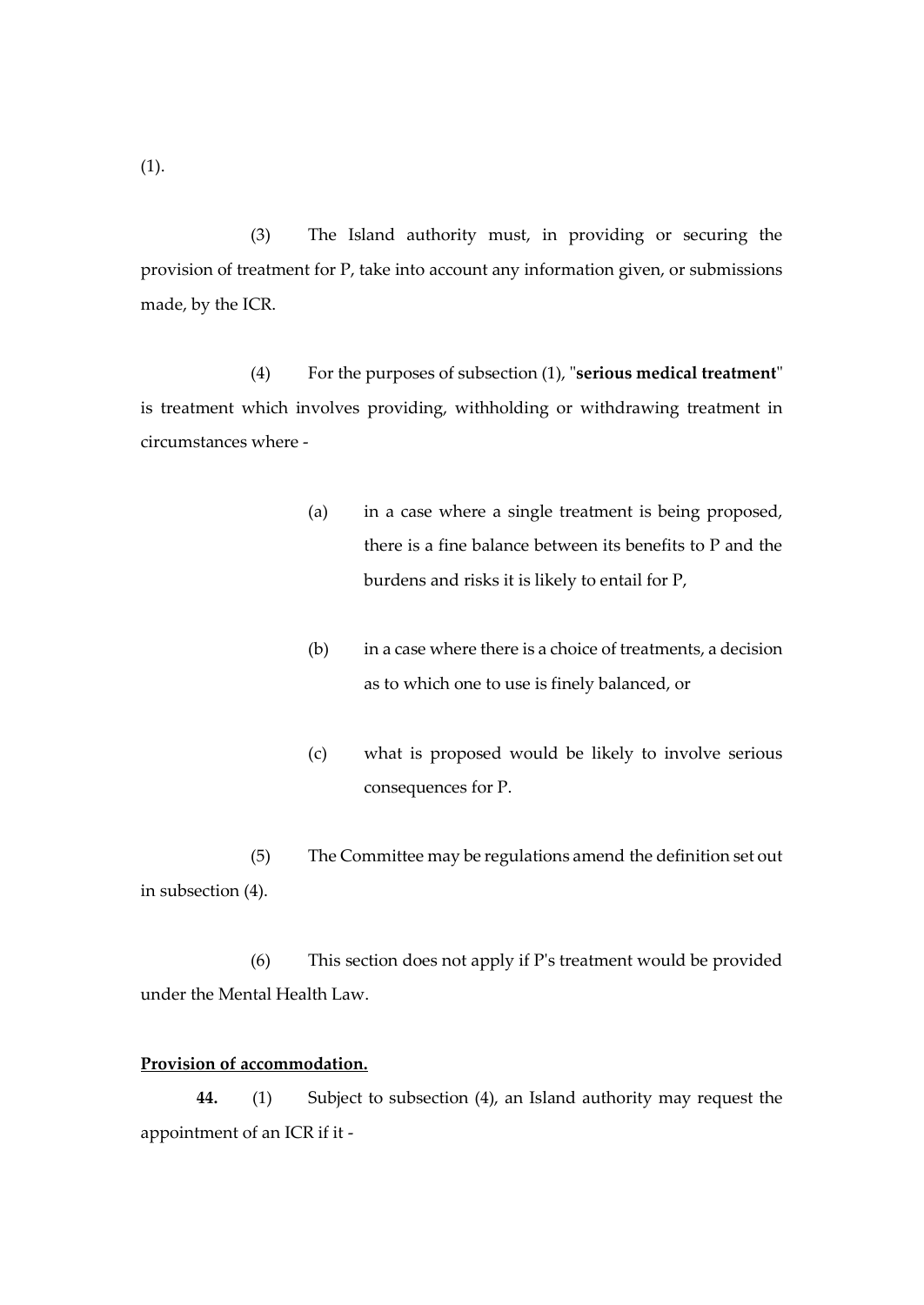(1).

(3) The Island authority must, in providing or securing the provision of treatment for P, take into account any information given, or submissions made, by the ICR.

(4) For the purposes of subsection (1), "**serious medical treatment**" is treatment which involves providing, withholding or withdrawing treatment in circumstances where -

> (a) in a case where a single treatment is being proposed, there is a fine balance between its benefits to P and the burdens and risks it is likely to entail for P,
>
> (b) in a case where there is a choice of treatments, a decision as to which one to use is finely balanced, or
>
> (c) what is proposed would be likely to involve serious consequences for P.

(5) The Committee may be regulations amend the definition set out in subsection (4).

(6) This section does not apply if P's treatment would be provided under the Mental Health Law.

**Provision of accommodation.**

**44.** (1) Subject to subsection (4), an Island authority may request the appointment of an ICR if it -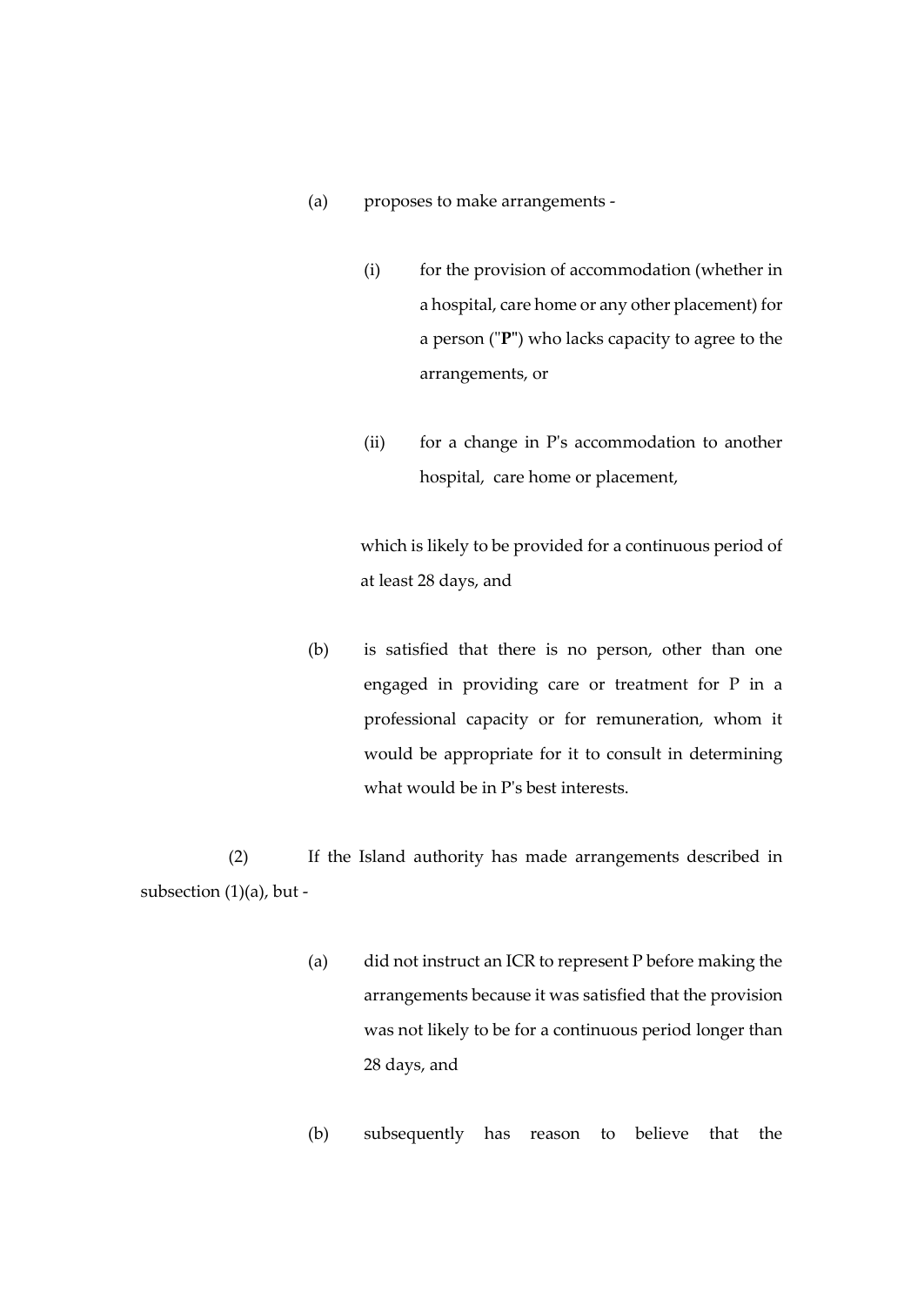(a) proposes to make arrangements -

  (i) for the provision of accommodation (whether in a hospital, care home or any other placement) for a person ("**P**") who lacks capacity to agree to the arrangements, or

  (ii) for a change in P's accommodation to another hospital, care home or placement,

  which is likely to be provided for a continuous period of at least 28 days, and

(b) is satisfied that there is no person, other than one engaged in providing care or treatment for P in a professional capacity or for remuneration, whom it would be appropriate for it to consult in determining what would be in P's best interests.

(2) If the Island authority has made arrangements described in subsection (1)(a), but -

(a) did not instruct an ICR to represent P before making the arrangements because it was satisfied that the provision was not likely to be for a continuous period longer than 28 days, and

(b) subsequently has reason to believe that the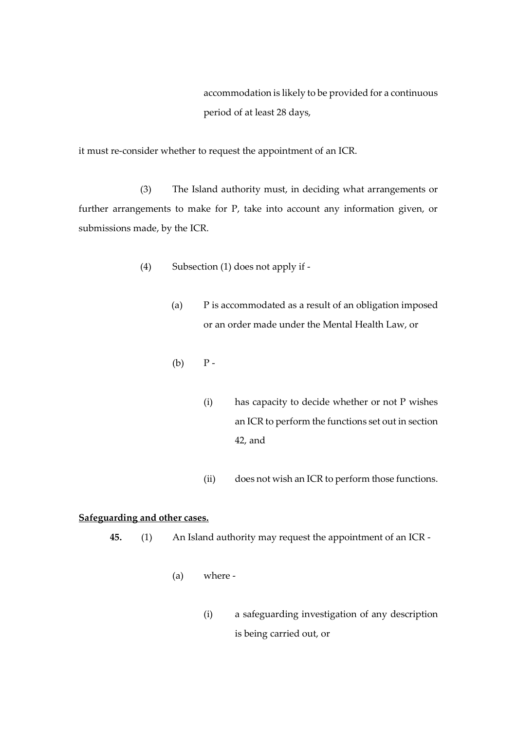accommodation is likely to be provided for a continuous period of at least 28 days,

it must re-consider whether to request the appointment of an ICR.

(3) The Island authority must, in deciding what arrangements or further arrangements to make for P, take into account any information given, or submissions made, by the ICR.

(4) Subsection (1) does not apply if -

(a) P is accommodated as a result of an obligation imposed or an order made under the Mental Health Law, or

(b) P -

(i) has capacity to decide whether or not P wishes an ICR to perform the functions set out in section 42, and

(ii) does not wish an ICR to perform those functions.

**Safeguarding and other cases.**

**45.** (1) An Island authority may request the appointment of an ICR -

(a) where -

(i) a safeguarding investigation of any description is being carried out, or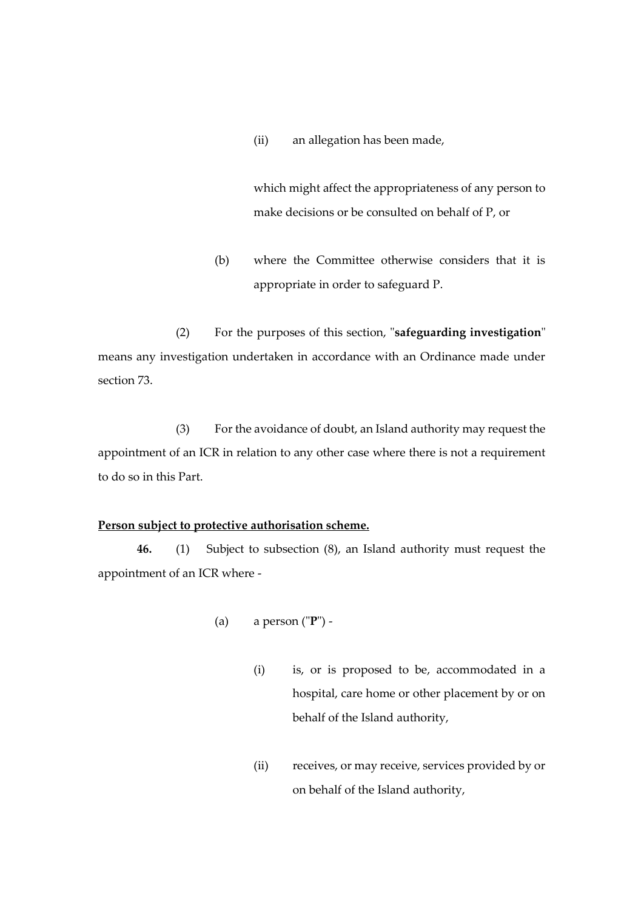(ii) an allegation has been made,

which might affect the appropriateness of any person to make decisions or be consulted on behalf of P, or

(b) where the Committee otherwise considers that it is appropriate in order to safeguard P.

(2) For the purposes of this section, "**safeguarding investigation**" means any investigation undertaken in accordance with an Ordinance made under section 73.

(3) For the avoidance of doubt, an Island authority may request the appointment of an ICR in relation to any other case where there is not a requirement to do so in this Part.

**Person subject to protective authorisation scheme.**

**46.** (1) Subject to subsection (8), an Island authority must request the appointment of an ICR where -

(a) a person ("**P**") -

(i) is, or is proposed to be, accommodated in a hospital, care home or other placement by or on behalf of the Island authority,

(ii) receives, or may receive, services provided by or on behalf of the Island authority,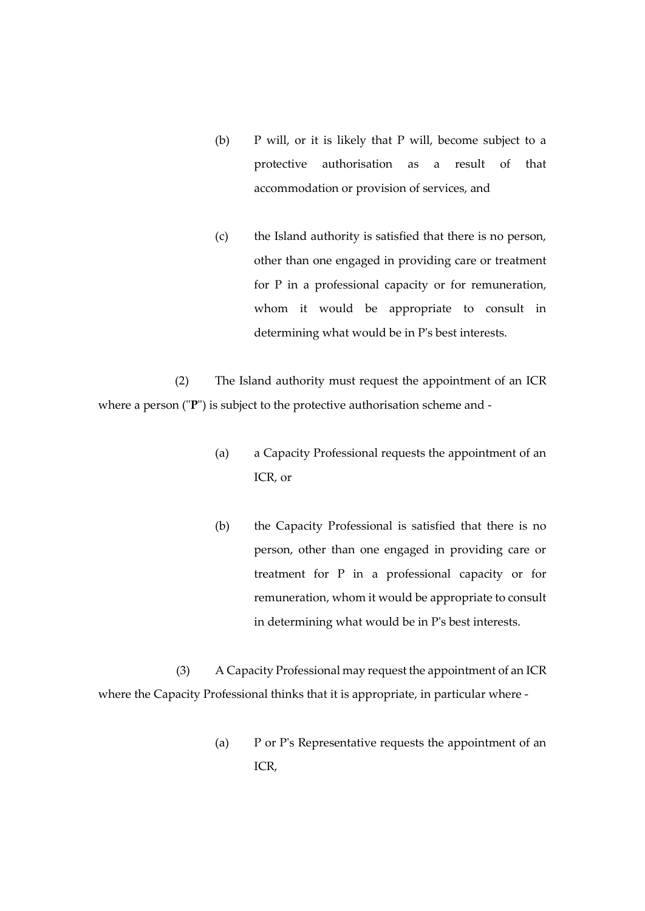(b) P will, or it is likely that P will, become subject to a protective authorisation as a result of that accommodation or provision of services, and

(c) the Island authority is satisfied that there is no person, other than one engaged in providing care or treatment for P in a professional capacity or for remuneration, whom it would be appropriate to consult in determining what would be in P's best interests.

(2) The Island authority must request the appointment of an ICR where a person ("**P**") is subject to the protective authorisation scheme and -

(a) a Capacity Professional requests the appointment of an ICR, or

(b) the Capacity Professional is satisfied that there is no person, other than one engaged in providing care or treatment for P in a professional capacity or for remuneration, whom it would be appropriate to consult in determining what would be in P's best interests.

(3) A Capacity Professional may request the appointment of an ICR where the Capacity Professional thinks that it is appropriate, in particular where -

(a) P or P's Representative requests the appointment of an ICR,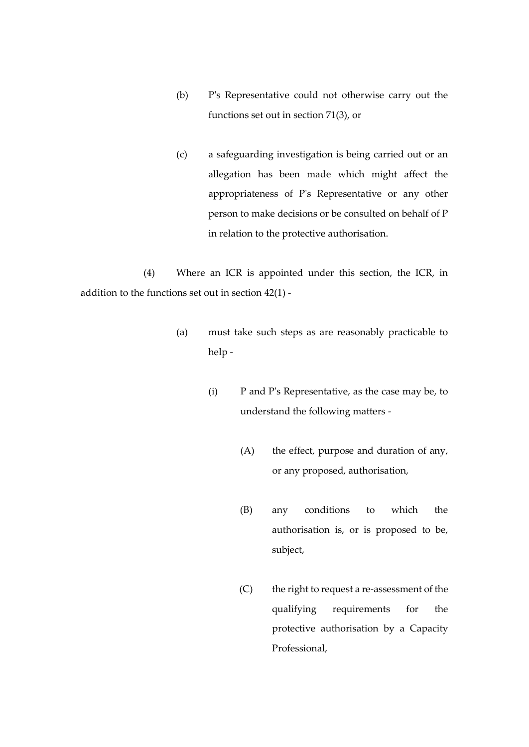(b) P's Representative could not otherwise carry out the functions set out in section 71(3), or

(c) a safeguarding investigation is being carried out or an allegation has been made which might affect the appropriateness of P's Representative or any other person to make decisions or be consulted on behalf of P in relation to the protective authorisation.

(4) Where an ICR is appointed under this section, the ICR, in addition to the functions set out in section 42(1) -

(a) must take such steps as are reasonably practicable to help -

(i) P and P's Representative, as the case may be, to understand the following matters -

(A) the effect, purpose and duration of any, or any proposed, authorisation,

(B) any conditions to which the authorisation is, or is proposed to be, subject,

(C) the right to request a re-assessment of the qualifying requirements for the protective authorisation by a Capacity Professional,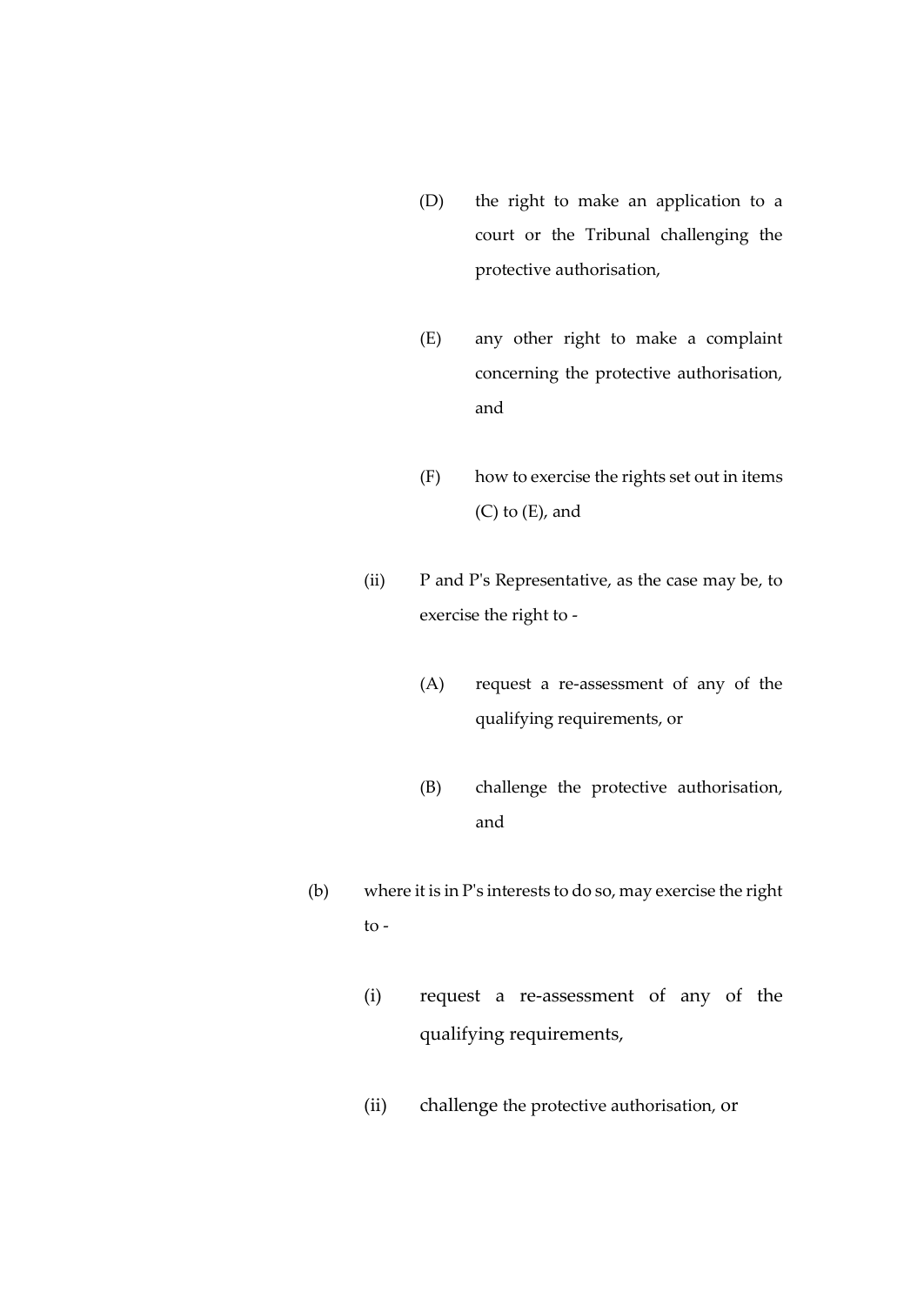(D) the right to make an application to a court or the Tribunal challenging the protective authorisation,

(E) any other right to make a complaint concerning the protective authorisation, and

(F) how to exercise the rights set out in items (C) to (E), and

(ii) P and P's Representative, as the case may be, to exercise the right to -

(A) request a re-assessment of any of the qualifying requirements, or

(B) challenge the protective authorisation, and

(b) where it is in P's interests to do so, may exercise the right to -

(i) request a re-assessment of any of the qualifying requirements,

(ii) challenge the protective authorisation, or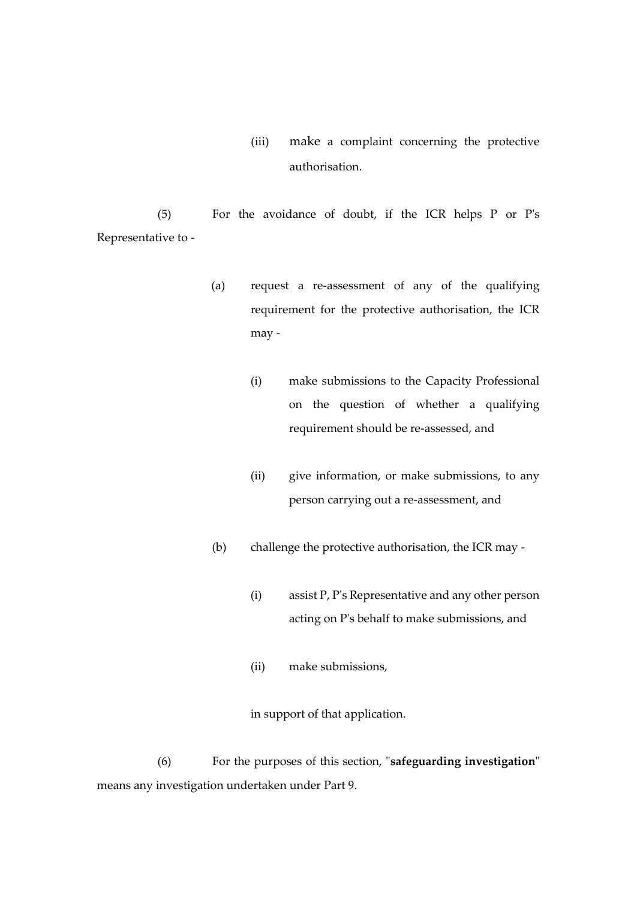(iii) make a complaint concerning the protective authorisation.

(5) For the avoidance of doubt, if the ICR helps P or P's Representative to -

(a) request a re-assessment of any of the qualifying requirement for the protective authorisation, the ICR may -

(i) make submissions to the Capacity Professional on the question of whether a qualifying requirement should be re-assessed, and

(ii) give information, or make submissions, to any person carrying out a re-assessment, and

(b) challenge the protective authorisation, the ICR may -

(i) assist P, P's Representative and any other person acting on P's behalf to make submissions, and

(ii) make submissions,

in support of that application.

(6) For the purposes of this section, "**safeguarding investigation**" means any investigation undertaken under Part 9.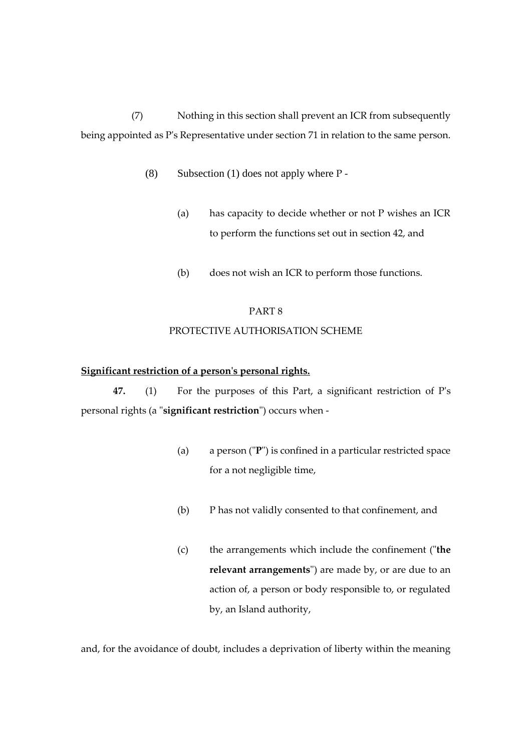(7) Nothing in this section shall prevent an ICR from subsequently being appointed as P's Representative under section 71 in relation to the same person.

(8) Subsection (1) does not apply where P -

(a) has capacity to decide whether or not P wishes an ICR to perform the functions set out in section 42, and

(b) does not wish an ICR to perform those functions.

## PART 8

## PROTECTIVE AUTHORISATION SCHEME

**Significant restriction of a person's personal rights.**

**47.** (1) For the purposes of this Part, a significant restriction of P's personal rights (a "**significant restriction**") occurs when -

(a) a person ("**P**") is confined in a particular restricted space for a not negligible time,

(b) P has not validly consented to that confinement, and

(c) the arrangements which include the confinement ("**the relevant arrangements**") are made by, or are due to an action of, a person or body responsible to, or regulated by, an Island authority,

and, for the avoidance of doubt, includes a deprivation of liberty within the meaning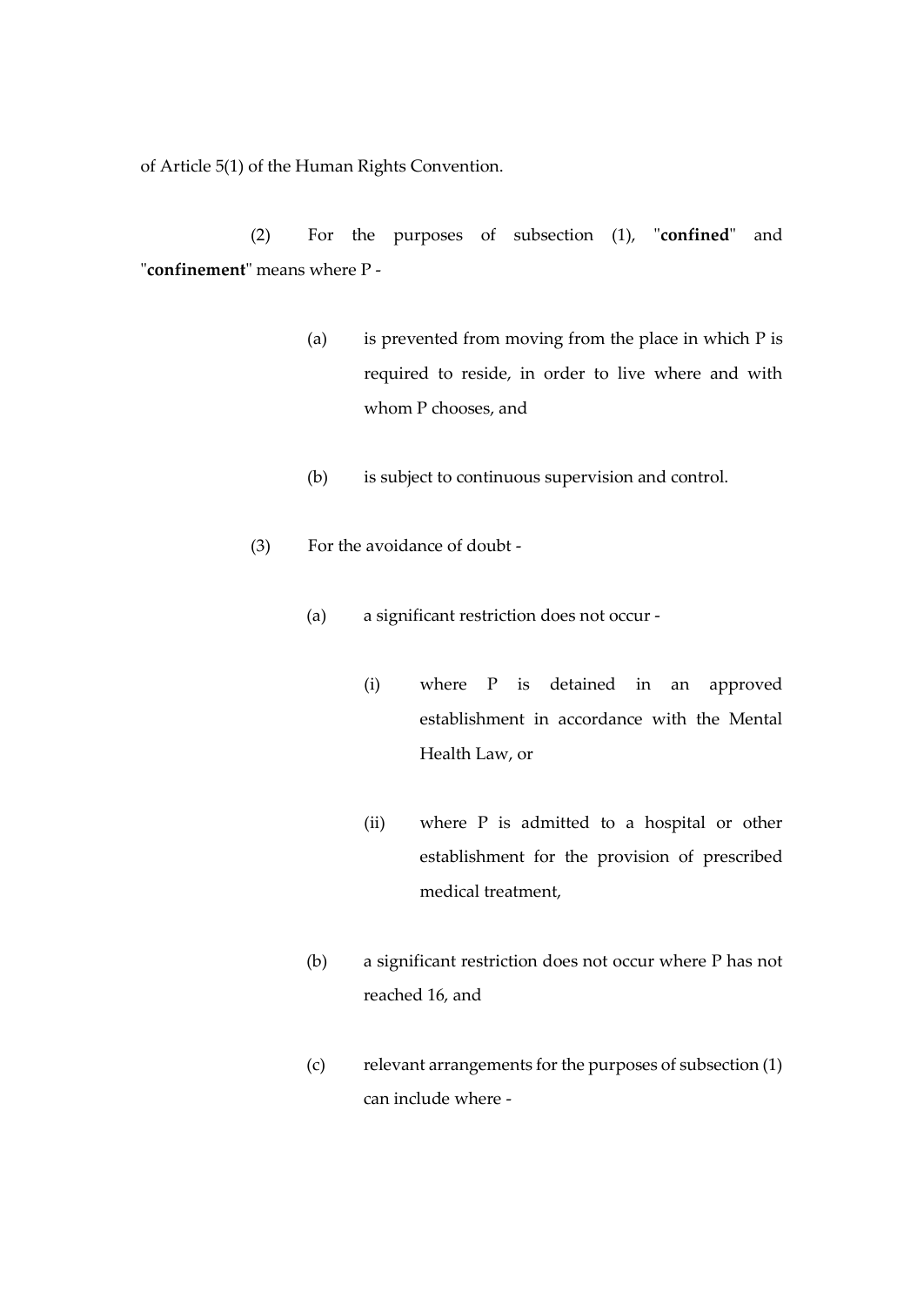of Article 5(1) of the Human Rights Convention.

(2) For the purposes of subsection (1), "**confined**" and "**confinement**" means where P -

(a) is prevented from moving from the place in which P is required to reside, in order to live where and with whom P chooses, and

(b) is subject to continuous supervision and control.

(3) For the avoidance of doubt -

(a) a significant restriction does not occur -

(i) where P is detained in an approved establishment in accordance with the Mental Health Law, or

(ii) where P is admitted to a hospital or other establishment for the provision of prescribed medical treatment,

(b) a significant restriction does not occur where P has not reached 16, and

(c) relevant arrangements for the purposes of subsection (1) can include where -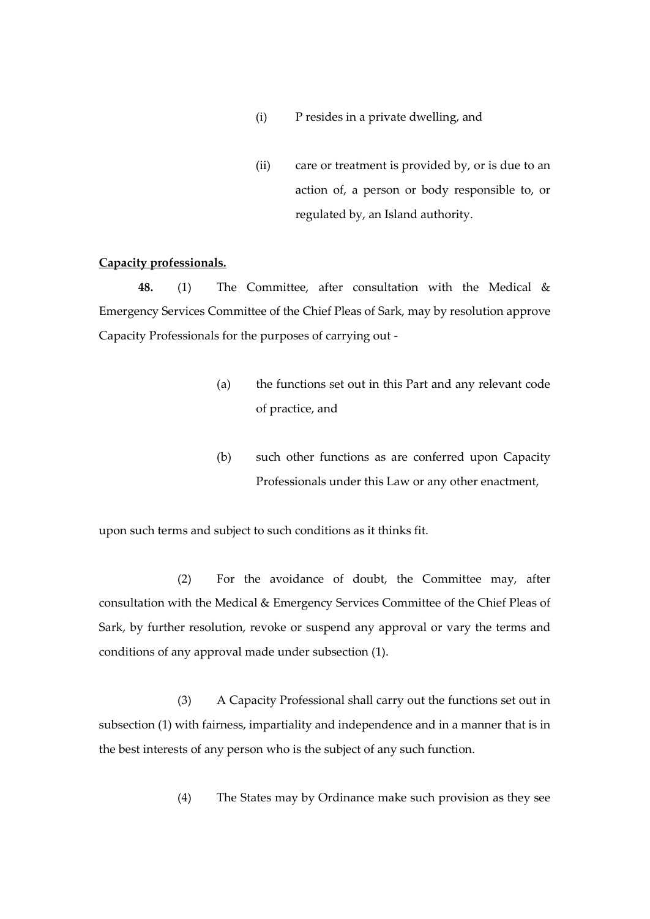(i) P resides in a private dwelling, and

(ii) care or treatment is provided by, or is due to an action of, a person or body responsible to, or regulated by, an Island authority.

**Capacity professionals.**

**48.** (1) The Committee, after consultation with the Medical & Emergency Services Committee of the Chief Pleas of Sark, may by resolution approve Capacity Professionals for the purposes of carrying out -

(a) the functions set out in this Part and any relevant code of practice, and

(b) such other functions as are conferred upon Capacity Professionals under this Law or any other enactment,

upon such terms and subject to such conditions as it thinks fit.

(2) For the avoidance of doubt, the Committee may, after consultation with the Medical & Emergency Services Committee of the Chief Pleas of Sark, by further resolution, revoke or suspend any approval or vary the terms and conditions of any approval made under subsection (1).

(3) A Capacity Professional shall carry out the functions set out in subsection (1) with fairness, impartiality and independence and in a manner that is in the best interests of any person who is the subject of any such function.

(4) The States may by Ordinance make such provision as they see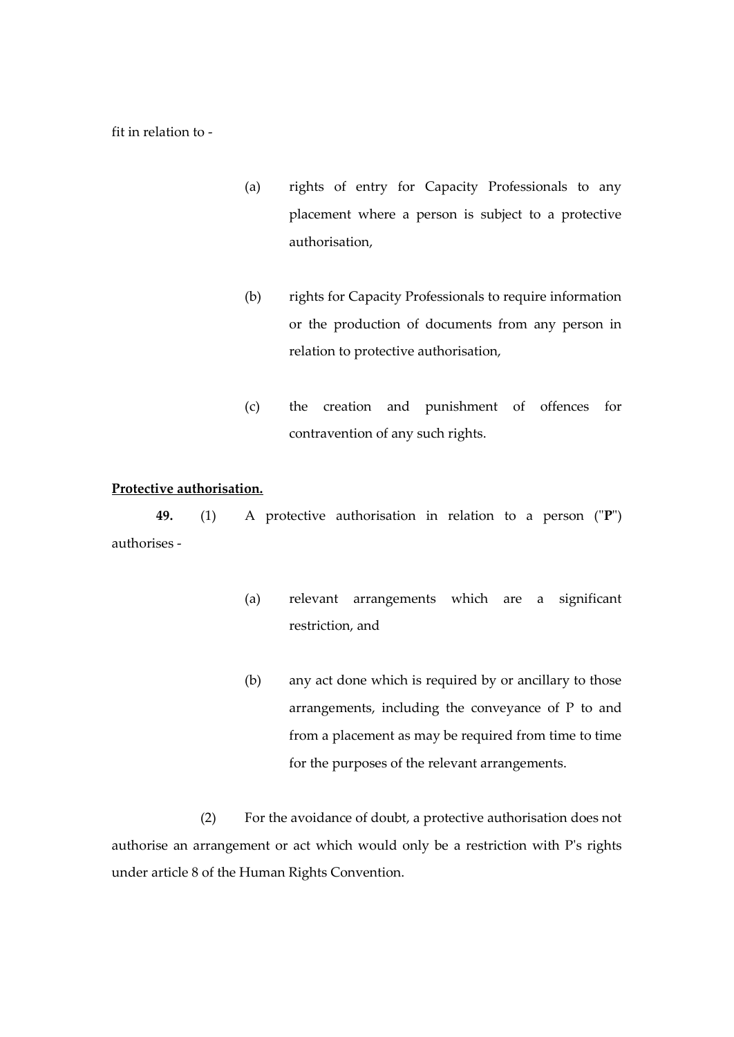fit in relation to -

(a) rights of entry for Capacity Professionals to any placement where a person is subject to a protective authorisation,

(b) rights for Capacity Professionals to require information or the production of documents from any person in relation to protective authorisation,

(c) the creation and punishment of offences for contravention of any such rights.

**Protective authorisation.**

**49.** (1) A protective authorisation in relation to a person ("**P**") authorises -

(a) relevant arrangements which are a significant restriction, and

(b) any act done which is required by or ancillary to those arrangements, including the conveyance of P to and from a placement as may be required from time to time for the purposes of the relevant arrangements.

(2) For the avoidance of doubt, a protective authorisation does not authorise an arrangement or act which would only be a restriction with P's rights under article 8 of the Human Rights Convention.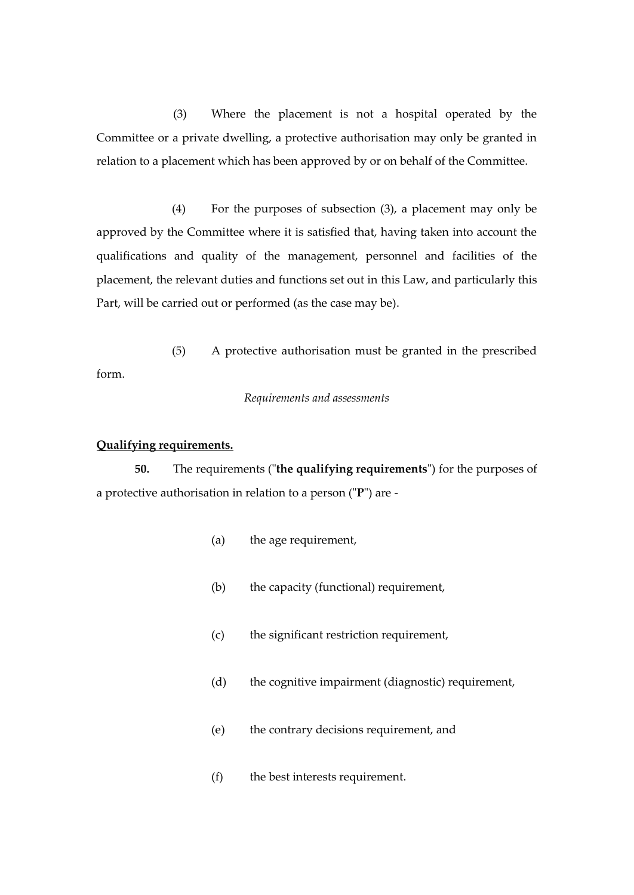(3) Where the placement is not a hospital operated by the Committee or a private dwelling, a protective authorisation may only be granted in relation to a placement which has been approved by or on behalf of the Committee.

(4) For the purposes of subsection (3), a placement may only be approved by the Committee where it is satisfied that, having taken into account the qualifications and quality of the management, personnel and facilities of the placement, the relevant duties and functions set out in this Law, and particularly this Part, will be carried out or performed (as the case may be).

(5) A protective authorisation must be granted in the prescribed form.

*Requirements and assessments*

**Qualifying requirements.**

**50.** The requirements ("**the qualifying requirements**") for the purposes of a protective authorisation in relation to a person ("**P**") are -

(a) the age requirement,

(b) the capacity (functional) requirement,

(c) the significant restriction requirement,

(d) the cognitive impairment (diagnostic) requirement,

(e) the contrary decisions requirement, and

(f) the best interests requirement.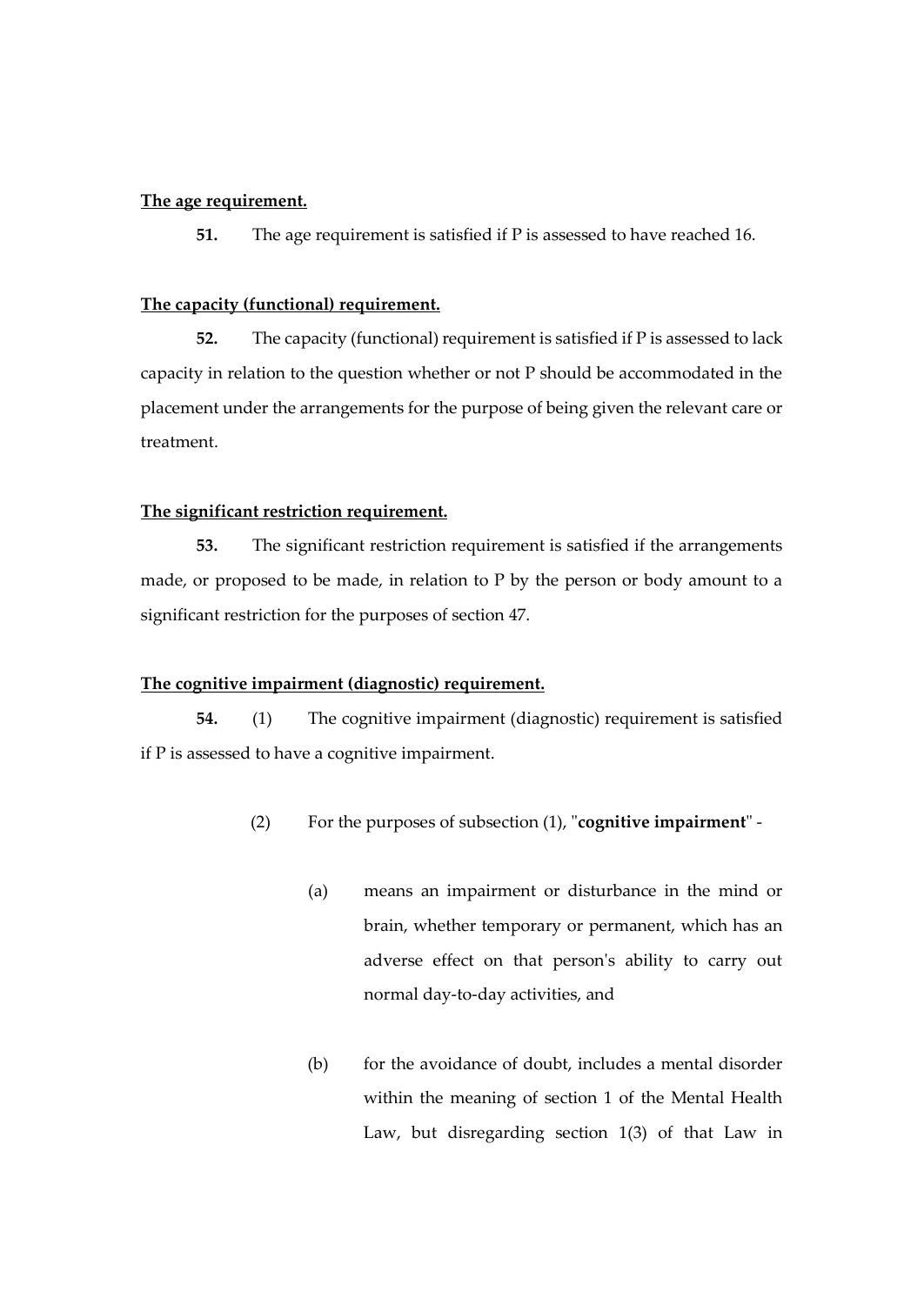**The age requirement.**

**51.** The age requirement is satisfied if P is assessed to have reached 16.

**The capacity (functional) requirement.**

**52.** The capacity (functional) requirement is satisfied if P is assessed to lack capacity in relation to the question whether or not P should be accommodated in the placement under the arrangements for the purpose of being given the relevant care or treatment.

**The significant restriction requirement.**

**53.** The significant restriction requirement is satisfied if the arrangements made, or proposed to be made, in relation to P by the person or body amount to a significant restriction for the purposes of section 47.

**The cognitive impairment (diagnostic) requirement.**

**54.** (1) The cognitive impairment (diagnostic) requirement is satisfied if P is assessed to have a cognitive impairment.

(2) For the purposes of subsection (1), "**cognitive impairment**" -

(a) means an impairment or disturbance in the mind or brain, whether temporary or permanent, which has an adverse effect on that person's ability to carry out normal day-to-day activities, and

(b) for the avoidance of doubt, includes a mental disorder within the meaning of section 1 of the Mental Health Law, but disregarding section 1(3) of that Law in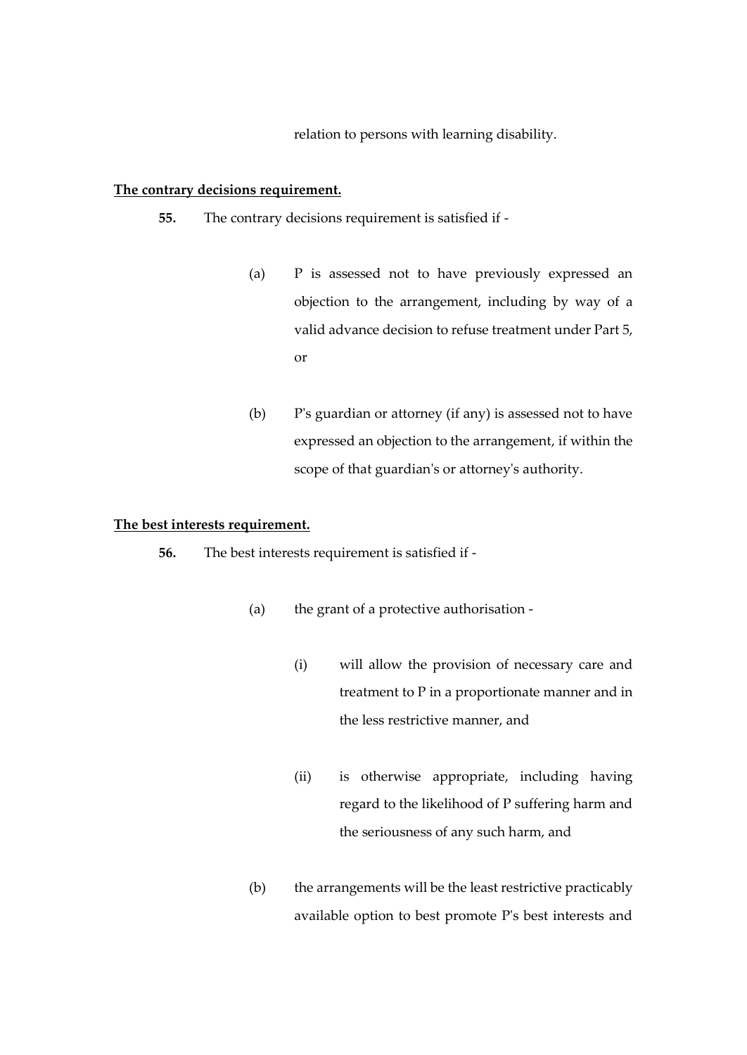relation to persons with learning disability.

**The contrary decisions requirement.**

**55.** The contrary decisions requirement is satisfied if -

(a) P is assessed not to have previously expressed an objection to the arrangement, including by way of a valid advance decision to refuse treatment under Part 5, or

(b) P's guardian or attorney (if any) is assessed not to have expressed an objection to the arrangement, if within the scope of that guardian's or attorney's authority.

**The best interests requirement.**

**56.** The best interests requirement is satisfied if -

(a) the grant of a protective authorisation -

(i) will allow the provision of necessary care and treatment to P in a proportionate manner and in the less restrictive manner, and

(ii) is otherwise appropriate, including having regard to the likelihood of P suffering harm and the seriousness of any such harm, and

(b) the arrangements will be the least restrictive practicably available option to best promote P's best interests and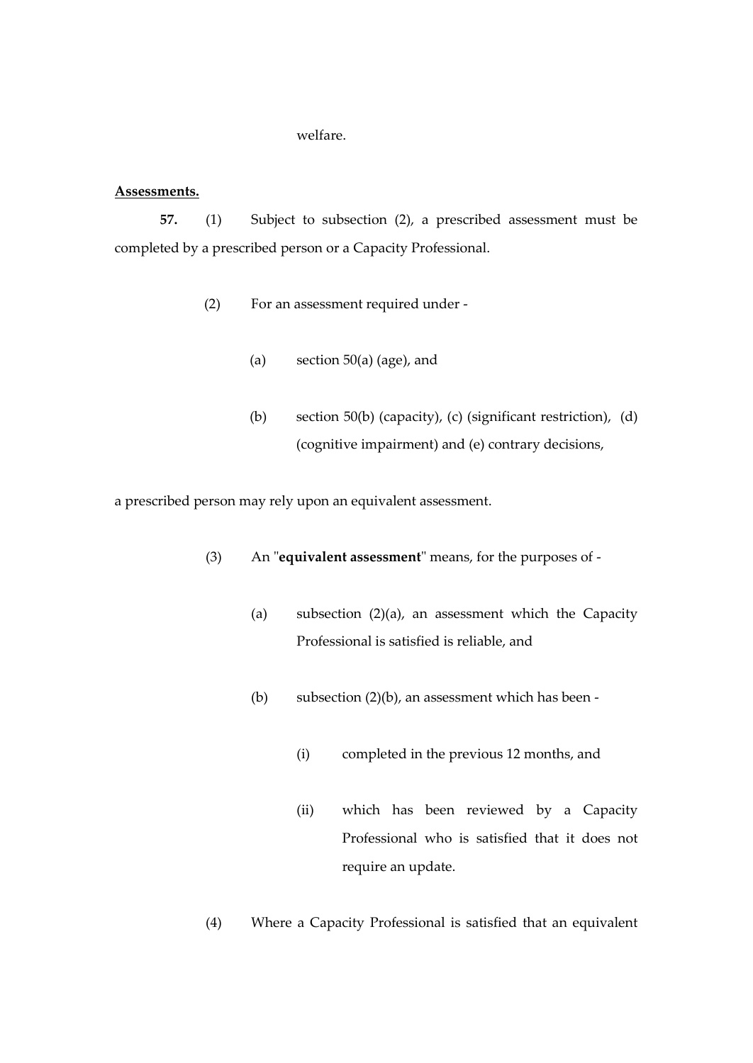welfare.

**Assessments.**

**57.** (1) Subject to subsection (2), a prescribed assessment must be completed by a prescribed person or a Capacity Professional.

(2) For an assessment required under -

(a) section 50(a) (age), and

(b) section 50(b) (capacity), (c) (significant restriction), (d) (cognitive impairment) and (e) contrary decisions,

a prescribed person may rely upon an equivalent assessment.

(3) An "**equivalent assessment**" means, for the purposes of -

(a) subsection (2)(a), an assessment which the Capacity Professional is satisfied is reliable, and

(b) subsection (2)(b), an assessment which has been -

(i) completed in the previous 12 months, and

(ii) which has been reviewed by a Capacity Professional who is satisfied that it does not require an update.

(4) Where a Capacity Professional is satisfied that an equivalent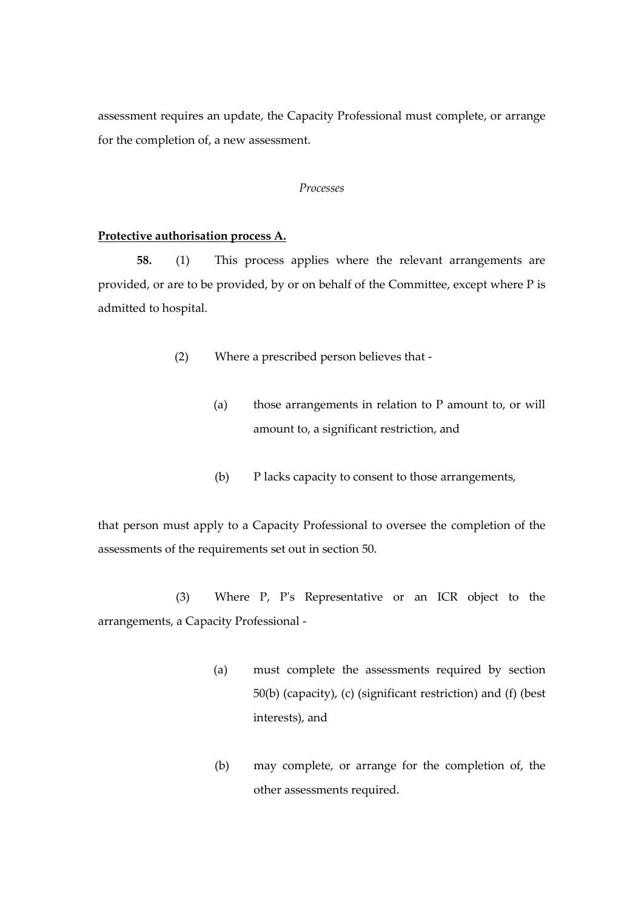assessment requires an update, the Capacity Professional must complete, or arrange for the completion of, a new assessment.

*Processes*

**Protective authorisation process A.**

**58.** (1) This process applies where the relevant arrangements are provided, or are to be provided, by or on behalf of the Committee, except where P is admitted to hospital.

(2) Where a prescribed person believes that -

(a) those arrangements in relation to P amount to, or will amount to, a significant restriction, and

(b) P lacks capacity to consent to those arrangements,

that person must apply to a Capacity Professional to oversee the completion of the assessments of the requirements set out in section 50.

(3) Where P, P's Representative or an ICR object to the arrangements, a Capacity Professional -

(a) must complete the assessments required by section 50(b) (capacity), (c) (significant restriction) and (f) (best interests), and

(b) may complete, or arrange for the completion of, the other assessments required.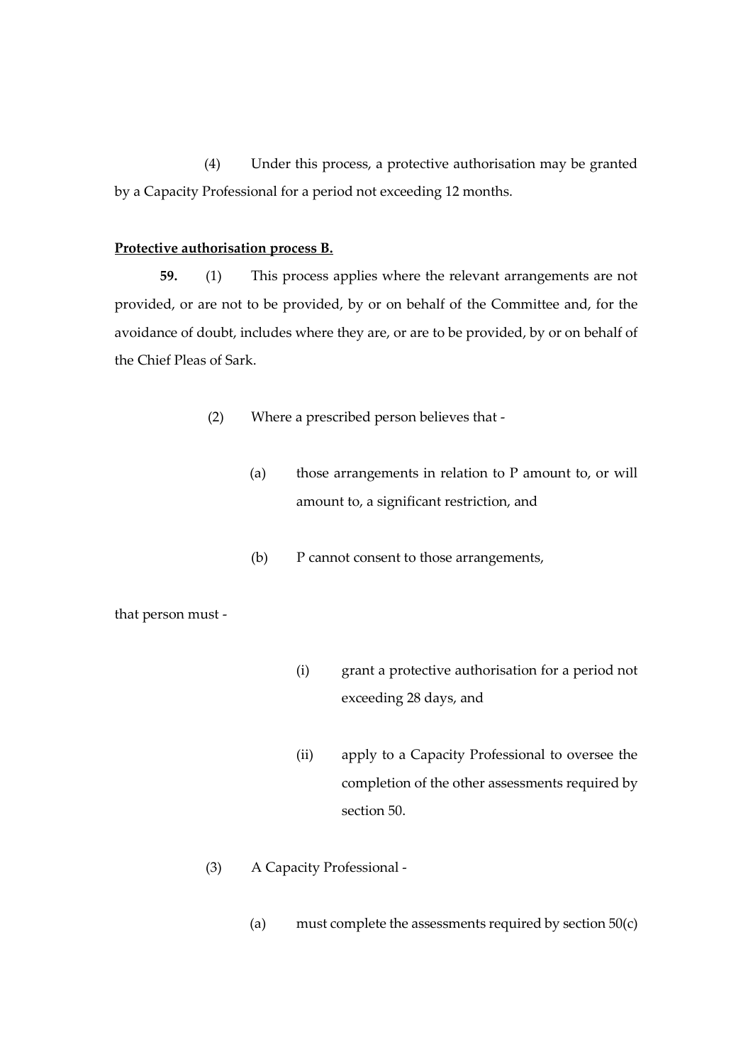(4) Under this process, a protective authorisation may be granted by a Capacity Professional for a period not exceeding 12 months.

**Protective authorisation process B.**

**59.** (1) This process applies where the relevant arrangements are not provided, or are not to be provided, by or on behalf of the Committee and, for the avoidance of doubt, includes where they are, or are to be provided, by or on behalf of the Chief Pleas of Sark.

(2) Where a prescribed person believes that -

(a) those arrangements in relation to P amount to, or will amount to, a significant restriction, and

(b) P cannot consent to those arrangements,

that person must -

(i) grant a protective authorisation for a period not exceeding 28 days, and

(ii) apply to a Capacity Professional to oversee the completion of the other assessments required by section 50.

(3) A Capacity Professional -

(a) must complete the assessments required by section 50(c)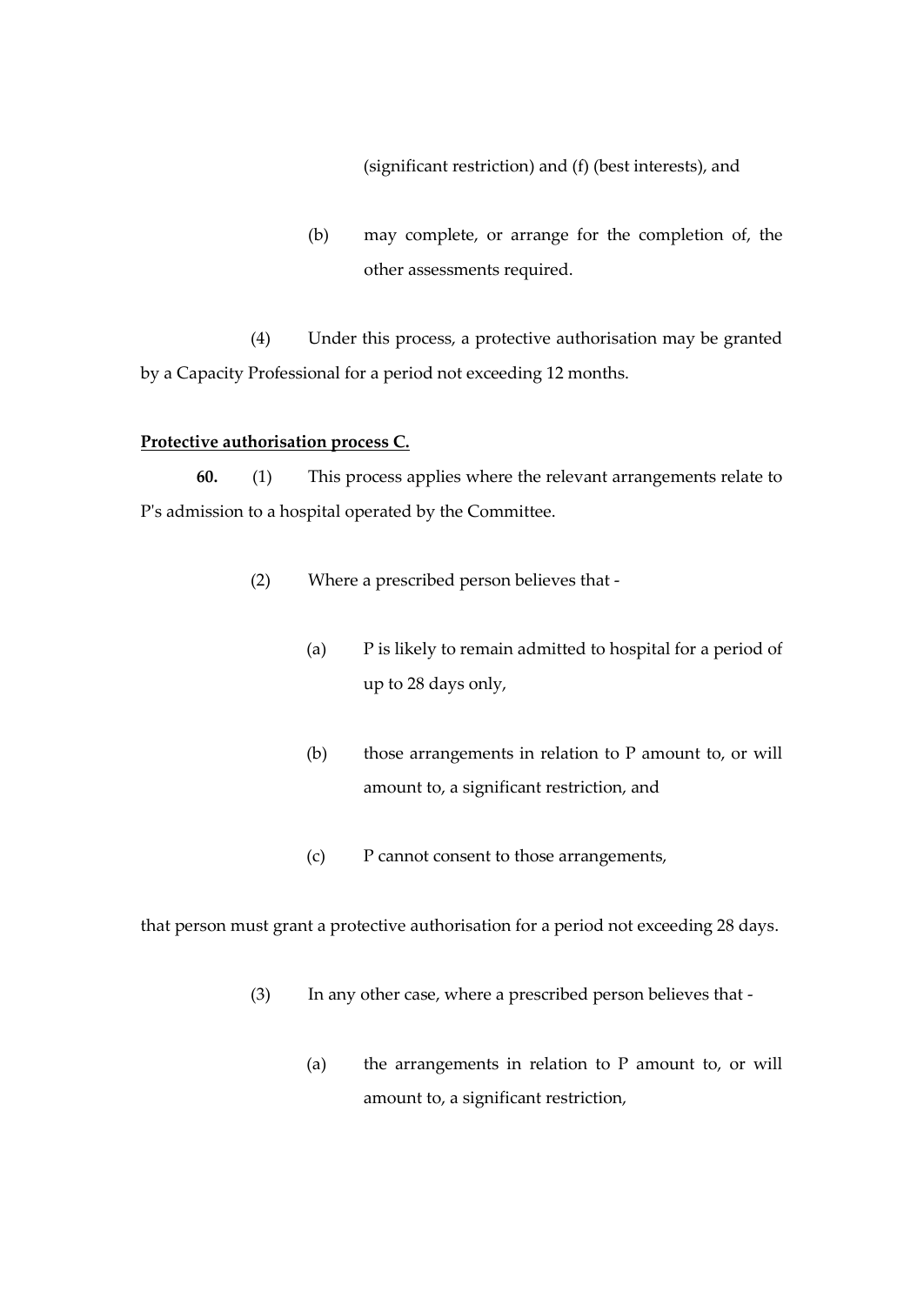(significant restriction) and (f) (best interests), and

(b) may complete, or arrange for the completion of, the other assessments required.

(4) Under this process, a protective authorisation may be granted by a Capacity Professional for a period not exceeding 12 months.

**Protective authorisation process C.**

**60.** (1) This process applies where the relevant arrangements relate to P's admission to a hospital operated by the Committee.

(2) Where a prescribed person believes that -

(a) P is likely to remain admitted to hospital for a period of up to 28 days only,

(b) those arrangements in relation to P amount to, or will amount to, a significant restriction, and

(c) P cannot consent to those arrangements,

that person must grant a protective authorisation for a period not exceeding 28 days.

(3) In any other case, where a prescribed person believes that -

(a) the arrangements in relation to P amount to, or will amount to, a significant restriction,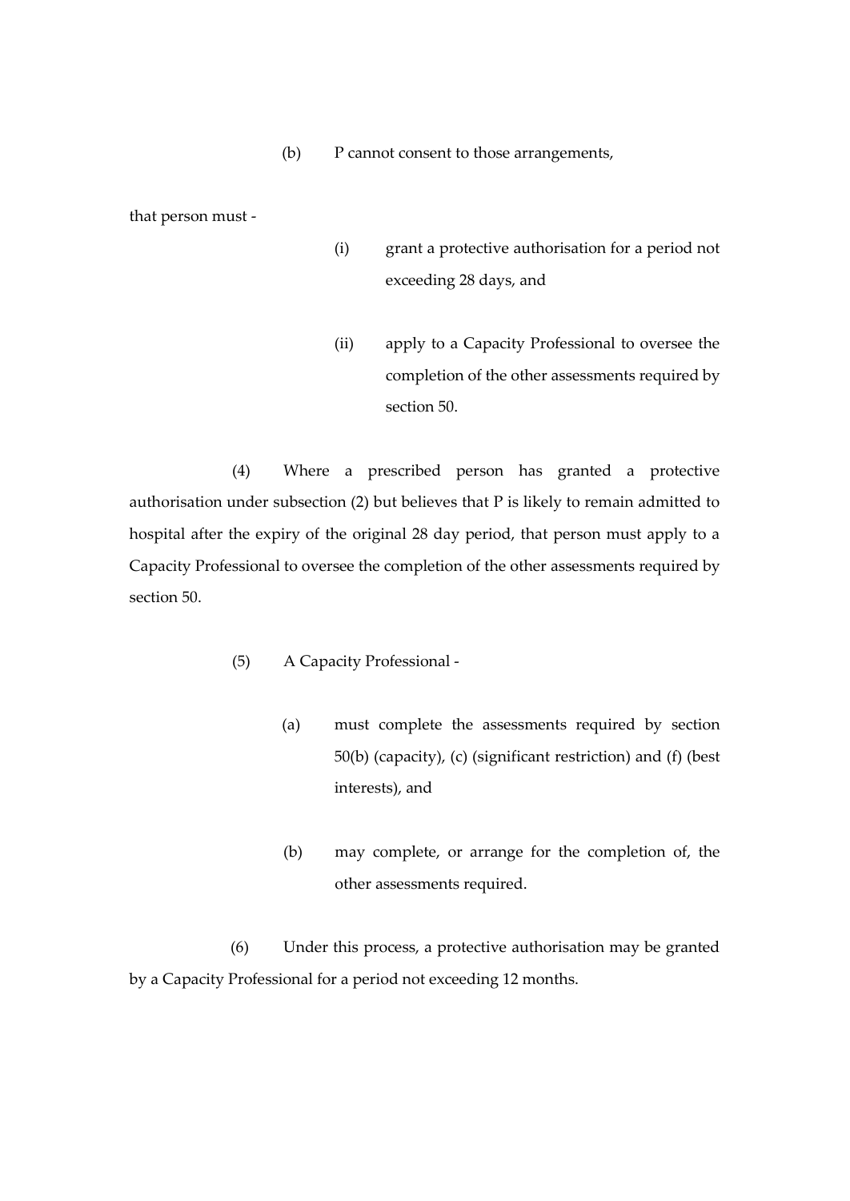(b) P cannot consent to those arrangements,

that person must -

(i) grant a protective authorisation for a period not exceeding 28 days, and

(ii) apply to a Capacity Professional to oversee the completion of the other assessments required by section 50.

(4) Where a prescribed person has granted a protective authorisation under subsection (2) but believes that P is likely to remain admitted to hospital after the expiry of the original 28 day period, that person must apply to a Capacity Professional to oversee the completion of the other assessments required by section 50.

(5) A Capacity Professional -

(a) must complete the assessments required by section 50(b) (capacity), (c) (significant restriction) and (f) (best interests), and

(b) may complete, or arrange for the completion of, the other assessments required.

(6) Under this process, a protective authorisation may be granted by a Capacity Professional for a period not exceeding 12 months.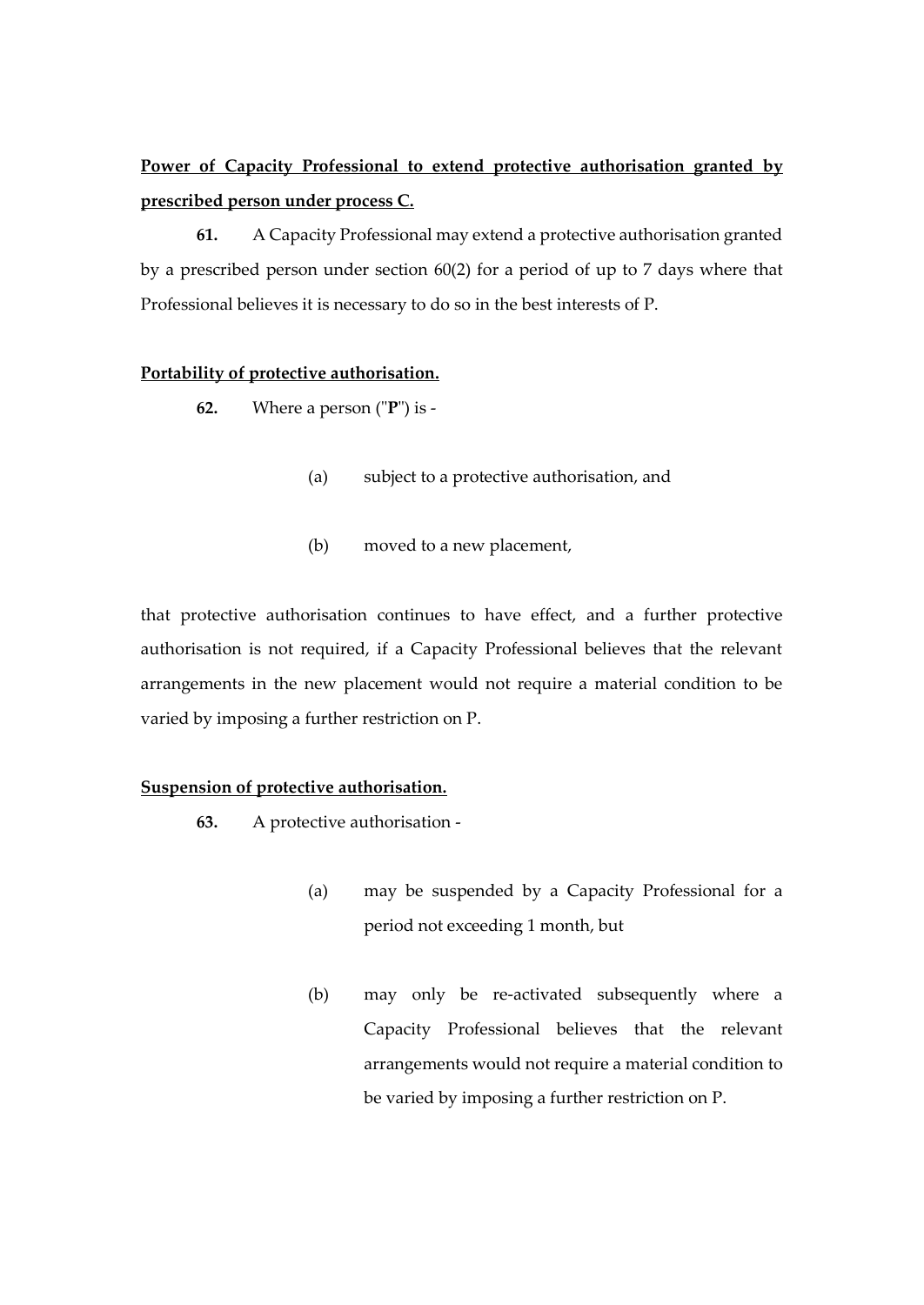**Power of Capacity Professional to extend protective authorisation granted by prescribed person under process C.**

**61.** A Capacity Professional may extend a protective authorisation granted by a prescribed person under section 60(2) for a period of up to 7 days where that Professional believes it is necessary to do so in the best interests of P.

**Portability of protective authorisation.**

**62.** Where a person ("**P**") is -

(a) subject to a protective authorisation, and

(b) moved to a new placement,

that protective authorisation continues to have effect, and a further protective authorisation is not required, if a Capacity Professional believes that the relevant arrangements in the new placement would not require a material condition to be varied by imposing a further restriction on P.

**Suspension of protective authorisation.**

**63.** A protective authorisation -

(a) may be suspended by a Capacity Professional for a period not exceeding 1 month, but

(b) may only be re-activated subsequently where a Capacity Professional believes that the relevant arrangements would not require a material condition to be varied by imposing a further restriction on P.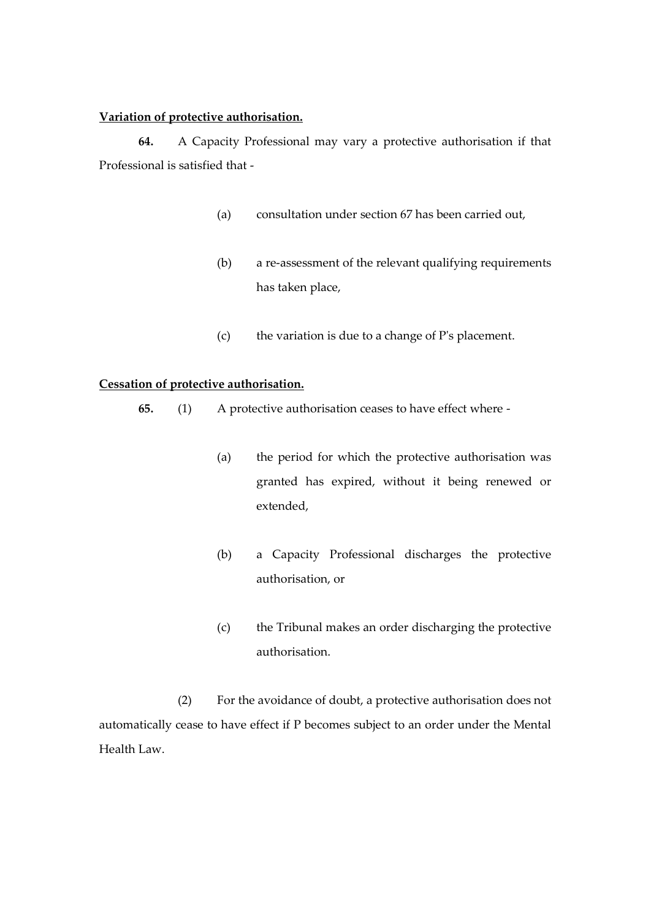**Variation of protective authorisation.**

**64.** A Capacity Professional may vary a protective authorisation if that Professional is satisfied that -

(a) consultation under section 67 has been carried out,

(b) a re-assessment of the relevant qualifying requirements has taken place,

(c) the variation is due to a change of P's placement.

**Cessation of protective authorisation.**

**65.** (1) A protective authorisation ceases to have effect where -

(a) the period for which the protective authorisation was granted has expired, without it being renewed or extended,

(b) a Capacity Professional discharges the protective authorisation, or

(c) the Tribunal makes an order discharging the protective authorisation.

(2) For the avoidance of doubt, a protective authorisation does not automatically cease to have effect if P becomes subject to an order under the Mental Health Law.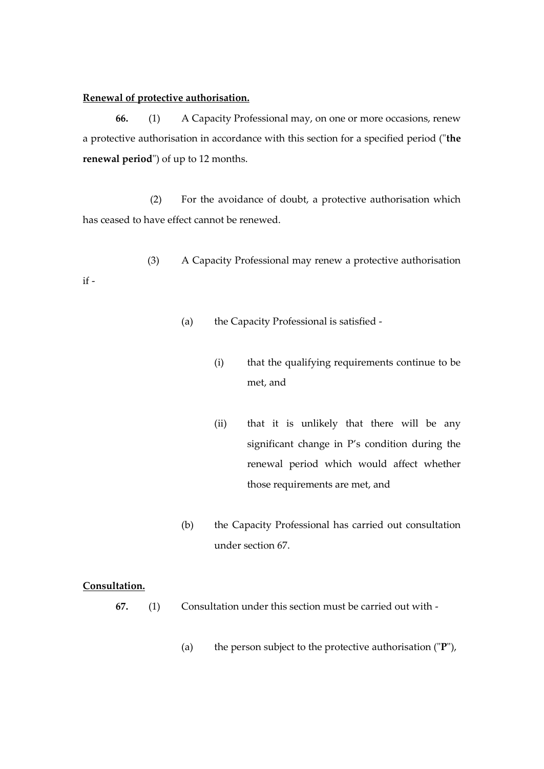**Renewal of protective authorisation.**

**66.** (1) A Capacity Professional may, on one or more occasions, renew a protective authorisation in accordance with this section for a specified period ("**the renewal period**") of up to 12 months.

(2) For the avoidance of doubt, a protective authorisation which has ceased to have effect cannot be renewed.

(3) A Capacity Professional may renew a protective authorisation if -

- (a) the Capacity Professional is satisfied -
  - (i) that the qualifying requirements continue to be met, and
  - (ii) that it is unlikely that there will be any significant change in P's condition during the renewal period which would affect whether those requirements are met, and
- (b) the Capacity Professional has carried out consultation under section 67.

**Consultation.**

**67.** (1) Consultation under this section must be carried out with -

- (a) the person subject to the protective authorisation ("**P**"),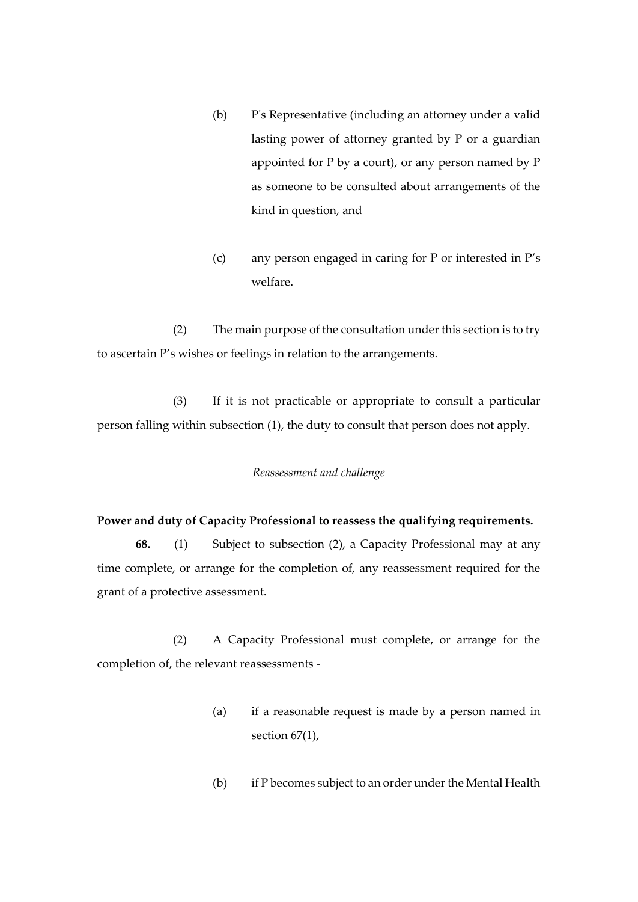(b) P's Representative (including an attorney under a valid lasting power of attorney granted by P or a guardian appointed for P by a court), or any person named by P as someone to be consulted about arrangements of the kind in question, and

(c) any person engaged in caring for P or interested in P's welfare.

(2) The main purpose of the consultation under this section is to try to ascertain P's wishes or feelings in relation to the arrangements.

(3) If it is not practicable or appropriate to consult a particular person falling within subsection (1), the duty to consult that person does not apply.

*Reassessment and challenge*

**Power and duty of Capacity Professional to reassess the qualifying requirements.**

**68.** (1) Subject to subsection (2), a Capacity Professional may at any time complete, or arrange for the completion of, any reassessment required for the grant of a protective assessment.

(2) A Capacity Professional must complete, or arrange for the completion of, the relevant reassessments -

(a) if a reasonable request is made by a person named in section 67(1),

(b) if P becomes subject to an order under the Mental Health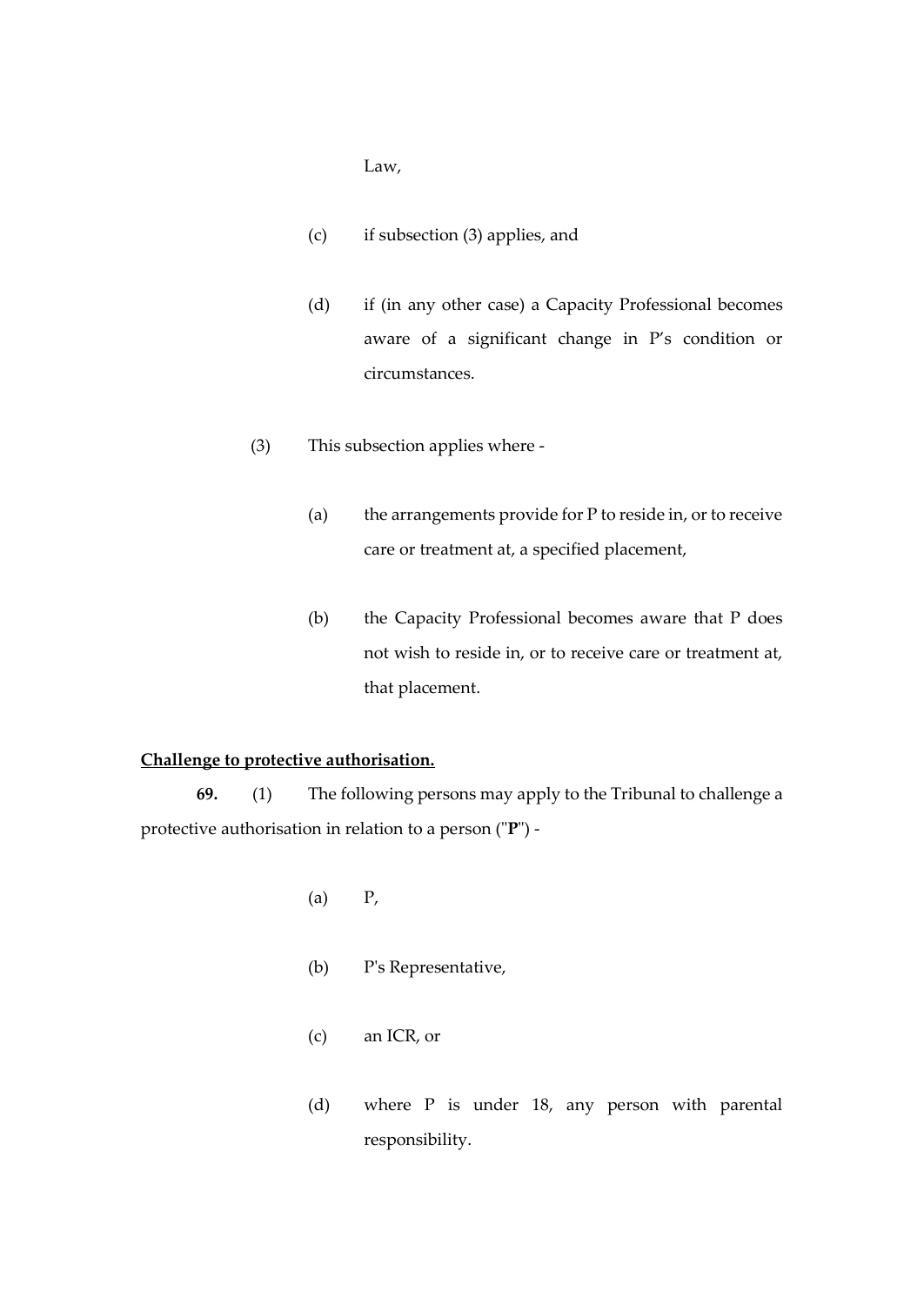Law,

(c) if subsection (3) applies, and

(d) if (in any other case) a Capacity Professional becomes aware of a significant change in P's condition or circumstances.

(3) This subsection applies where -

(a) the arrangements provide for P to reside in, or to receive care or treatment at, a specified placement,

(b) the Capacity Professional becomes aware that P does not wish to reside in, or to receive care or treatment at, that placement.

**Challenge to protective authorisation.**

**69.** (1) The following persons may apply to the Tribunal to challenge a protective authorisation in relation to a person ("**P**") -

(a) P,

(b) P's Representative,

(c) an ICR, or

(d) where P is under 18, any person with parental responsibility.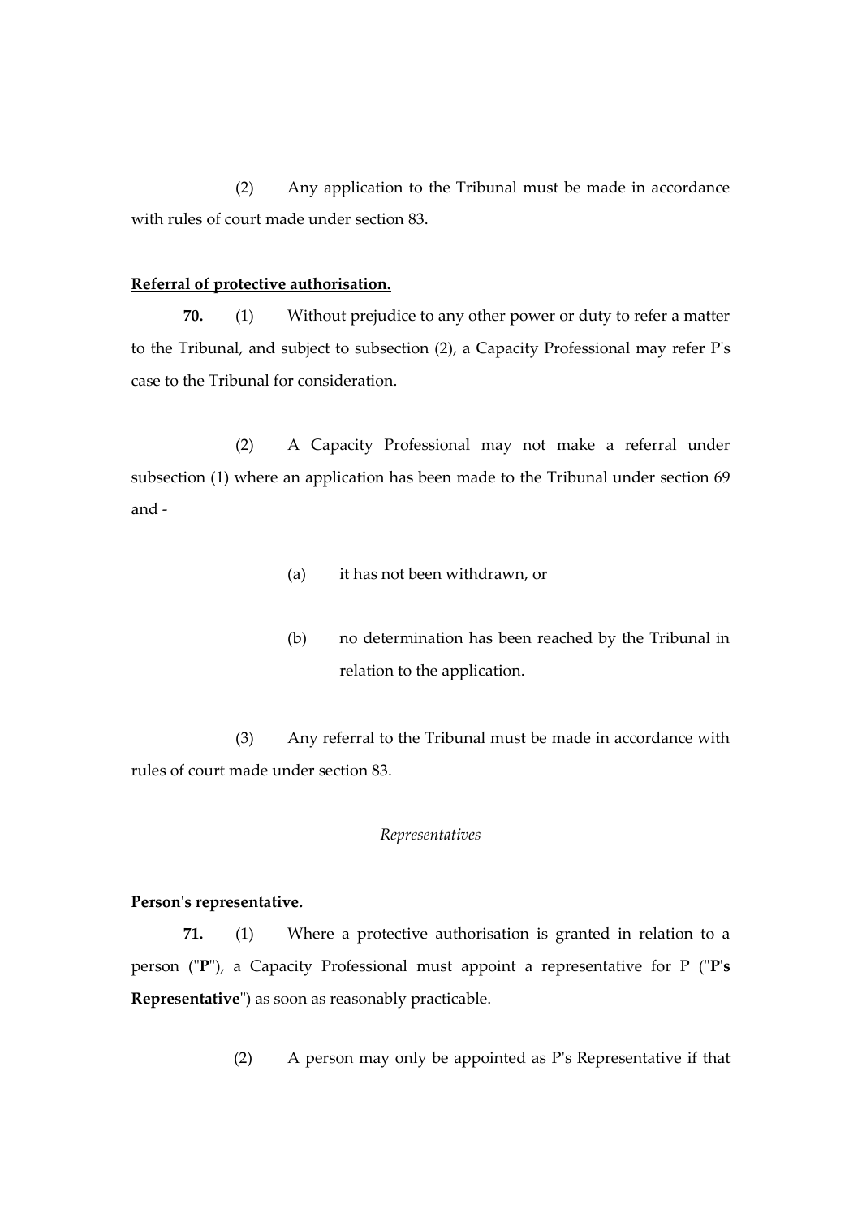(2) Any application to the Tribunal must be made in accordance with rules of court made under section 83.

**Referral of protective authorisation.**

**70.** (1) Without prejudice to any other power or duty to refer a matter to the Tribunal, and subject to subsection (2), a Capacity Professional may refer P's case to the Tribunal for consideration.

(2) A Capacity Professional may not make a referral under subsection (1) where an application has been made to the Tribunal under section 69 and -

(a) it has not been withdrawn, or

(b) no determination has been reached by the Tribunal in relation to the application.

(3) Any referral to the Tribunal must be made in accordance with rules of court made under section 83.

*Representatives*

**Person's representative.**

**71.** (1) Where a protective authorisation is granted in relation to a person ("**P**"), a Capacity Professional must appoint a representative for P ("**P's Representative**") as soon as reasonably practicable.

(2) A person may only be appointed as P's Representative if that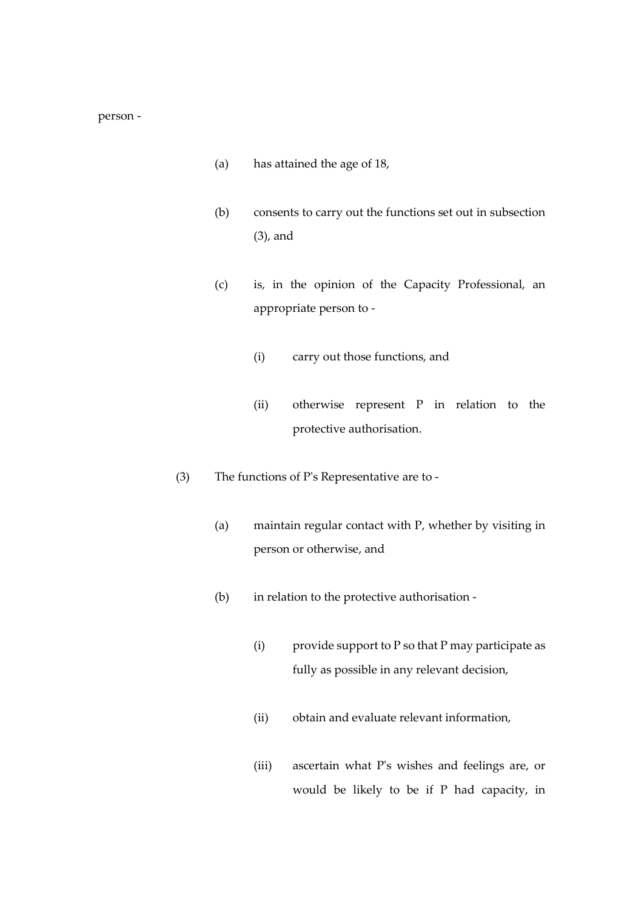person -

(a) has attained the age of 18,

(b) consents to carry out the functions set out in subsection (3), and

(c) is, in the opinion of the Capacity Professional, an appropriate person to -

(i) carry out those functions, and

(ii) otherwise represent P in relation to the protective authorisation.

(3) The functions of P's Representative are to -

(a) maintain regular contact with P, whether by visiting in person or otherwise, and

(b) in relation to the protective authorisation -

(i) provide support to P so that P may participate as fully as possible in any relevant decision,

(ii) obtain and evaluate relevant information,

(iii) ascertain what P's wishes and feelings are, or would be likely to be if P had capacity, in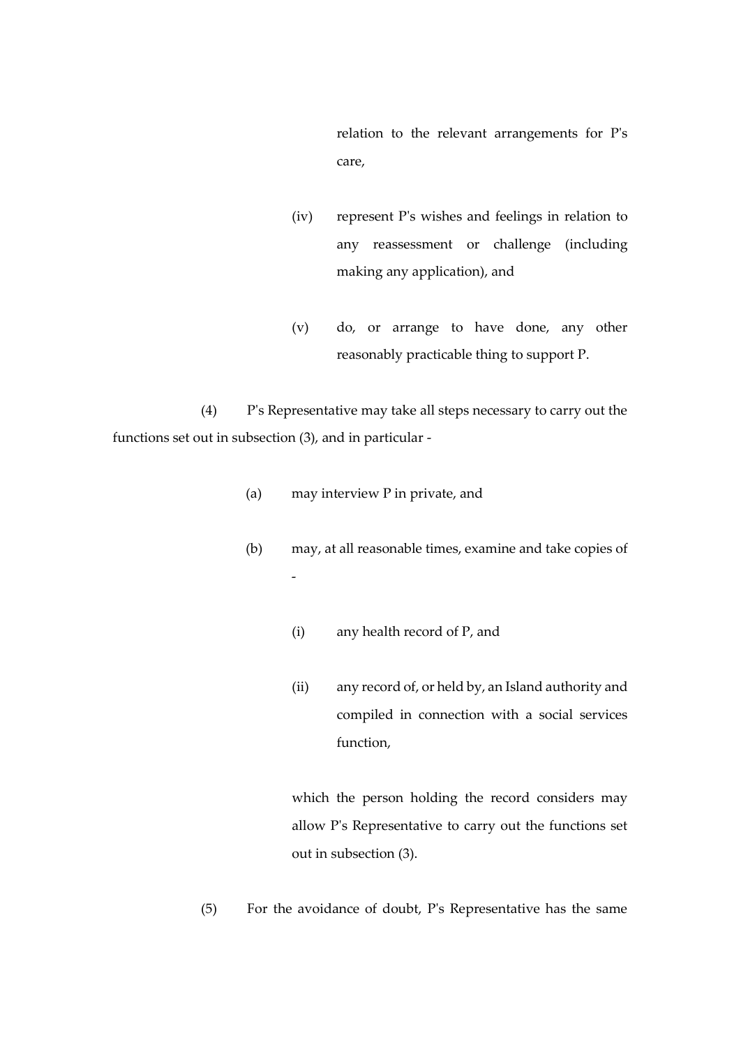relation to the relevant arrangements for P's care,

(iv) represent P's wishes and feelings in relation to any reassessment or challenge (including making any application), and

(v) do, or arrange to have done, any other reasonably practicable thing to support P.

(4) P's Representative may take all steps necessary to carry out the functions set out in subsection (3), and in particular -

(a) may interview P in private, and

(b) may, at all reasonable times, examine and take copies of -

(i) any health record of P, and

(ii) any record of, or held by, an Island authority and compiled in connection with a social services function,

which the person holding the record considers may allow P's Representative to carry out the functions set out in subsection (3).

(5) For the avoidance of doubt, P's Representative has the same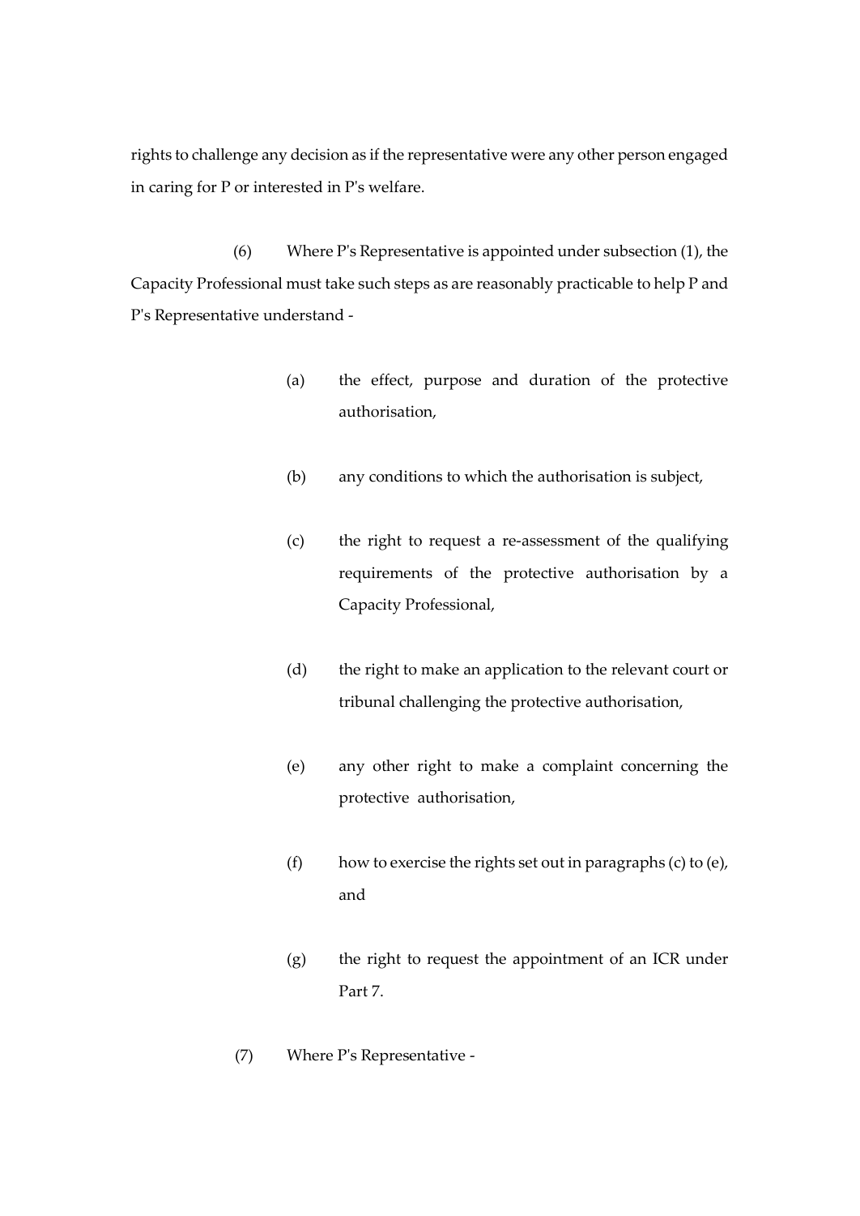rights to challenge any decision as if the representative were any other person engaged in caring for P or interested in P's welfare.

(6) Where P's Representative is appointed under subsection (1), the Capacity Professional must take such steps as are reasonably practicable to help P and P's Representative understand -

(a) the effect, purpose and duration of the protective authorisation,

(b) any conditions to which the authorisation is subject,

(c) the right to request a re-assessment of the qualifying requirements of the protective authorisation by a Capacity Professional,

(d) the right to make an application to the relevant court or tribunal challenging the protective authorisation,

(e) any other right to make a complaint concerning the protective authorisation,

(f) how to exercise the rights set out in paragraphs (c) to (e), and

(g) the right to request the appointment of an ICR under Part 7.

(7) Where P's Representative -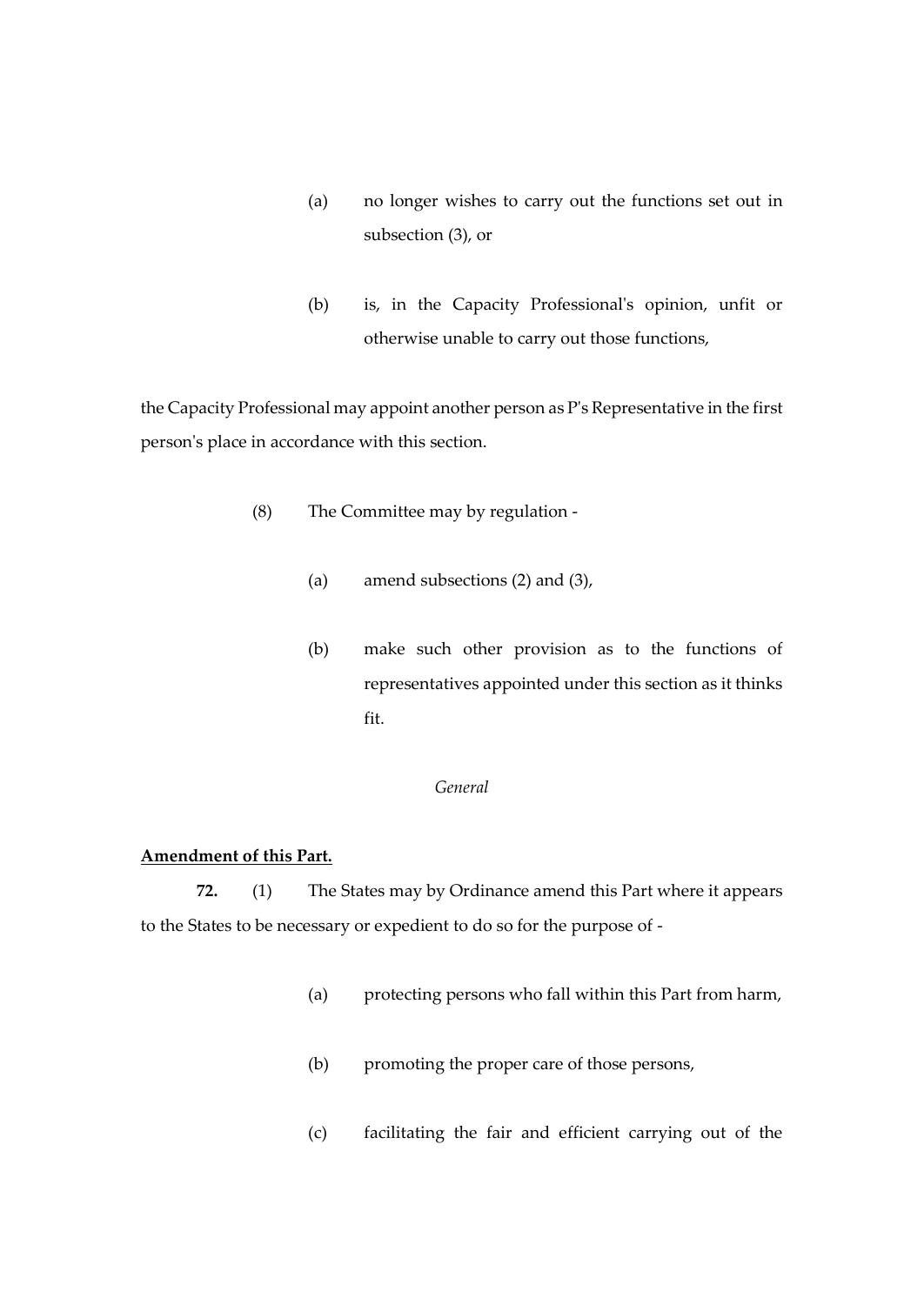(a) no longer wishes to carry out the functions set out in subsection (3), or

(b) is, in the Capacity Professional's opinion, unfit or otherwise unable to carry out those functions,

the Capacity Professional may appoint another person as P's Representative in the first person's place in accordance with this section.

(8) The Committee may by regulation -

(a) amend subsections (2) and (3),

(b) make such other provision as to the functions of representatives appointed under this section as it thinks fit.

*General*

**Amendment of this Part.**

**72.** (1) The States may by Ordinance amend this Part where it appears to the States to be necessary or expedient to do so for the purpose of -

(a) protecting persons who fall within this Part from harm,

(b) promoting the proper care of those persons,

(c) facilitating the fair and efficient carrying out of the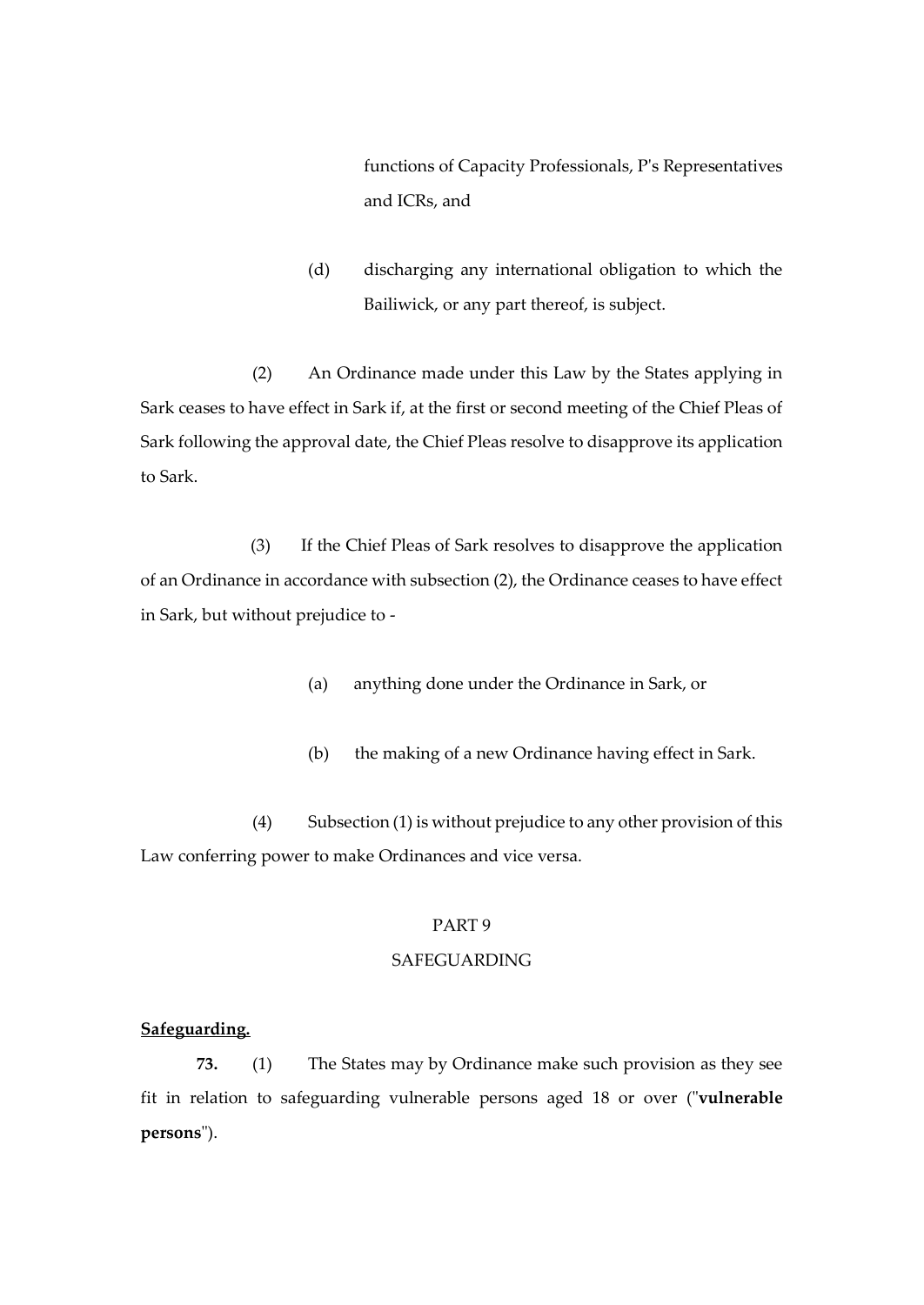functions of Capacity Professionals, P's Representatives and ICRs, and

(d) discharging any international obligation to which the Bailiwick, or any part thereof, is subject.

(2) An Ordinance made under this Law by the States applying in Sark ceases to have effect in Sark if, at the first or second meeting of the Chief Pleas of Sark following the approval date, the Chief Pleas resolve to disapprove its application to Sark.

(3) If the Chief Pleas of Sark resolves to disapprove the application of an Ordinance in accordance with subsection (2), the Ordinance ceases to have effect in Sark, but without prejudice to -

(a) anything done under the Ordinance in Sark, or

(b) the making of a new Ordinance having effect in Sark.

(4) Subsection (1) is without prejudice to any other provision of this Law conferring power to make Ordinances and vice versa.

## PART 9

## SAFEGUARDING

**Safeguarding.**

**73.** (1) The States may by Ordinance make such provision as they see fit in relation to safeguarding vulnerable persons aged 18 or over ("**vulnerable persons**").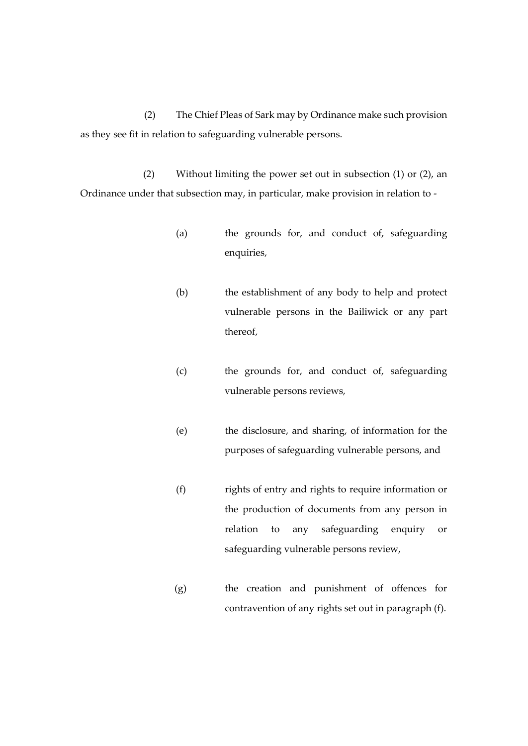(2) The Chief Pleas of Sark may by Ordinance make such provision as they see fit in relation to safeguarding vulnerable persons.

(2) Without limiting the power set out in subsection (1) or (2), an Ordinance under that subsection may, in particular, make provision in relation to -

(a) the grounds for, and conduct of, safeguarding enquiries,

(b) the establishment of any body to help and protect vulnerable persons in the Bailiwick or any part thereof,

(c) the grounds for, and conduct of, safeguarding vulnerable persons reviews,

(e) the disclosure, and sharing, of information for the purposes of safeguarding vulnerable persons, and

(f) rights of entry and rights to require information or the production of documents from any person in relation to any safeguarding enquiry or safeguarding vulnerable persons review,

(g) the creation and punishment of offences for contravention of any rights set out in paragraph (f).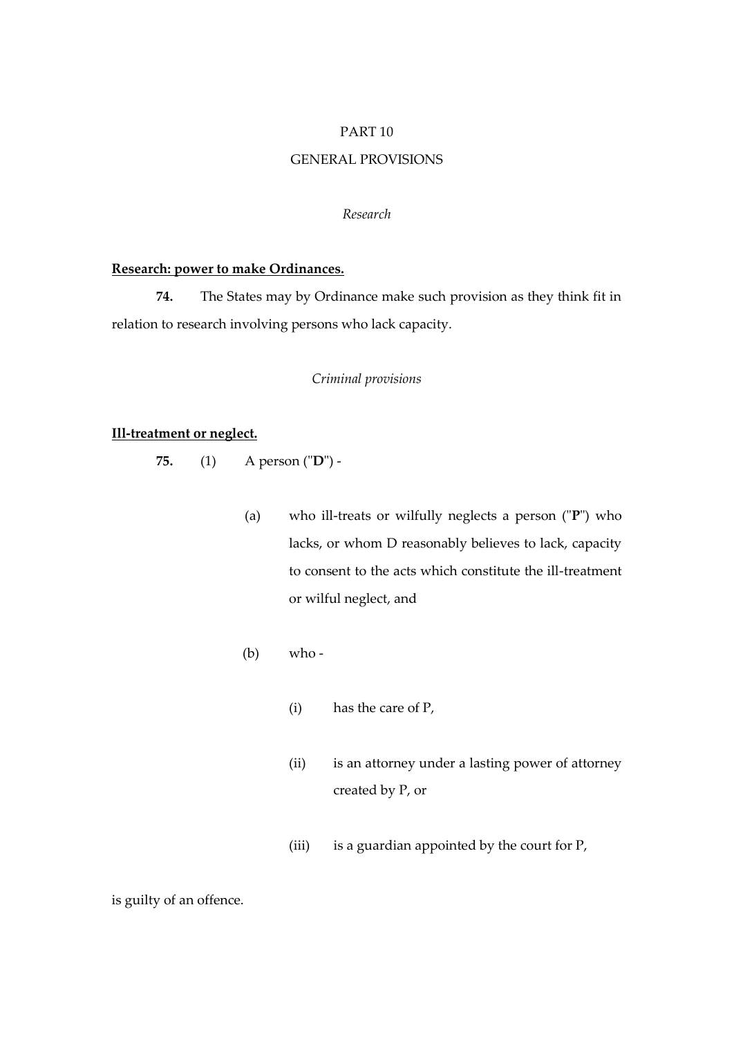PART 10

GENERAL PROVISIONS

*Research*

**Research: power to make Ordinances.**

**74.** The States may by Ordinance make such provision as they think fit in relation to research involving persons who lack capacity.

*Criminal provisions*

**Ill-treatment or neglect.**

**75.** (1) A person ("**D**") -

(a) who ill-treats or wilfully neglects a person ("**P**") who lacks, or whom D reasonably believes to lack, capacity to consent to the acts which constitute the ill-treatment or wilful neglect, and

(b) who -

(i) has the care of P,

(ii) is an attorney under a lasting power of attorney created by P, or

(iii) is a guardian appointed by the court for P,

is guilty of an offence.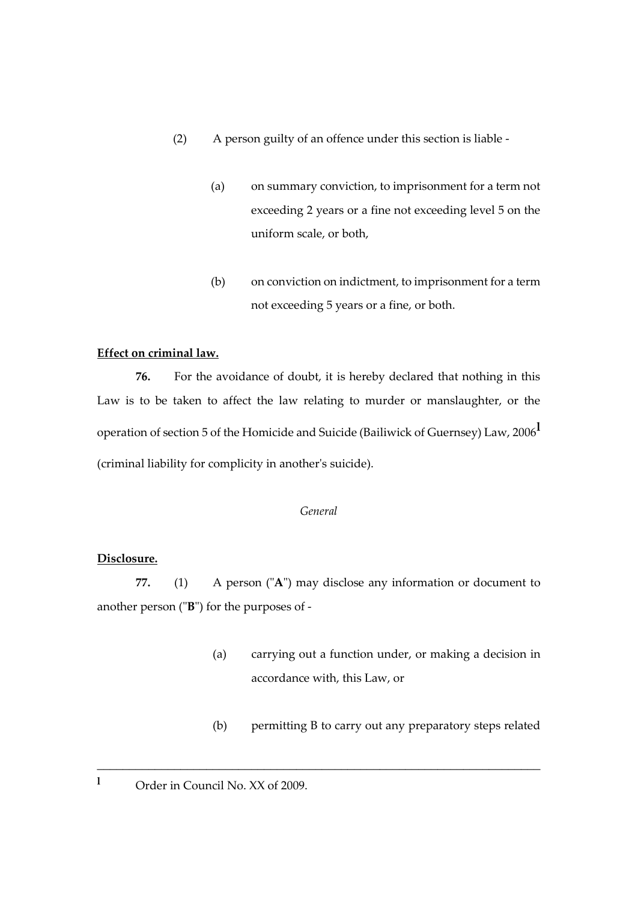(2) A person guilty of an offence under this section is liable -

(a) on summary conviction, to imprisonment for a term not exceeding 2 years or a fine not exceeding level 5 on the uniform scale, or both,

(b) on conviction on indictment, to imprisonment for a term not exceeding 5 years or a fine, or both.

**Effect on criminal law.**

**76.** For the avoidance of doubt, it is hereby declared that nothing in this Law is to be taken to affect the law relating to murder or manslaughter, or the operation of section 5 of the Homicide and Suicide (Bailiwick of Guernsey) Law, 2006[l] (criminal liability for complicity in another's suicide).

*General*

**Disclosure.**

**77.** (1) A person ("**A**") may disclose any information or document to another person ("**B**") for the purposes of -

(a) carrying out a function under, or making a decision in accordance with, this Law, or

(b) permitting B to carry out any preparatory steps related

---

[l] Order in Council No. XX of 2009.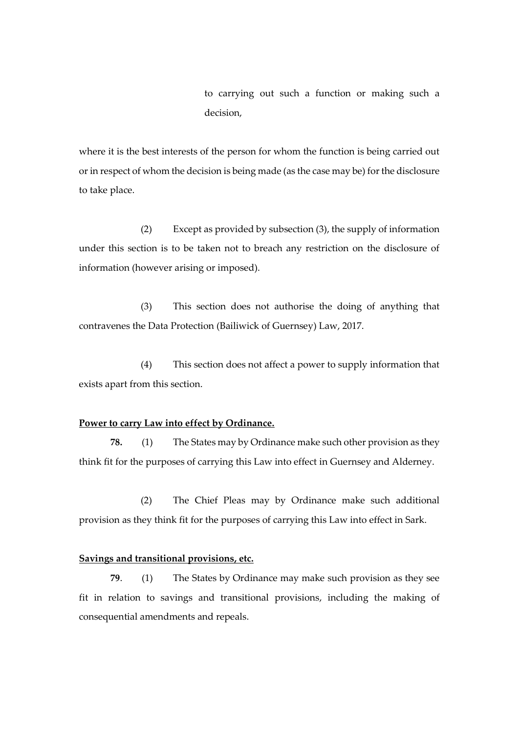to carrying out such a function or making such a decision,

where it is the best interests of the person for whom the function is being carried out or in respect of whom the decision is being made (as the case may be) for the disclosure to take place.

(2) Except as provided by subsection (3), the supply of information under this section is to be taken not to breach any restriction on the disclosure of information (however arising or imposed).

(3) This section does not authorise the doing of anything that contravenes the Data Protection (Bailiwick of Guernsey) Law, 2017.

(4) This section does not affect a power to supply information that exists apart from this section.

**Power to carry Law into effect by Ordinance.**

**78.** (1) The States may by Ordinance make such other provision as they think fit for the purposes of carrying this Law into effect in Guernsey and Alderney.

(2) The Chief Pleas may by Ordinance make such additional provision as they think fit for the purposes of carrying this Law into effect in Sark.

**Savings and transitional provisions, etc.**

**79**. (1) The States by Ordinance may make such provision as they see fit in relation to savings and transitional provisions, including the making of consequential amendments and repeals.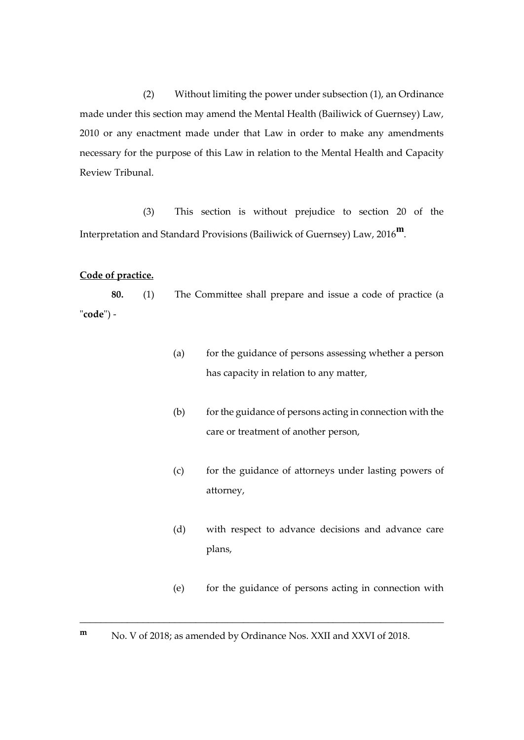(2) Without limiting the power under subsection (1), an Ordinance made under this section may amend the Mental Health (Bailiwick of Guernsey) Law, 2010 or any enactment made under that Law in order to make any amendments necessary for the purpose of this Law in relation to the Mental Health and Capacity Review Tribunal.

(3) This section is without prejudice to section 20 of the Interpretation and Standard Provisions (Bailiwick of Guernsey) Law, 2016[m].

**Code of practice.**

**80.** (1) The Committee shall prepare and issue a code of practice (a "**code**") -

(a) for the guidance of persons assessing whether a person has capacity in relation to any matter,

(b) for the guidance of persons acting in connection with the care or treatment of another person,

(c) for the guidance of attorneys under lasting powers of attorney,

(d) with respect to advance decisions and advance care plans,

(e) for the guidance of persons acting in connection with

---

m No. V of 2018; as amended by Ordinance Nos. XXII and XXVI of 2018.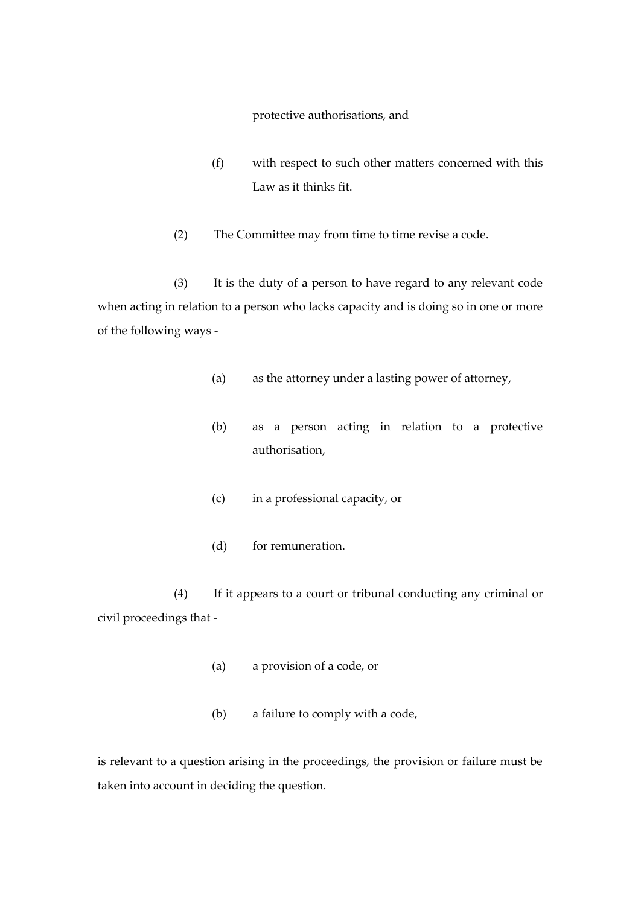protective authorisations, and

(f) with respect to such other matters concerned with this Law as it thinks fit.

(2) The Committee may from time to time revise a code.

(3) It is the duty of a person to have regard to any relevant code when acting in relation to a person who lacks capacity and is doing so in one or more of the following ways -

(a) as the attorney under a lasting power of attorney,

(b) as a person acting in relation to a protective authorisation,

(c) in a professional capacity, or

(d) for remuneration.

(4) If it appears to a court or tribunal conducting any criminal or civil proceedings that -

(a) a provision of a code, or

(b) a failure to comply with a code,

is relevant to a question arising in the proceedings, the provision or failure must be taken into account in deciding the question.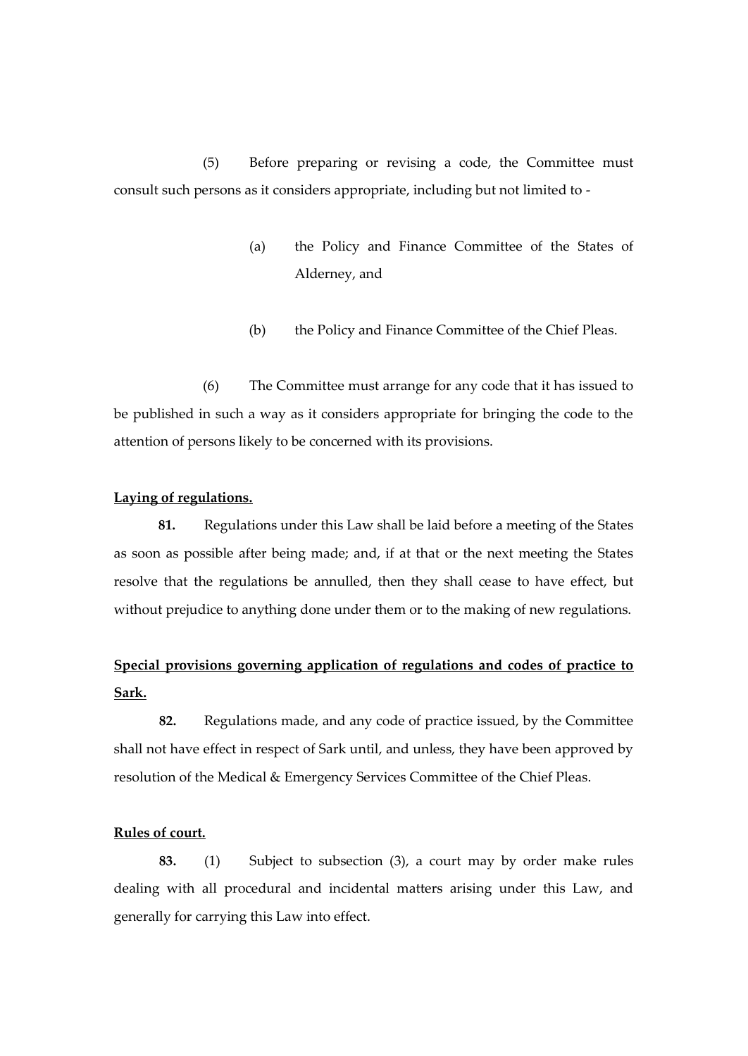(5) Before preparing or revising a code, the Committee must consult such persons as it considers appropriate, including but not limited to -

(a) the Policy and Finance Committee of the States of Alderney, and

(b) the Policy and Finance Committee of the Chief Pleas.

(6) The Committee must arrange for any code that it has issued to be published in such a way as it considers appropriate for bringing the code to the attention of persons likely to be concerned with its provisions.

**Laying of regulations.**

**81.** Regulations under this Law shall be laid before a meeting of the States as soon as possible after being made; and, if at that or the next meeting the States resolve that the regulations be annulled, then they shall cease to have effect, but without prejudice to anything done under them or to the making of new regulations.

**Special provisions governing application of regulations and codes of practice to Sark.**

**82.** Regulations made, and any code of practice issued, by the Committee shall not have effect in respect of Sark until, and unless, they have been approved by resolution of the Medical & Emergency Services Committee of the Chief Pleas.

**Rules of court.**

**83.** (1) Subject to subsection (3), a court may by order make rules dealing with all procedural and incidental matters arising under this Law, and generally for carrying this Law into effect.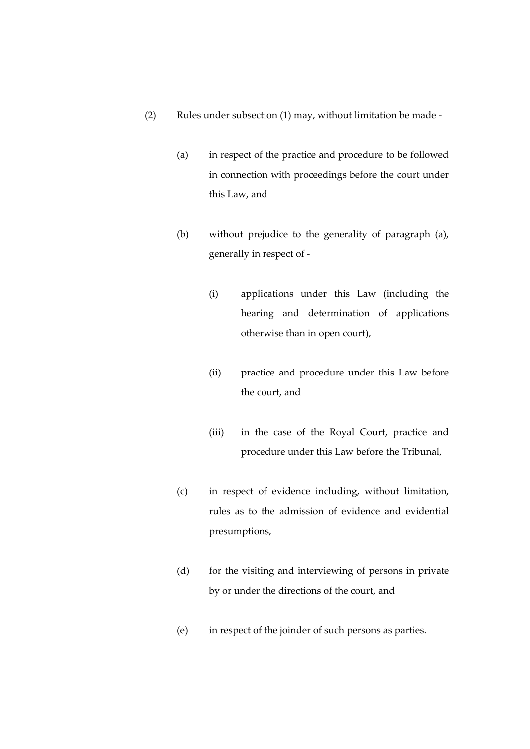(2) Rules under subsection (1) may, without limitation be made -

(a) in respect of the practice and procedure to be followed in connection with proceedings before the court under this Law, and

(b) without prejudice to the generality of paragraph (a), generally in respect of -

(i) applications under this Law (including the hearing and determination of applications otherwise than in open court),

(ii) practice and procedure under this Law before the court, and

(iii) in the case of the Royal Court, practice and procedure under this Law before the Tribunal,

(c) in respect of evidence including, without limitation, rules as to the admission of evidence and evidential presumptions,

(d) for the visiting and interviewing of persons in private by or under the directions of the court, and

(e) in respect of the joinder of such persons as parties.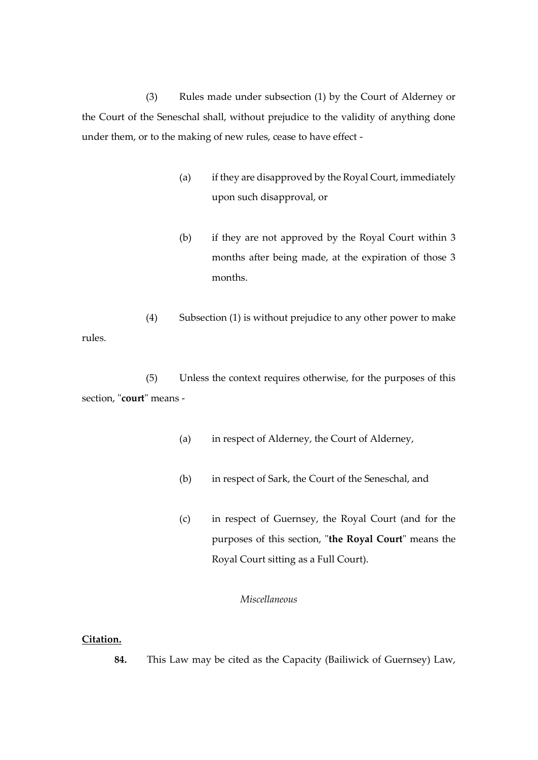(3) Rules made under subsection (1) by the Court of Alderney or the Court of the Seneschal shall, without prejudice to the validity of anything done under them, or to the making of new rules, cease to have effect -

(a) if they are disapproved by the Royal Court, immediately upon such disapproval, or

(b) if they are not approved by the Royal Court within 3 months after being made, at the expiration of those 3 months.

(4) Subsection (1) is without prejudice to any other power to make rules.

(5) Unless the context requires otherwise, for the purposes of this section, "**court**" means -

(a) in respect of Alderney, the Court of Alderney,

(b) in respect of Sark, the Court of the Seneschal, and

(c) in respect of Guernsey, the Royal Court (and for the purposes of this section, "**the Royal Court**" means the Royal Court sitting as a Full Court).

*Miscellaneous*

**Citation.**

**84.** This Law may be cited as the Capacity (Bailiwick of Guernsey) Law,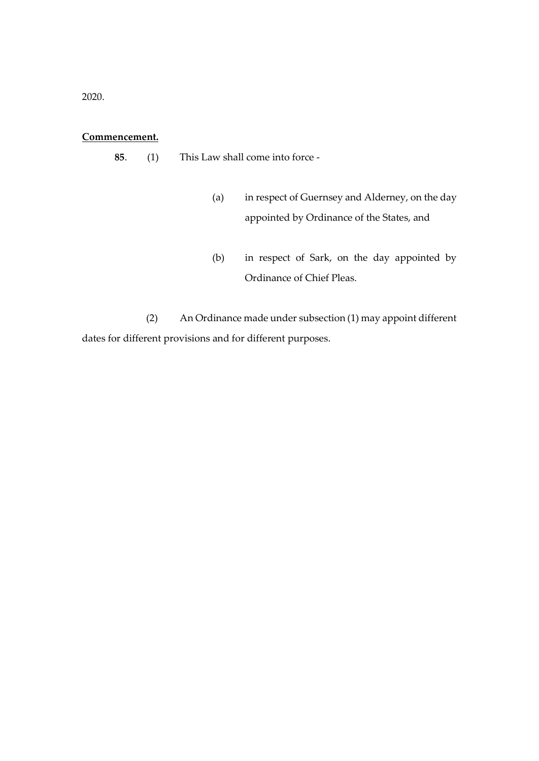2020.

**Commencement.**

**85**. (1) This Law shall come into force -

(a) in respect of Guernsey and Alderney, on the day appointed by Ordinance of the States, and

(b) in respect of Sark, on the day appointed by Ordinance of Chief Pleas.

(2) An Ordinance made under subsection (1) may appoint different dates for different provisions and for different purposes.